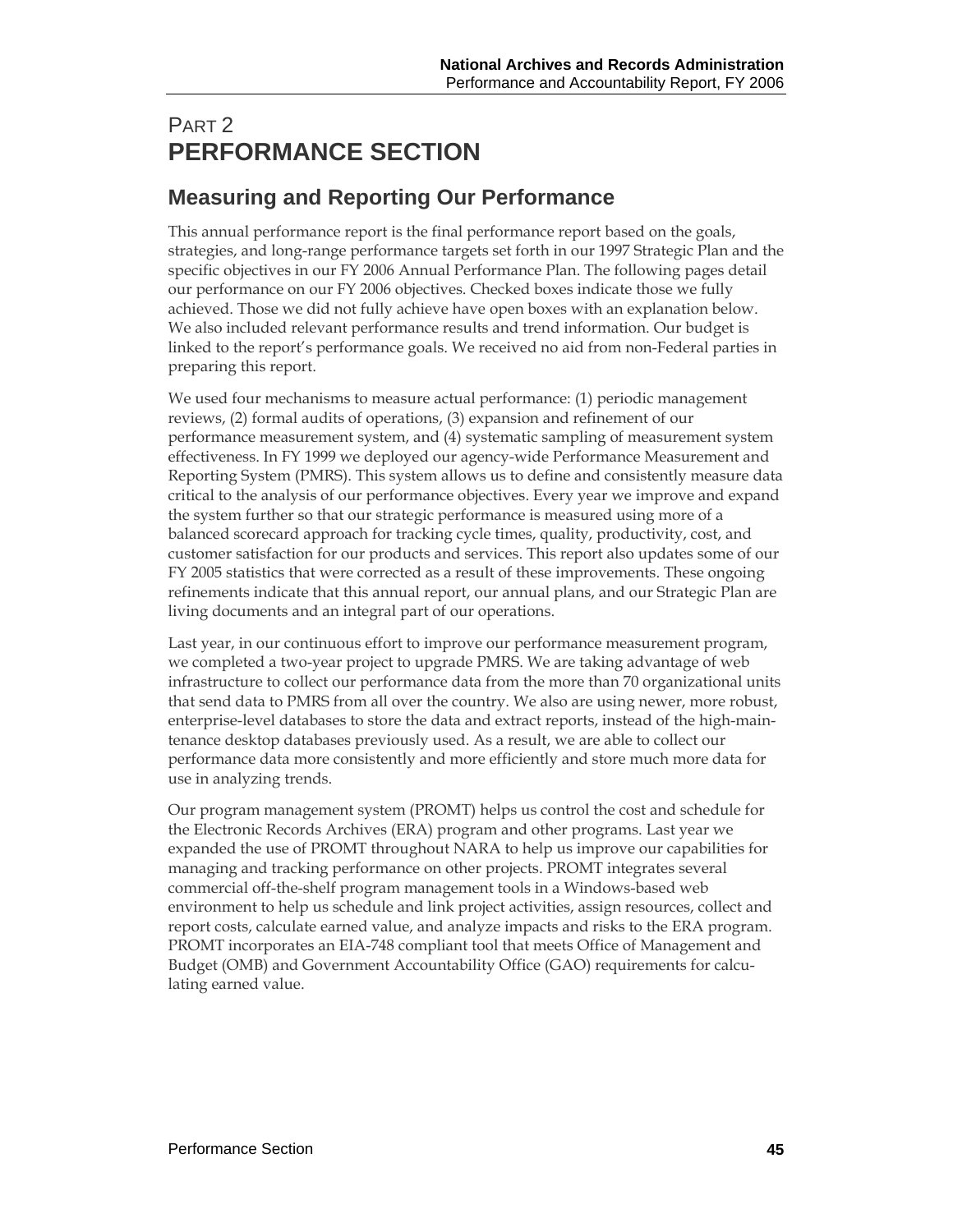# PART 2
# PERFORMANCE SECTION

## Measuring and Reporting Our Performance

This annual performance report is the final performance report based on the goals, strategies, and long-range performance targets set forth in our 1997 Strategic Plan and the specific objectives in our FY 2006 Annual Performance Plan. The following pages detail our performance on our FY 2006 objectives. Checked boxes indicate those we fully achieved. Those we did not fully achieve have open boxes with an explanation below. We also included relevant performance results and trend information. Our budget is linked to the report's performance goals. We received no aid from non-Federal parties in preparing this report.

We used four mechanisms to measure actual performance: (1) periodic management reviews, (2) formal audits of operations, (3) expansion and refinement of our performance measurement system, and (4) systematic sampling of measurement system effectiveness. In FY 1999 we deployed our agency-wide Performance Measurement and Reporting System (PMRS). This system allows us to define and consistently measure data critical to the analysis of our performance objectives. Every year we improve and expand the system further so that our strategic performance is measured using more of a balanced scorecard approach for tracking cycle times, quality, productivity, cost, and customer satisfaction for our products and services. This report also updates some of our FY 2005 statistics that were corrected as a result of these improvements. These ongoing refinements indicate that this annual report, our annual plans, and our Strategic Plan are living documents and an integral part of our operations.

Last year, in our continuous effort to improve our performance measurement program, we completed a two-year project to upgrade PMRS. We are taking advantage of web infrastructure to collect our performance data from the more than 70 organizational units that send data to PMRS from all over the country. We also are using newer, more robust, enterprise-level databases to store the data and extract reports, instead of the high-maintenance desktop databases previously used. As a result, we are able to collect our performance data more consistently and more efficiently and store much more data for use in analyzing trends.

Our program management system (PROMT) helps us control the cost and schedule for the Electronic Records Archives (ERA) program and other programs. Last year we expanded the use of PROMT throughout NARA to help us improve our capabilities for managing and tracking performance on other projects. PROMT integrates several commercial off-the-shelf program management tools in a Windows-based web environment to help us schedule and link project activities, assign resources, collect and report costs, calculate earned value, and analyze impacts and risks to the ERA program. PROMT incorporates an EIA-748 compliant tool that meets Office of Management and Budget (OMB) and Government Accountability Office (GAO) requirements for calculating earned value.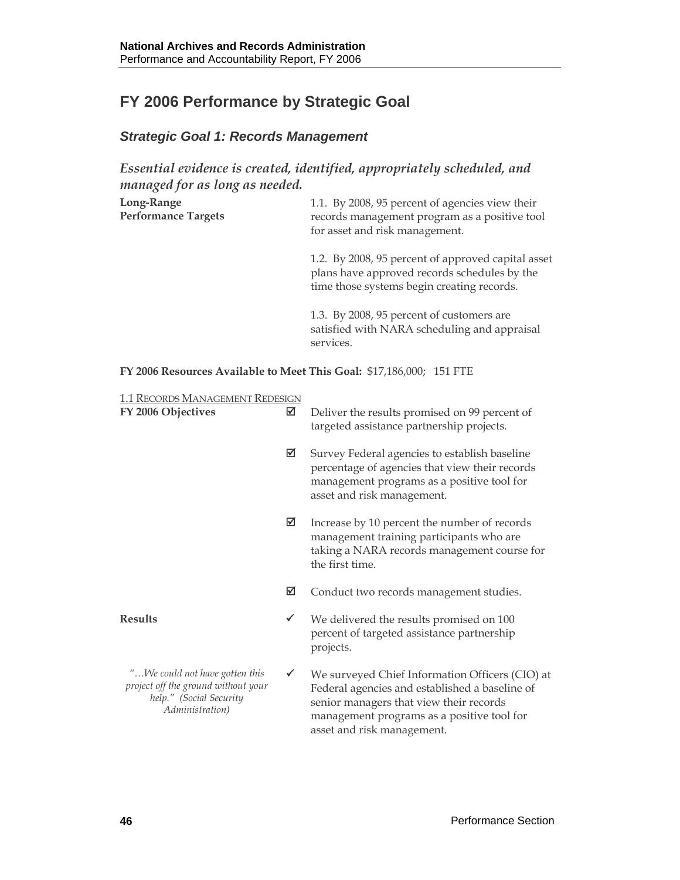## FY 2006 Performance by Strategic Goal

### *Strategic Goal 1: Records Management*

***Essential evidence is created, identified, appropriately scheduled, and managed for as long as needed.***

**Long-Range Performance Targets**

1.1. By 2008, 95 percent of agencies view their records management program as a positive tool for asset and risk management.

1.2. By 2008, 95 percent of approved capital asset plans have approved records schedules by the time those systems begin creating records.

1.3. By 2008, 95 percent of customers are satisfied with NARA scheduling and appraisal services.

**FY 2006 Resources Available to Meet This Goal:** $17,186,000; 151 FTE

1.1 RECORDS MANAGEMENT REDESIGN

**FY 2006 Objectives**

☑ Deliver the results promised on 99 percent of targeted assistance partnership projects.

☑ Survey Federal agencies to establish baseline percentage of agencies that view their records management programs as a positive tool for asset and risk management.

☑ Increase by 10 percent the number of records management training participants who are taking a NARA records management course for the first time.

☑ Conduct two records management studies.

**Results**

✓ We delivered the results promised on 100 percent of targeted assistance partnership projects.

✓ We surveyed Chief Information Officers (CIO) at Federal agencies and established a baseline of senior managers that view their records management programs as a positive tool for asset and risk management.

*"…We could not have gotten this project off the ground without your help." (Social Security Administration)*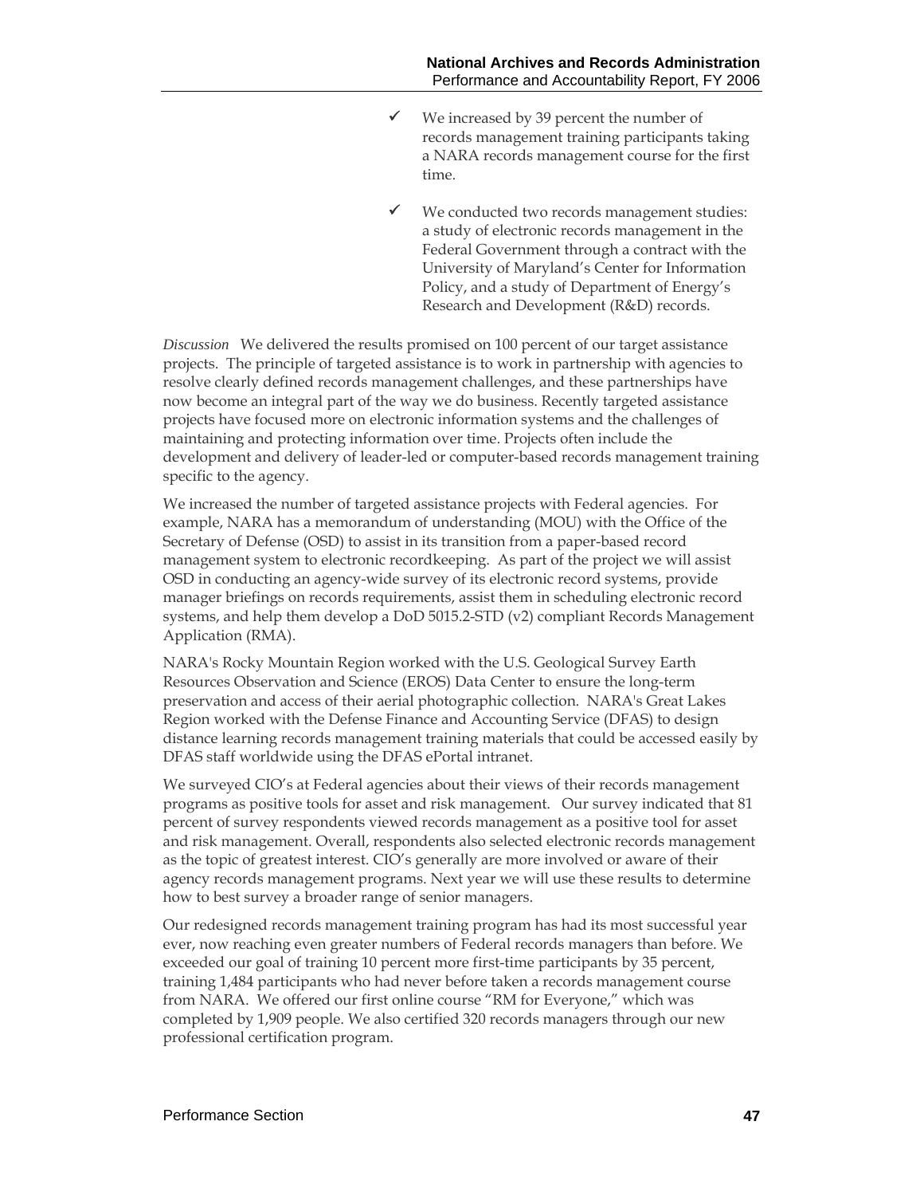- ✓ We increased by 39 percent the number of records management training participants taking a NARA records management course for the first time.

- ✓ We conducted two records management studies: a study of electronic records management in the Federal Government through a contract with the University of Maryland's Center for Information Policy, and a study of Department of Energy's Research and Development (R&D) records.

*Discussion* We delivered the results promised on 100 percent of our target assistance projects. The principle of targeted assistance is to work in partnership with agencies to resolve clearly defined records management challenges, and these partnerships have now become an integral part of the way we do business. Recently targeted assistance projects have focused more on electronic information systems and the challenges of maintaining and protecting information over time. Projects often include the development and delivery of leader-led or computer-based records management training specific to the agency.

We increased the number of targeted assistance projects with Federal agencies. For example, NARA has a memorandum of understanding (MOU) with the Office of the Secretary of Defense (OSD) to assist in its transition from a paper-based record management system to electronic recordkeeping. As part of the project we will assist OSD in conducting an agency-wide survey of its electronic record systems, provide manager briefings on records requirements, assist them in scheduling electronic record systems, and help them develop a DoD 5015.2-STD (v2) compliant Records Management Application (RMA).

NARA's Rocky Mountain Region worked with the U.S. Geological Survey Earth Resources Observation and Science (EROS) Data Center to ensure the long-term preservation and access of their aerial photographic collection. NARA's Great Lakes Region worked with the Defense Finance and Accounting Service (DFAS) to design distance learning records management training materials that could be accessed easily by DFAS staff worldwide using the DFAS ePortal intranet.

We surveyed CIO's at Federal agencies about their views of their records management programs as positive tools for asset and risk management. Our survey indicated that 81 percent of survey respondents viewed records management as a positive tool for asset and risk management. Overall, respondents also selected electronic records management as the topic of greatest interest. CIO's generally are more involved or aware of their agency records management programs. Next year we will use these results to determine how to best survey a broader range of senior managers.

Our redesigned records management training program has had its most successful year ever, now reaching even greater numbers of Federal records managers than before. We exceeded our goal of training 10 percent more first-time participants by 35 percent, training 1,484 participants who had never before taken a records management course from NARA. We offered our first online course "RM for Everyone," which was completed by 1,909 people. We also certified 320 records managers through our new professional certification program.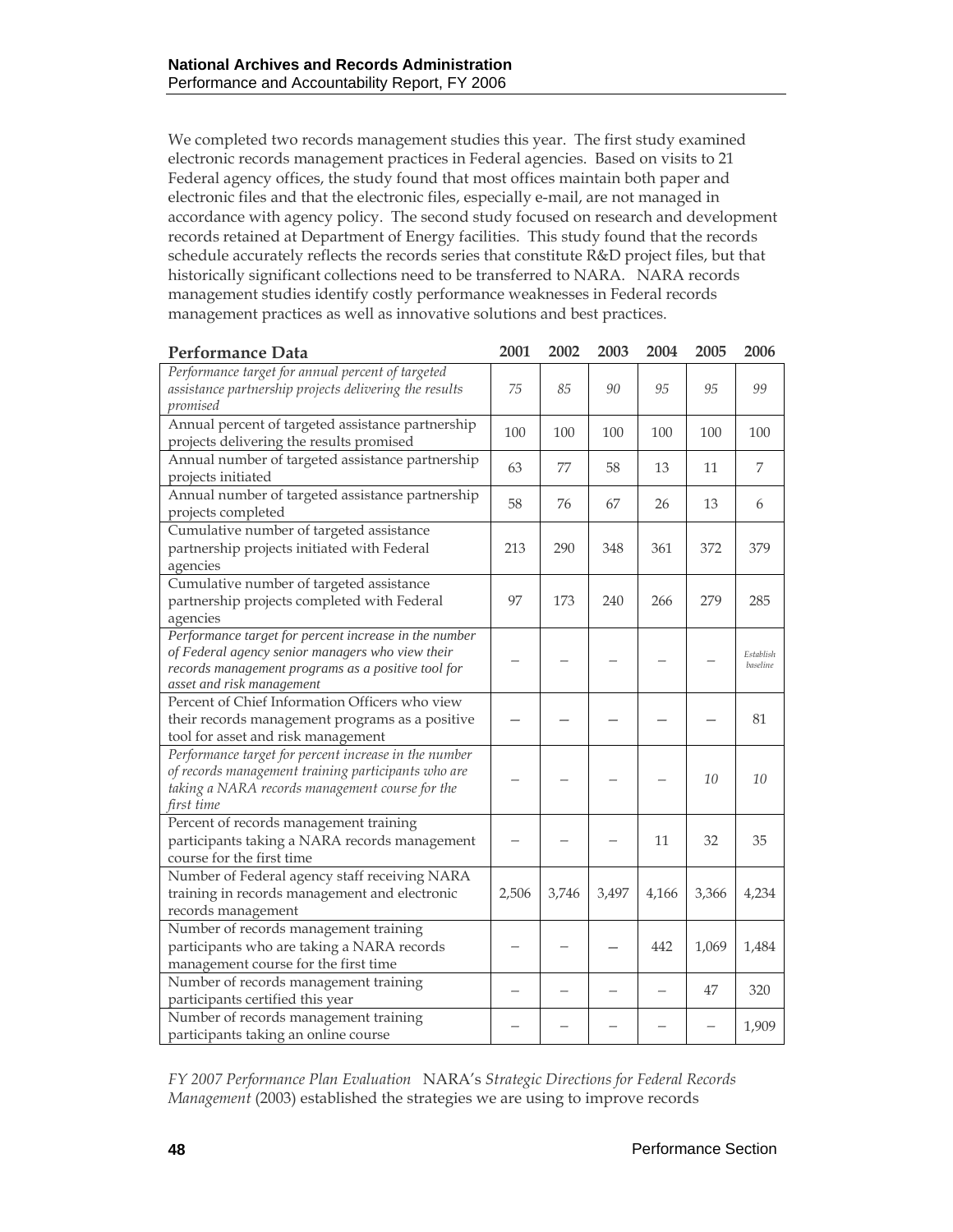We completed two records management studies this year. The first study examined electronic records management practices in Federal agencies. Based on visits to 21 Federal agency offices, the study found that most offices maintain both paper and electronic files and that the electronic files, especially e-mail, are not managed in accordance with agency policy. The second study focused on research and development records retained at Department of Energy facilities. This study found that the records schedule accurately reflects the records series that constitute R&D project files, but that historically significant collections need to be transferred to NARA. NARA records management studies identify costly performance weaknesses in Federal records management practices as well as innovative solutions and best practices.

| **Performance Data** | **2001** | **2002** | **2003** | **2004** | **2005** | **2006** |
|---|---|---|---|---|---|---|
| *Performance target for annual percent of targeted assistance partnership projects delivering the results promised* | *75* | *85* | *90* | *95* | *95* | *99* |
| Annual percent of targeted assistance partnership projects delivering the results promised | 100 | 100 | 100 | 100 | 100 | 100 |
| Annual number of targeted assistance partnership projects initiated | 63 | 77 | 58 | 13 | 11 | 7 |
| Annual number of targeted assistance partnership projects completed | 58 | 76 | 67 | 26 | 13 | 6 |
| Cumulative number of targeted assistance partnership projects initiated with Federal agencies | 213 | 290 | 348 | 361 | 372 | 379 |
| Cumulative number of targeted assistance partnership projects completed with Federal agencies | 97 | 173 | 240 | 266 | 279 | 285 |
| *Performance target for percent increase in the number of Federal agency senior managers who view their records management programs as a positive tool for asset and risk management* | – | – | – | – | – | *Establish baseline* |
| Percent of Chief Information Officers who view their records management programs as a positive tool for asset and risk management | – | – | – | – | – | 81 |
| *Performance target for percent increase in the number of records management training participants who are taking a NARA records management course for the first time* | – | – | – | – | *10* | *10* |
| Percent of records management training participants taking a NARA records management course for the first time | – | – | – | 11 | 32 | 35 |
| Number of Federal agency staff receiving NARA training in records management and electronic records management | 2,506 | 3,746 | 3,497 | 4,166 | 3,366 | 4,234 |
| Number of records management training participants who are taking a NARA records management course for the first time | – | – | – | 442 | 1,069 | 1,484 |
| Number of records management training participants certified this year | – | – | – | – | 47 | 320 |
| Number of records management training participants taking an online course | – | – | – | – | – | 1,909 |

*FY 2007 Performance Plan Evaluation* NARA's *Strategic Directions for Federal Records Management* (2003) established the strategies we are using to improve records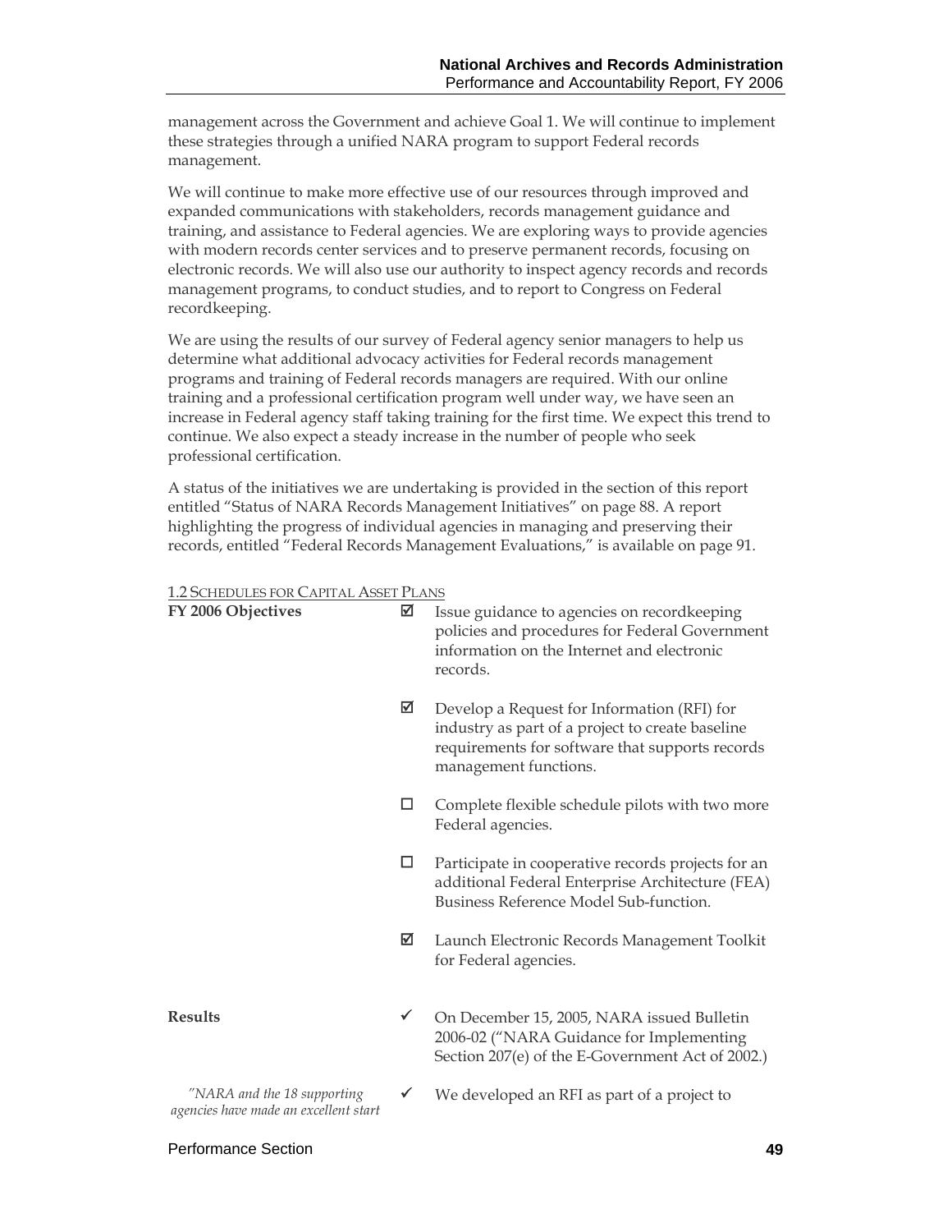management across the Government and achieve Goal 1. We will continue to implement these strategies through a unified NARA program to support Federal records management.

We will continue to make more effective use of our resources through improved and expanded communications with stakeholders, records management guidance and training, and assistance to Federal agencies. We are exploring ways to provide agencies with modern records center services and to preserve permanent records, focusing on electronic records. We will also use our authority to inspect agency records and records management programs, to conduct studies, and to report to Congress on Federal recordkeeping.

We are using the results of our survey of Federal agency senior managers to help us determine what additional advocacy activities for Federal records management programs and training of Federal records managers are required. With our online training and a professional certification program well under way, we have seen an increase in Federal agency staff taking training for the first time. We expect this trend to continue. We also expect a steady increase in the number of people who seek professional certification.

A status of the initiatives we are undertaking is provided in the section of this report entitled "Status of NARA Records Management Initiatives" on page 88. A report highlighting the progress of individual agencies in managing and preserving their records, entitled "Federal Records Management Evaluations," is available on page 91.

1.2 SCHEDULES FOR CAPITAL ASSET PLANS

**FY 2006 Objectives**

- ☑ Issue guidance to agencies on recordkeeping policies and procedures for Federal Government information on the Internet and electronic records.
- ☑ Develop a Request for Information (RFI) for industry as part of a project to create baseline requirements for software that supports records management functions.
- ☐ Complete flexible schedule pilots with two more Federal agencies.
- ☐ Participate in cooperative records projects for an additional Federal Enterprise Architecture (FEA) Business Reference Model Sub-function.
- ☑ Launch Electronic Records Management Toolkit for Federal agencies.

**Results**

- ✓ On December 15, 2005, NARA issued Bulletin 2006-02 ("NARA Guidance for Implementing Section 207(e) of the E-Government Act of 2002.)
- ✓ We developed an RFI as part of a project to

*"NARA and the 18 supporting agencies have made an excellent start*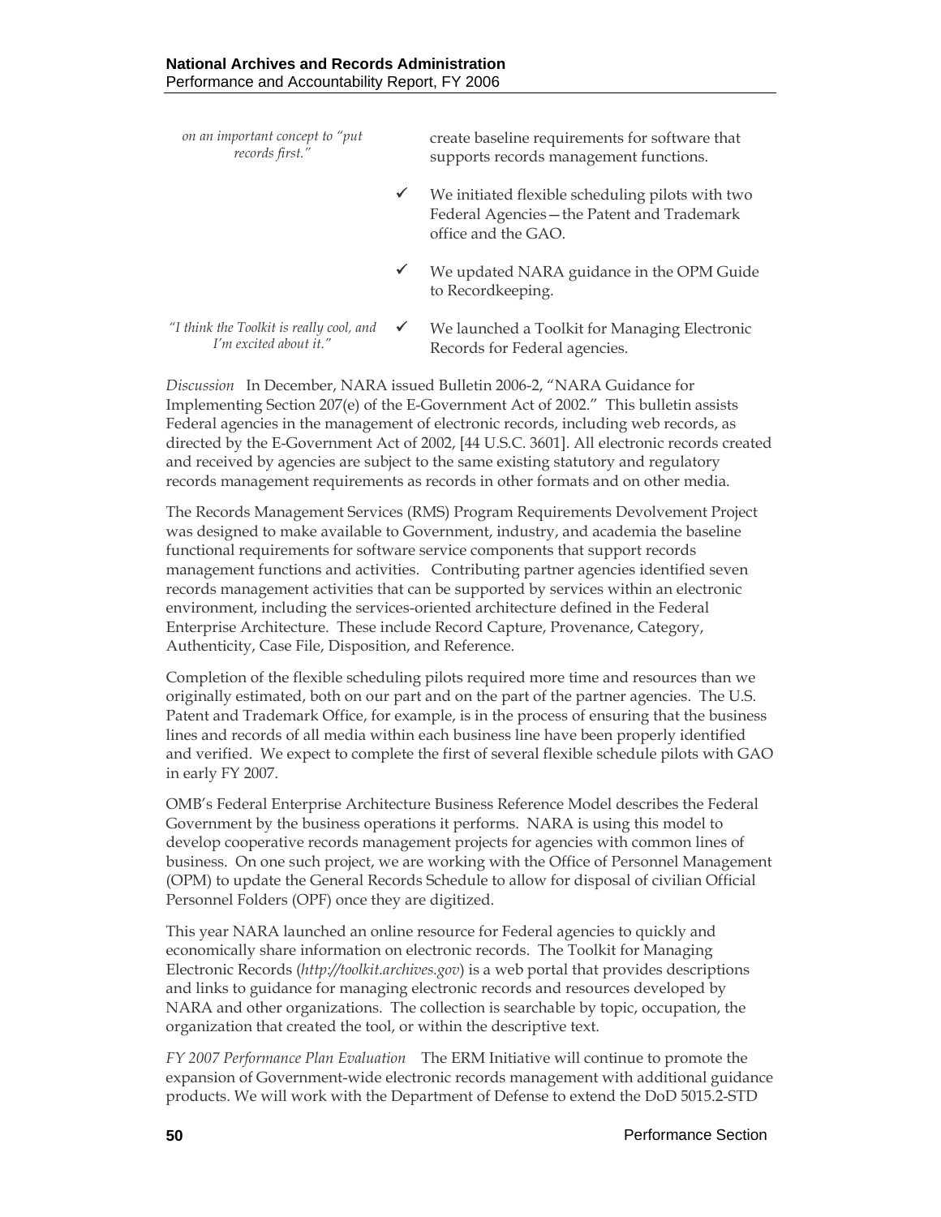*on an important concept to "put records first."*

create baseline requirements for software that supports records management functions.

- ✓ We initiated flexible scheduling pilots with two Federal Agencies—the Patent and Trademark office and the GAO.
- ✓ We updated NARA guidance in the OPM Guide to Recordkeeping.

*"I think the Toolkit is really cool, and I'm excited about it."*

- ✓ We launched a Toolkit for Managing Electronic Records for Federal agencies.

*Discussion* In December, NARA issued Bulletin 2006-2, "NARA Guidance for Implementing Section 207(e) of the E-Government Act of 2002." This bulletin assists Federal agencies in the management of electronic records, including web records, as directed by the E-Government Act of 2002, [44 U.S.C. 3601]. All electronic records created and received by agencies are subject to the same existing statutory and regulatory records management requirements as records in other formats and on other media.

The Records Management Services (RMS) Program Requirements Devolvement Project was designed to make available to Government, industry, and academia the baseline functional requirements for software service components that support records management functions and activities. Contributing partner agencies identified seven records management activities that can be supported by services within an electronic environment, including the services-oriented architecture defined in the Federal Enterprise Architecture. These include Record Capture, Provenance, Category, Authenticity, Case File, Disposition, and Reference.

Completion of the flexible scheduling pilots required more time and resources than we originally estimated, both on our part and on the part of the partner agencies. The U.S. Patent and Trademark Office, for example, is in the process of ensuring that the business lines and records of all media within each business line have been properly identified and verified. We expect to complete the first of several flexible schedule pilots with GAO in early FY 2007.

OMB's Federal Enterprise Architecture Business Reference Model describes the Federal Government by the business operations it performs. NARA is using this model to develop cooperative records management projects for agencies with common lines of business. On one such project, we are working with the Office of Personnel Management (OPM) to update the General Records Schedule to allow for disposal of civilian Official Personnel Folders (OPF) once they are digitized.

This year NARA launched an online resource for Federal agencies to quickly and economically share information on electronic records. The Toolkit for Managing Electronic Records (*http://toolkit.archives.gov*) is a web portal that provides descriptions and links to guidance for managing electronic records and resources developed by NARA and other organizations. The collection is searchable by topic, occupation, the organization that created the tool, or within the descriptive text.

*FY 2007 Performance Plan Evaluation* The ERM Initiative will continue to promote the expansion of Government-wide electronic records management with additional guidance products. We will work with the Department of Defense to extend the DoD 5015.2-STD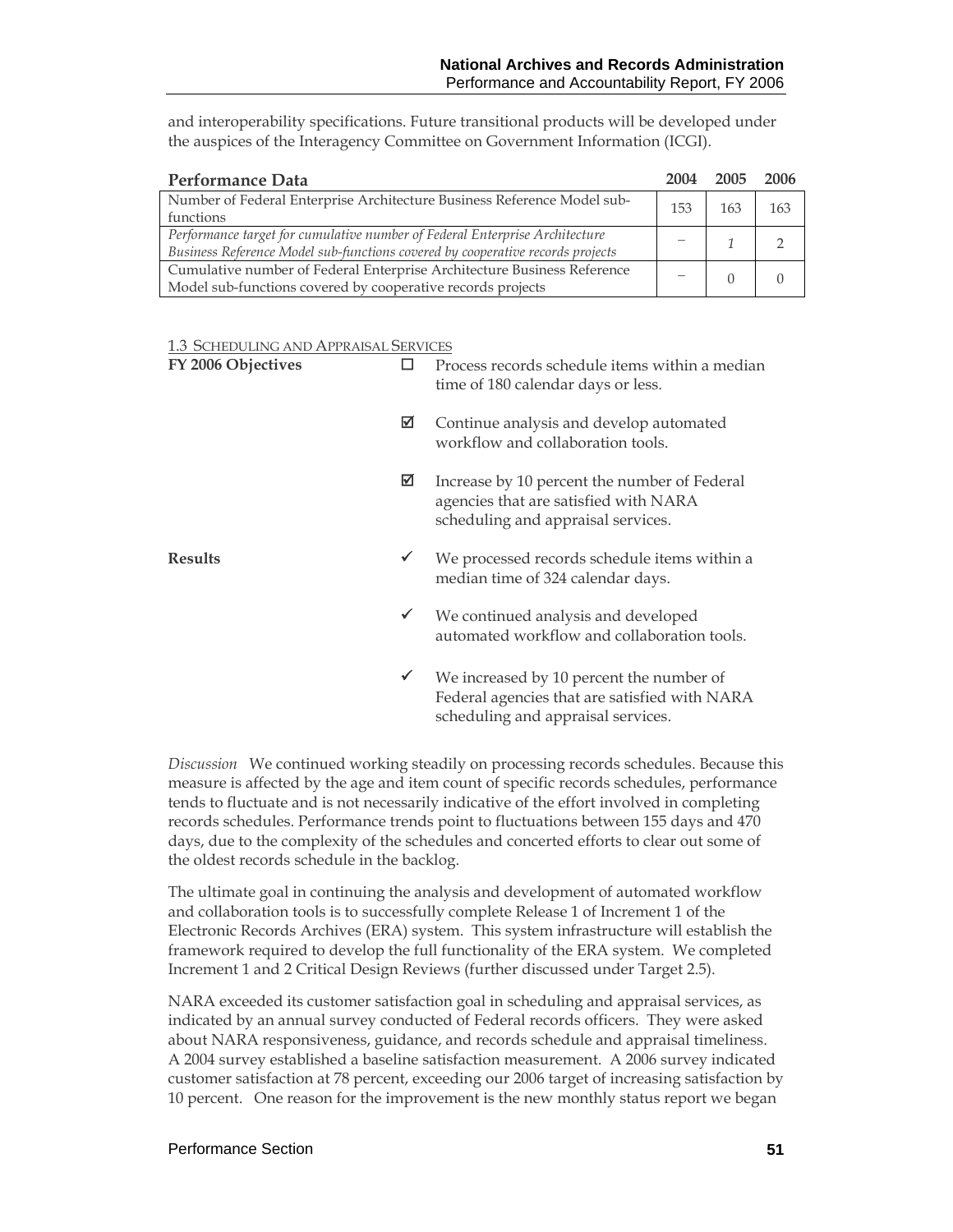and interoperability specifications. Future transitional products will be developed under the auspices of the Interagency Committee on Government Information (ICGI).

| Performance Data | 2004 | 2005 | 2006 |
|---|---|---|---|
| Number of Federal Enterprise Architecture Business Reference Model sub-functions | 153 | 163 | 163 |
| *Performance target for cumulative number of Federal Enterprise Architecture Business Reference Model sub-functions covered by cooperative records projects* | – | *1* | *2* |
| Cumulative number of Federal Enterprise Architecture Business Reference Model sub-functions covered by cooperative records projects | – | 0 | 0 |

1.3 SCHEDULING AND APPRAISAL SERVICES

**FY 2006 Objectives**

- ☐ Process records schedule items within a median time of 180 calendar days or less.
- ☑ Continue analysis and develop automated workflow and collaboration tools.
- ☑ Increase by 10 percent the number of Federal agencies that are satisfied with NARA scheduling and appraisal services.

**Results**

- ✓ We processed records schedule items within a median time of 324 calendar days.
- ✓ We continued analysis and developed automated workflow and collaboration tools.
- ✓ We increased by 10 percent the number of Federal agencies that are satisfied with NARA scheduling and appraisal services.

*Discussion* We continued working steadily on processing records schedules. Because this measure is affected by the age and item count of specific records schedules, performance tends to fluctuate and is not necessarily indicative of the effort involved in completing records schedules. Performance trends point to fluctuations between 155 days and 470 days, due to the complexity of the schedules and concerted efforts to clear out some of the oldest records schedule in the backlog.

The ultimate goal in continuing the analysis and development of automated workflow and collaboration tools is to successfully complete Release 1 of Increment 1 of the Electronic Records Archives (ERA) system. This system infrastructure will establish the framework required to develop the full functionality of the ERA system. We completed Increment 1 and 2 Critical Design Reviews (further discussed under Target 2.5).

NARA exceeded its customer satisfaction goal in scheduling and appraisal services, as indicated by an annual survey conducted of Federal records officers. They were asked about NARA responsiveness, guidance, and records schedule and appraisal timeliness. A 2004 survey established a baseline satisfaction measurement. A 2006 survey indicated customer satisfaction at 78 percent, exceeding our 2006 target of increasing satisfaction by 10 percent. One reason for the improvement is the new monthly status report we began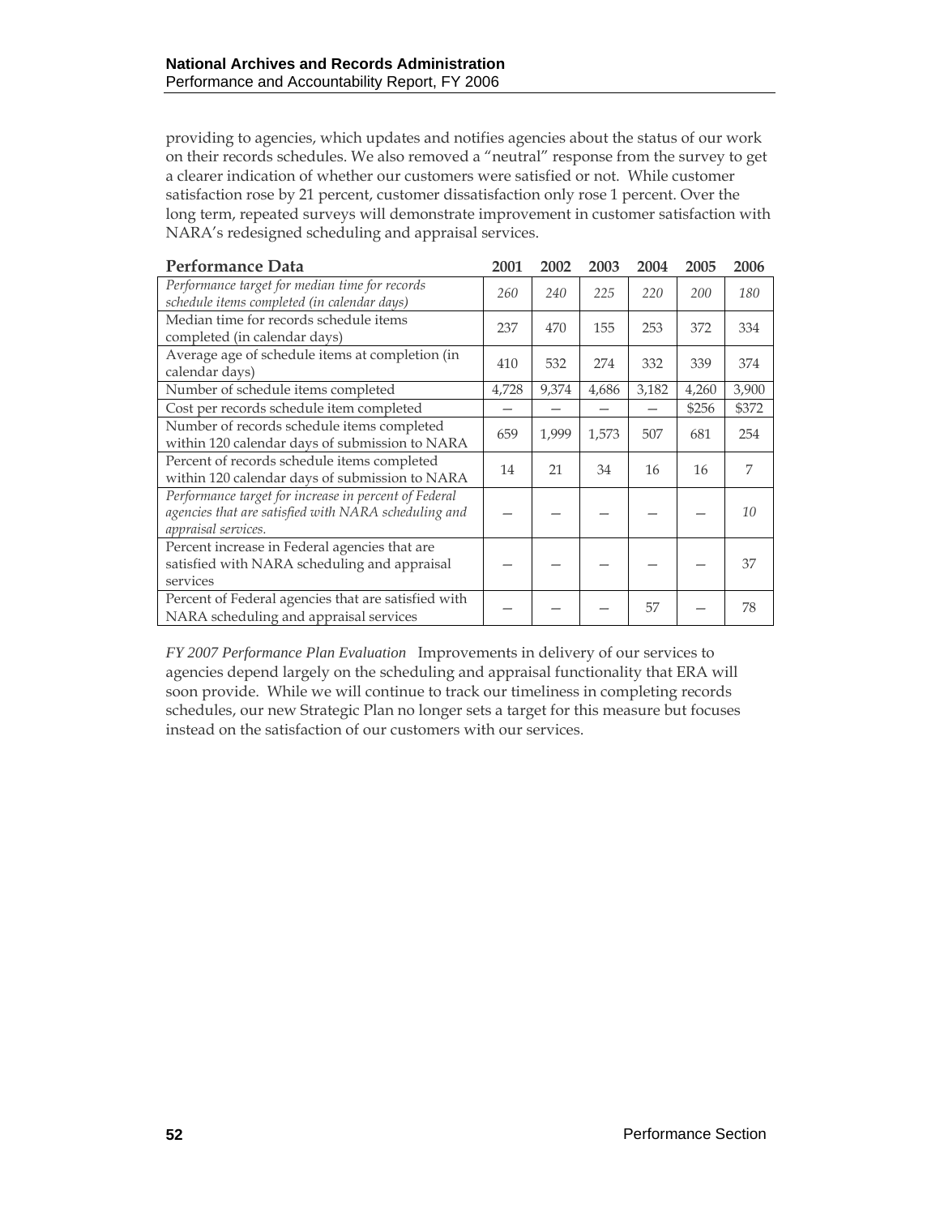providing to agencies, which updates and notifies agencies about the status of our work on their records schedules. We also removed a "neutral" response from the survey to get a clearer indication of whether our customers were satisfied or not. While customer satisfaction rose by 21 percent, customer dissatisfaction only rose 1 percent. Over the long term, repeated surveys will demonstrate improvement in customer satisfaction with NARA's redesigned scheduling and appraisal services.

| Performance Data | 2001 | 2002 | 2003 | 2004 | 2005 | 2006 |
|---|---|---|---|---|---|---|
| *Performance target for median time for records schedule items completed (in calendar days)* | *260* | *240* | *225* | *220* | *200* | *180* |
| Median time for records schedule items completed (in calendar days) | 237 | 470 | 155 | 253 | 372 | 334 |
| Average age of schedule items at completion (in calendar days) | 410 | 532 | 274 | 332 | 339 | 374 |
| Number of schedule items completed | 4,728 | 9,374 | 4,686 | 3,182 | 4,260 | 3,900 |
| Cost per records schedule item completed | — | — | — | — | $256 | $372 |
| Number of records schedule items completed within 120 calendar days of submission to NARA | 659 | 1,999 | 1,573 | 507 | 681 | 254 |
| Percent of records schedule items completed within 120 calendar days of submission to NARA | 14 | 21 | 34 | 16 | 16 | 7 |
| *Performance target for increase in percent of Federal agencies that are satisfied with NARA scheduling and appraisal services.* | — | — | — | — | — | *10* |
| Percent increase in Federal agencies that are satisfied with NARA scheduling and appraisal services | — | — | — | — | — | 37 |
| Percent of Federal agencies that are satisfied with NARA scheduling and appraisal services | — | — | — | 57 | — | 78 |

*FY 2007 Performance Plan Evaluation* Improvements in delivery of our services to agencies depend largely on the scheduling and appraisal functionality that ERA will soon provide. While we will continue to track our timeliness in completing records schedules, our new Strategic Plan no longer sets a target for this measure but focuses instead on the satisfaction of our customers with our services.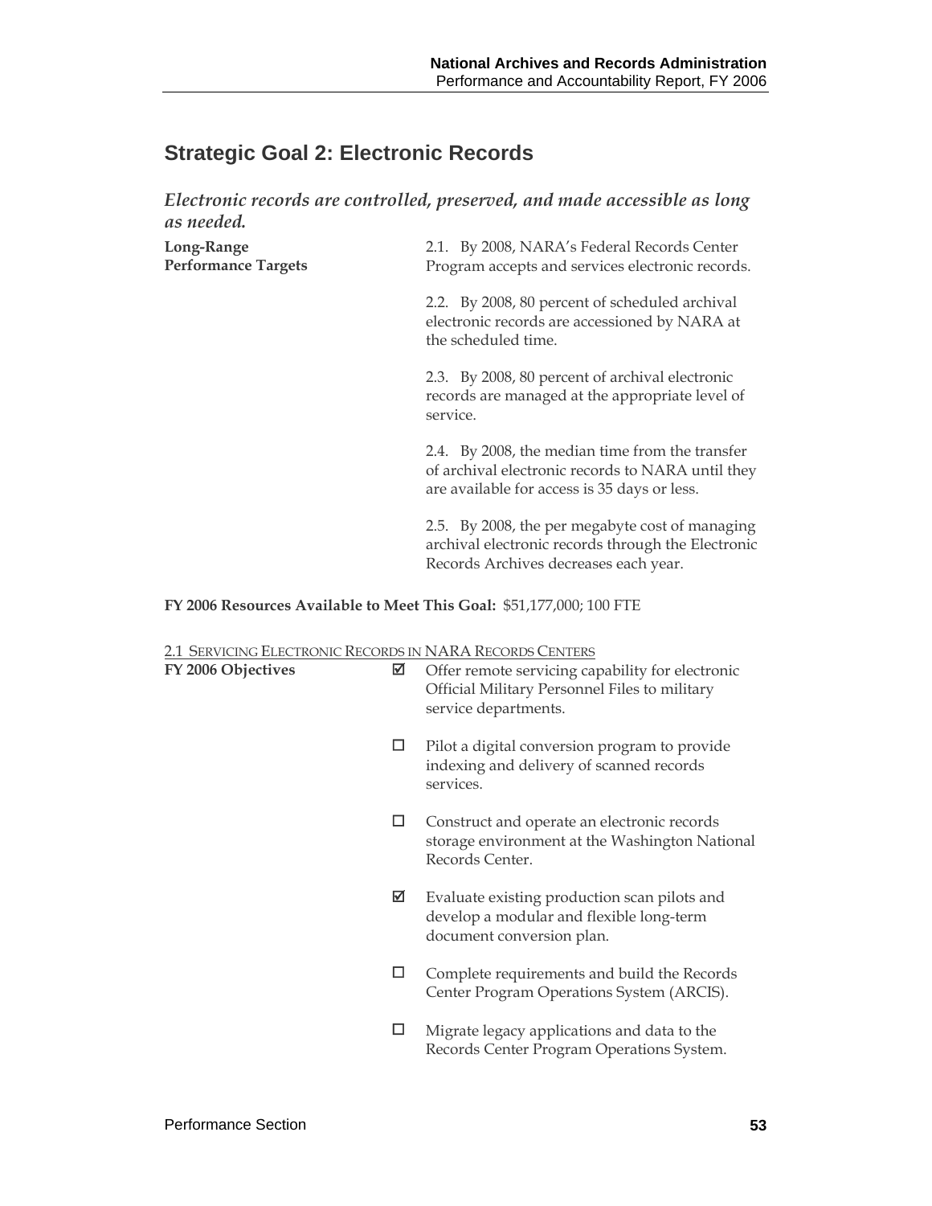## Strategic Goal 2: Electronic Records

***Electronic records are controlled, preserved, and made accessible as long as needed.***

**Long-Range Performance Targets**

2.1. By 2008, NARA's Federal Records Center Program accepts and services electronic records.

2.2. By 2008, 80 percent of scheduled archival electronic records are accessioned by NARA at the scheduled time.

2.3. By 2008, 80 percent of archival electronic records are managed at the appropriate level of service.

2.4. By 2008, the median time from the transfer of archival electronic records to NARA until they are available for access is 35 days or less.

2.5. By 2008, the per megabyte cost of managing archival electronic records through the Electronic Records Archives decreases each year.

**FY 2006 Resources Available to Meet This Goal:** $51,177,000; 100 FTE

2.1 SERVICING ELECTRONIC RECORDS IN NARA RECORDS CENTERS

**FY 2006 Objectives**

- ☑ Offer remote servicing capability for electronic Official Military Personnel Files to military service departments.
- ☐ Pilot a digital conversion program to provide indexing and delivery of scanned records services.
- ☐ Construct and operate an electronic records storage environment at the Washington National Records Center.
- ☑ Evaluate existing production scan pilots and develop a modular and flexible long-term document conversion plan.
- ☐ Complete requirements and build the Records Center Program Operations System (ARCIS).
- ☐ Migrate legacy applications and data to the Records Center Program Operations System.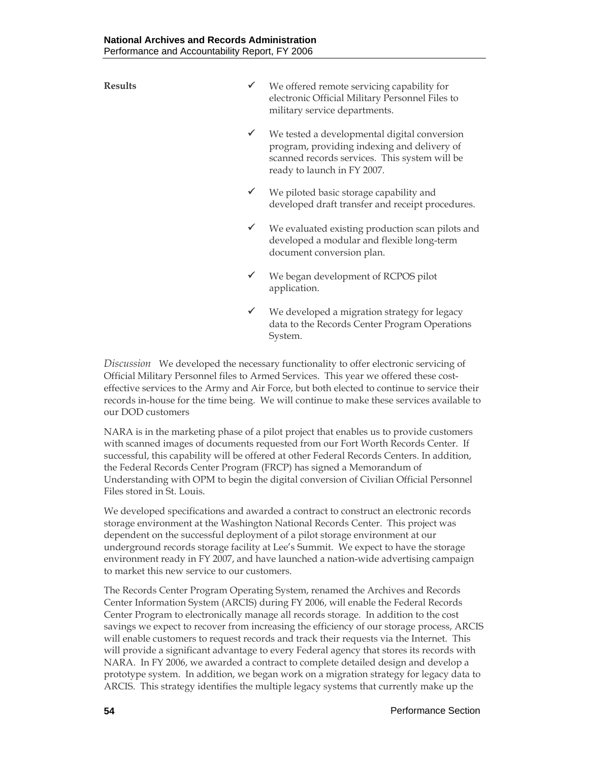**Results**

- ✓ We offered remote servicing capability for electronic Official Military Personnel Files to military service departments.
- ✓ We tested a developmental digital conversion program, providing indexing and delivery of scanned records services. This system will be ready to launch in FY 2007.
- ✓ We piloted basic storage capability and developed draft transfer and receipt procedures.
- ✓ We evaluated existing production scan pilots and developed a modular and flexible long-term document conversion plan.
- ✓ We began development of RCPOS pilot application.
- ✓ We developed a migration strategy for legacy data to the Records Center Program Operations System.

*Discussion* We developed the necessary functionality to offer electronic servicing of Official Military Personnel files to Armed Services. This year we offered these cost-effective services to the Army and Air Force, but both elected to continue to service their records in-house for the time being. We will continue to make these services available to our DOD customers

NARA is in the marketing phase of a pilot project that enables us to provide customers with scanned images of documents requested from our Fort Worth Records Center. If successful, this capability will be offered at other Federal Records Centers. In addition, the Federal Records Center Program (FRCP) has signed a Memorandum of Understanding with OPM to begin the digital conversion of Civilian Official Personnel Files stored in St. Louis.

We developed specifications and awarded a contract to construct an electronic records storage environment at the Washington National Records Center. This project was dependent on the successful deployment of a pilot storage environment at our underground records storage facility at Lee's Summit. We expect to have the storage environment ready in FY 2007, and have launched a nation-wide advertising campaign to market this new service to our customers.

The Records Center Program Operating System, renamed the Archives and Records Center Information System (ARCIS) during FY 2006, will enable the Federal Records Center Program to electronically manage all records storage. In addition to the cost savings we expect to recover from increasing the efficiency of our storage process, ARCIS will enable customers to request records and track their requests via the Internet. This will provide a significant advantage to every Federal agency that stores its records with NARA. In FY 2006, we awarded a contract to complete detailed design and develop a prototype system. In addition, we began work on a migration strategy for legacy data to ARCIS. This strategy identifies the multiple legacy systems that currently make up the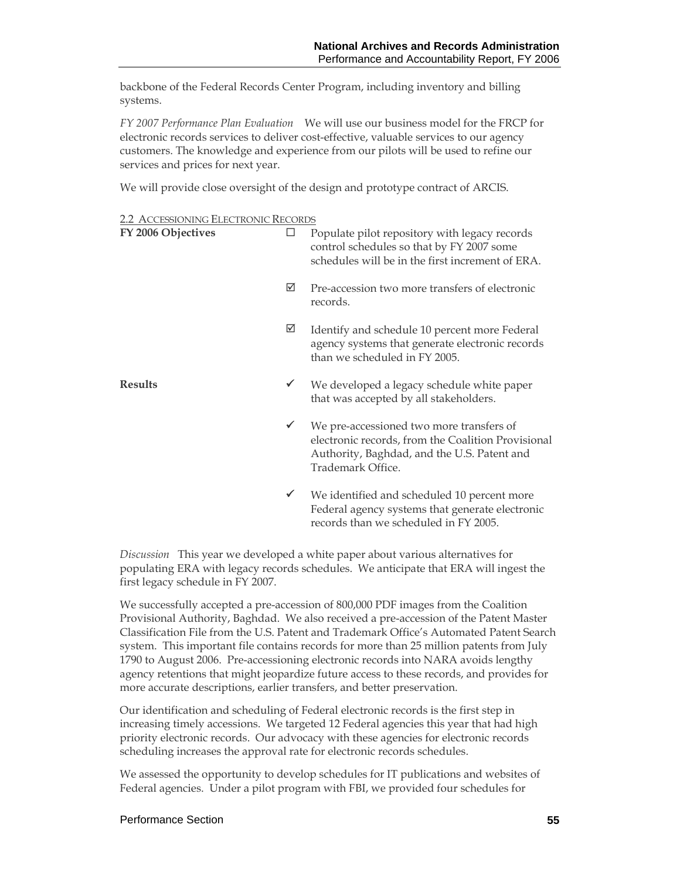backbone of the Federal Records Center Program, including inventory and billing systems.

*FY 2007 Performance Plan Evaluation* We will use our business model for the FRCP for electronic records services to deliver cost-effective, valuable services to our agency customers. The knowledge and experience from our pilots will be used to refine our services and prices for next year.

We will provide close oversight of the design and prototype contract of ARCIS.

2.2 ACCESSIONING ELECTRONIC RECORDS

**FY 2006 Objectives**

- ☐ Populate pilot repository with legacy records control schedules so that by FY 2007 some schedules will be in the first increment of ERA.
- ☑ Pre-accession two more transfers of electronic records.
- ☑ Identify and schedule 10 percent more Federal agency systems that generate electronic records than we scheduled in FY 2005.

**Results**

- ✓ We developed a legacy schedule white paper that was accepted by all stakeholders.
- ✓ We pre-accessioned two more transfers of electronic records, from the Coalition Provisional Authority, Baghdad, and the U.S. Patent and Trademark Office.
- ✓ We identified and scheduled 10 percent more Federal agency systems that generate electronic records than we scheduled in FY 2005.

*Discussion* This year we developed a white paper about various alternatives for populating ERA with legacy records schedules. We anticipate that ERA will ingest the first legacy schedule in FY 2007.

We successfully accepted a pre-accession of 800,000 PDF images from the Coalition Provisional Authority, Baghdad. We also received a pre-accession of the Patent Master Classification File from the U.S. Patent and Trademark Office's Automated Patent Search system. This important file contains records for more than 25 million patents from July 1790 to August 2006. Pre-accessioning electronic records into NARA avoids lengthy agency retentions that might jeopardize future access to these records, and provides for more accurate descriptions, earlier transfers, and better preservation.

Our identification and scheduling of Federal electronic records is the first step in increasing timely accessions. We targeted 12 Federal agencies this year that had high priority electronic records. Our advocacy with these agencies for electronic records scheduling increases the approval rate for electronic records schedules.

We assessed the opportunity to develop schedules for IT publications and websites of Federal agencies. Under a pilot program with FBI, we provided four schedules for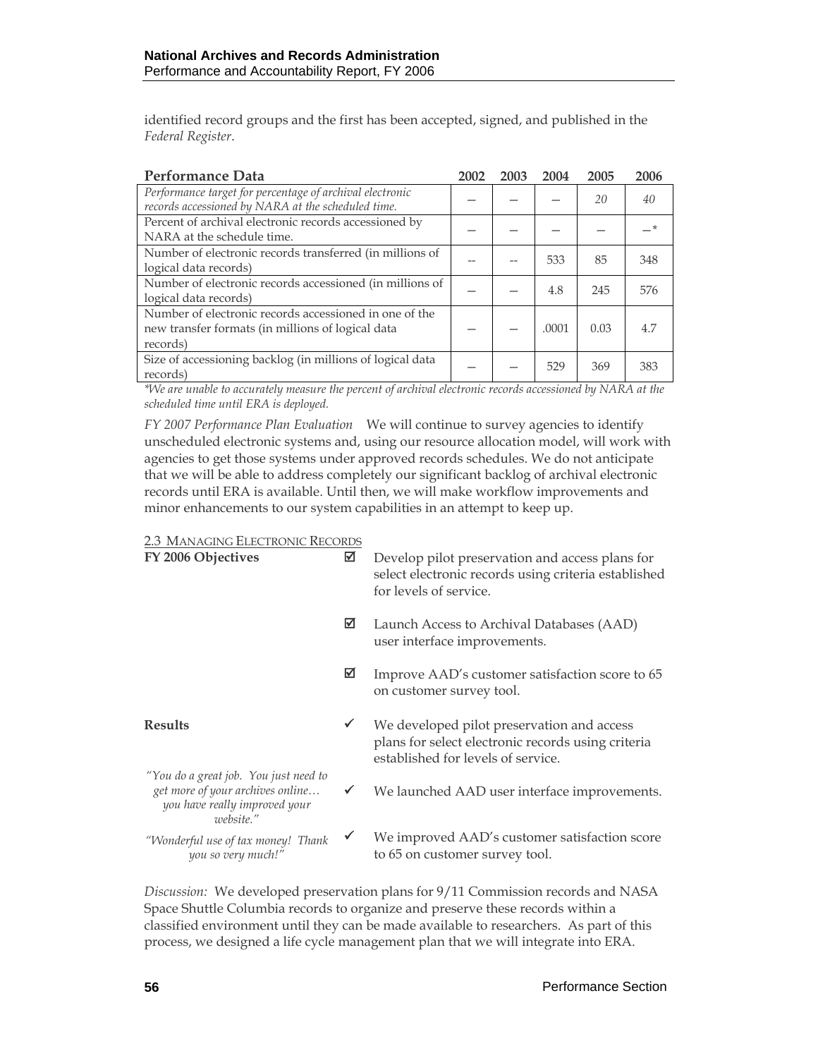identified record groups and the first has been accepted, signed, and published in the *Federal Register*.

| Performance Data | 2002 | 2003 | 2004 | 2005 | 2006 |
|---|---|---|---|---|---|
| *Performance target for percentage of archival electronic records accessioned by NARA at the scheduled time.* | — | — | — | *20* | *40* |
| Percent of archival electronic records accessioned by NARA at the schedule time. | — | — | — | — | —* |
| Number of electronic records transferred (in millions of logical data records) | -- | -- | 533 | 85 | 348 |
| Number of electronic records accessioned (in millions of logical data records) | — | — | 4.8 | 245 | 576 |
| Number of electronic records accessioned in one of the new transfer formats (in millions of logical data records) | — | — | .0001 | 0.03 | 4.7 |
| Size of accessioning backlog (in millions of logical data records) | — | — | 529 | 369 | 383 |

*\*We are unable to accurately measure the percent of archival electronic records accessioned by NARA at the scheduled time until ERA is deployed.*

*FY 2007 Performance Plan Evaluation* We will continue to survey agencies to identify unscheduled electronic systems and, using our resource allocation model, will work with agencies to get those systems under approved records schedules. We do not anticipate that we will be able to address completely our significant backlog of archival electronic records until ERA is available. Until then, we will make workflow improvements and minor enhancements to our system capabilities in an attempt to keep up.

2.3 MANAGING ELECTRONIC RECORDS

**FY 2006 Objectives**

- ☑ Develop pilot preservation and access plans for select electronic records using criteria established for levels of service.
- ☑ Launch Access to Archival Databases (AAD) user interface improvements.
- ☑ Improve AAD's customer satisfaction score to 65 on customer survey tool.

**Results**

- ✓ We developed pilot preservation and access plans for select electronic records using criteria established for levels of service.
- ✓ We launched AAD user interface improvements.
- ✓ We improved AAD's customer satisfaction score to 65 on customer survey tool.

*"You do a great job. You just need to get more of your archives online… you have really improved your website."*

*"Wonderful use of tax money! Thank you so very much!"*

*Discussion:* We developed preservation plans for 9/11 Commission records and NASA Space Shuttle Columbia records to organize and preserve these records within a classified environment until they can be made available to researchers. As part of this process, we designed a life cycle management plan that we will integrate into ERA.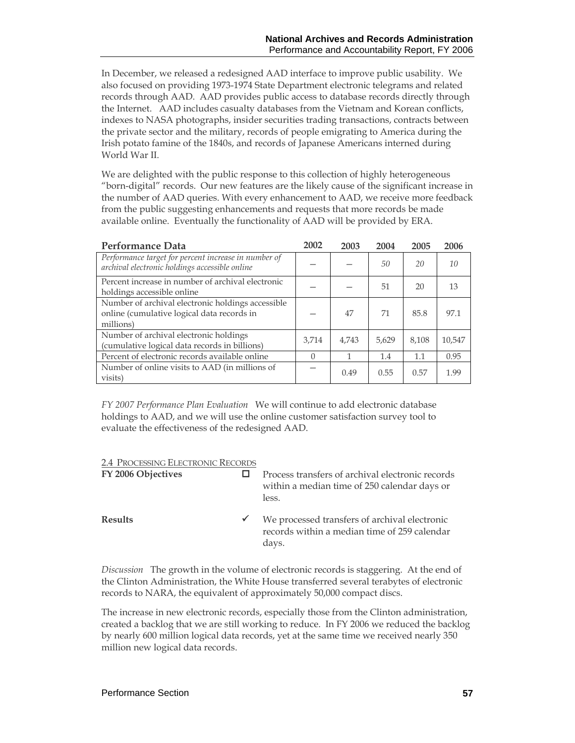In December, we released a redesigned AAD interface to improve public usability. We also focused on providing 1973-1974 State Department electronic telegrams and related records through AAD. AAD provides public access to database records directly through the Internet. AAD includes casualty databases from the Vietnam and Korean conflicts, indexes to NASA photographs, insider securities trading transactions, contracts between the private sector and the military, records of people emigrating to America during the Irish potato famine of the 1840s, and records of Japanese Americans interned during World War II.

We are delighted with the public response to this collection of highly heterogeneous "born-digital" records. Our new features are the likely cause of the significant increase in the number of AAD queries. With every enhancement to AAD, we receive more feedback from the public suggesting enhancements and requests that more records be made available online. Eventually the functionality of AAD will be provided by ERA.

| Performance Data | 2002 | 2003 | 2004 | 2005 | 2006 |
|---|---|---|---|---|---|
| *Performance target for percent increase in number of archival electronic holdings accessible online* | — | — | *50* | *20* | *10* |
| Percent increase in number of archival electronic holdings accessible online | — | — | 51 | 20 | 13 |
| Number of archival electronic holdings accessible online (cumulative logical data records in millions) | — | 47 | 71 | 85.8 | 97.1 |
| Number of archival electronic holdings (cumulative logical data records in billions) | 3,714 | 4,743 | 5,629 | 8,108 | 10,547 |
| Percent of electronic records available online | 0 | 1 | 1.4 | 1.1 | 0.95 |
| Number of online visits to AAD (in millions of visits) | — | 0.49 | 0.55 | 0.57 | 1.99 |

*FY 2007 Performance Plan Evaluation* We will continue to add electronic database holdings to AAD, and we will use the online customer satisfaction survey tool to evaluate the effectiveness of the redesigned AAD.

## 2.4 Processing Electronic Records

**FY 2006 Objectives**

- ☐ Process transfers of archival electronic records within a median time of 250 calendar days or less.

**Results**

- ✓ We processed transfers of archival electronic records within a median time of 259 calendar days.

*Discussion* The growth in the volume of electronic records is staggering. At the end of the Clinton Administration, the White House transferred several terabytes of electronic records to NARA, the equivalent of approximately 50,000 compact discs.

The increase in new electronic records, especially those from the Clinton administration, created a backlog that we are still working to reduce. In FY 2006 we reduced the backlog by nearly 600 million logical data records, yet at the same time we received nearly 350 million new logical data records.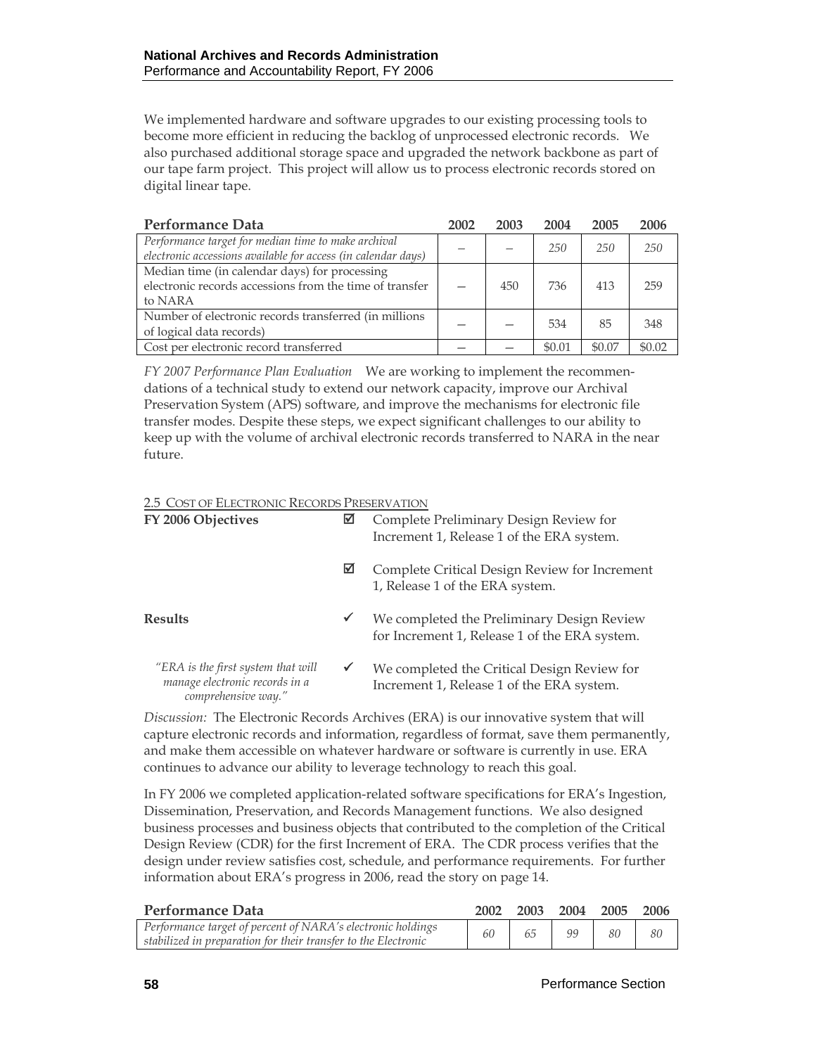We implemented hardware and software upgrades to our existing processing tools to become more efficient in reducing the backlog of unprocessed electronic records. We also purchased additional storage space and upgraded the network backbone as part of our tape farm project. This project will allow us to process electronic records stored on digital linear tape.

| Performance Data | 2002 | 2003 | 2004 | 2005 | 2006 |
|---|---|---|---|---|---|
| *Performance target for median time to make archival electronic accessions available for access (in calendar days)* | – | – | *250* | *250* | *250* |
| Median time (in calendar days) for processing electronic records accessions from the time of transfer to NARA | – | 450 | 736 | 413 | 259 |
| Number of electronic records transferred (in millions of logical data records) | – | – | 534 | 85 | 348 |
| Cost per electronic record transferred | – | – | $0.01 | $0.07 | $0.02 |

*FY 2007 Performance Plan Evaluation* We are working to implement the recommendations of a technical study to extend our network capacity, improve our Archival Preservation System (APS) software, and improve the mechanisms for electronic file transfer modes. Despite these steps, we expect significant challenges to our ability to keep up with the volume of archival electronic records transferred to NARA in the near future.

### 2.5 Cost of Electronic Records Preservation

**FY 2006 Objectives**

- ☑ Complete Preliminary Design Review for Increment 1, Release 1 of the ERA system.
- ☑ Complete Critical Design Review for Increment 1, Release 1 of the ERA system.

**Results**

- ✓ We completed the Preliminary Design Review for Increment 1, Release 1 of the ERA system.
- ✓ We completed the Critical Design Review for Increment 1, Release 1 of the ERA system.

*"ERA is the first system that will manage electronic records in a comprehensive way."*

*Discussion:* The Electronic Records Archives (ERA) is our innovative system that will capture electronic records and information, regardless of format, save them permanently, and make them accessible on whatever hardware or software is currently in use. ERA continues to advance our ability to leverage technology to reach this goal.

In FY 2006 we completed application-related software specifications for ERA's Ingestion, Dissemination, Preservation, and Records Management functions. We also designed business processes and business objects that contributed to the completion of the Critical Design Review (CDR) for the first Increment of ERA. The CDR process verifies that the design under review satisfies cost, schedule, and performance requirements. For further information about ERA's progress in 2006, read the story on page 14.

| Performance Data | 2002 | 2003 | 2004 | 2005 | 2006 |
|---|---|---|---|---|---|
| *Performance target of percent of NARA's electronic holdings stabilized in preparation for their transfer to the Electronic* | *60* | *65* | *99* | *80* | *80* |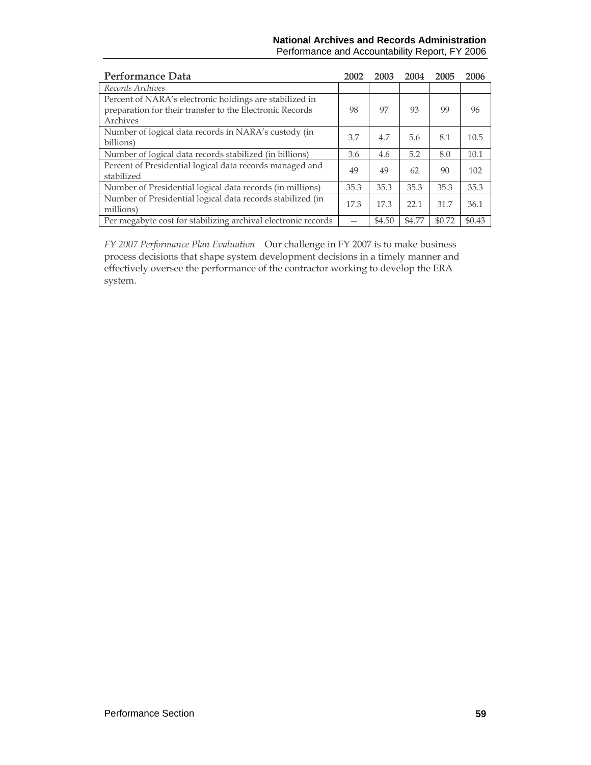| Performance Data | 2002 | 2003 | 2004 | 2005 | 2006 |
|---|---|---|---|---|---|
| *Records Archives* | | | | | |
| Percent of NARA's electronic holdings are stabilized in preparation for their transfer to the Electronic Records Archives | 98 | 97 | 93 | 99 | 96 |
| Number of logical data records in NARA's custody (in billions) | 3.7 | 4.7 | 5.6 | 8.1 | 10.5 |
| Number of logical data records stabilized (in billions) | 3.6 | 4.6 | 5.2 | 8.0 | 10.1 |
| Percent of Presidential logical data records managed and stabilized | 49 | 49 | 62 | 90 | 102 |
| Number of Presidential logical data records (in millions) | 35.3 | 35.3 | 35.3 | 35.3 | 35.3 |
| Number of Presidential logical data records stabilized (in millions) | 17.3 | 17.3 | 22.1 | 31.7 | 36.1 |
| Per megabyte cost for stabilizing archival electronic records | — | \$4.50 | \$4.77 | \$0.72 | \$0.43 |

*FY 2007 Performance Plan Evaluation* Our challenge in FY 2007 is to make business process decisions that shape system development decisions in a timely manner and effectively oversee the performance of the contractor working to develop the ERA system.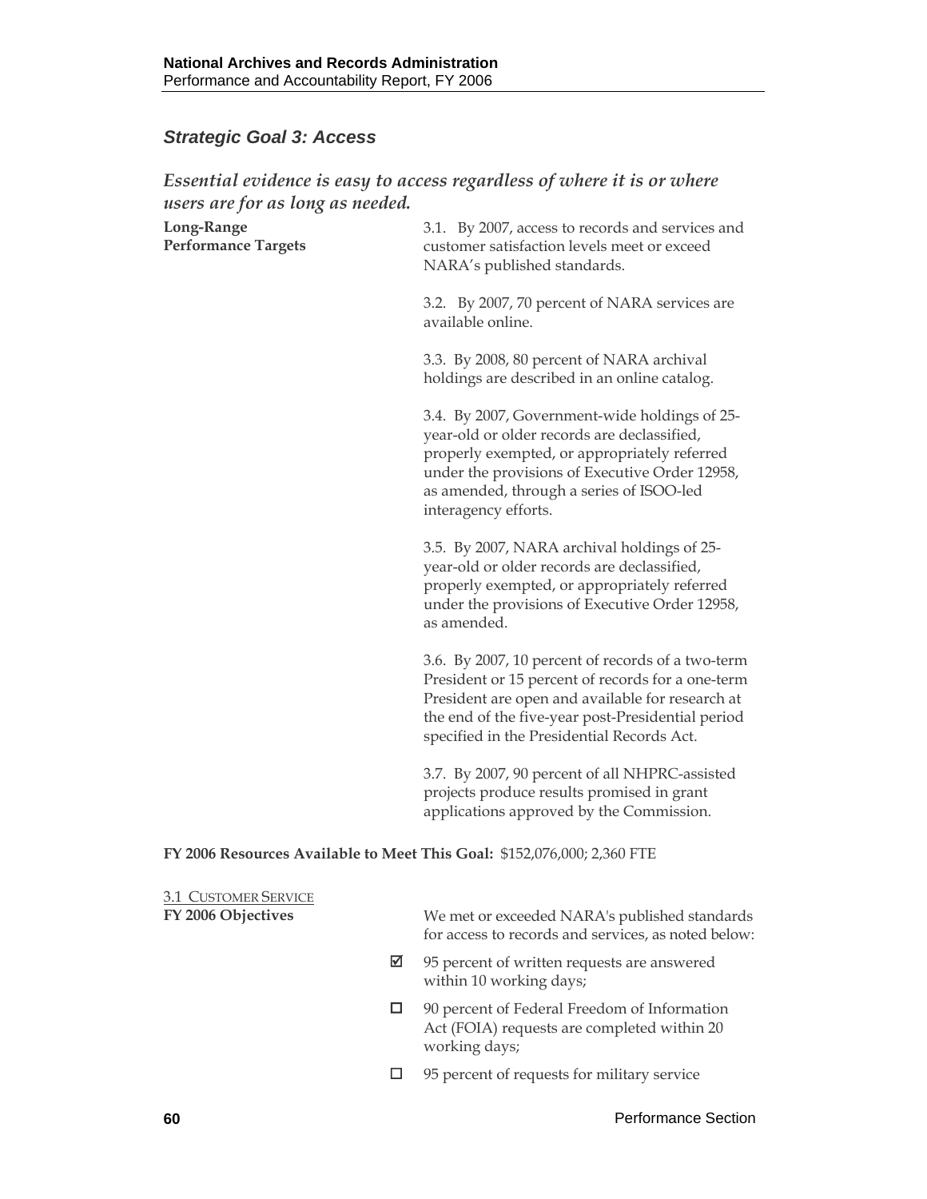## *Strategic Goal 3: Access*

### *Essential evidence is easy to access regardless of where it is or where users are for as long as needed.*

**Long-Range Performance Targets**

3.1. By 2007, access to records and services and customer satisfaction levels meet or exceed NARA's published standards.

3.2. By 2007, 70 percent of NARA services are available online.

3.3. By 2008, 80 percent of NARA archival holdings are described in an online catalog.

3.4. By 2007, Government-wide holdings of 25-year-old or older records are declassified, properly exempted, or appropriately referred under the provisions of Executive Order 12958, as amended, through a series of ISOO-led interagency efforts.

3.5. By 2007, NARA archival holdings of 25-year-old or older records are declassified, properly exempted, or appropriately referred under the provisions of Executive Order 12958, as amended.

3.6. By 2007, 10 percent of records of a two-term President or 15 percent of records for a one-term President are open and available for research at the end of the five-year post-Presidential period specified in the Presidential Records Act.

3.7. By 2007, 90 percent of all NHPRC-assisted projects produce results promised in grant applications approved by the Commission.

**FY 2006 Resources Available to Meet This Goal:** $152,076,000; 2,360 FTE

3.1 CUSTOMER SERVICE

**FY 2006 Objectives**

We met or exceeded NARA's published standards for access to records and services, as noted below:

- ☑ 95 percent of written requests are answered within 10 working days;
- ☐ 90 percent of Federal Freedom of Information Act (FOIA) requests are completed within 20 working days;
- ☐ 95 percent of requests for military service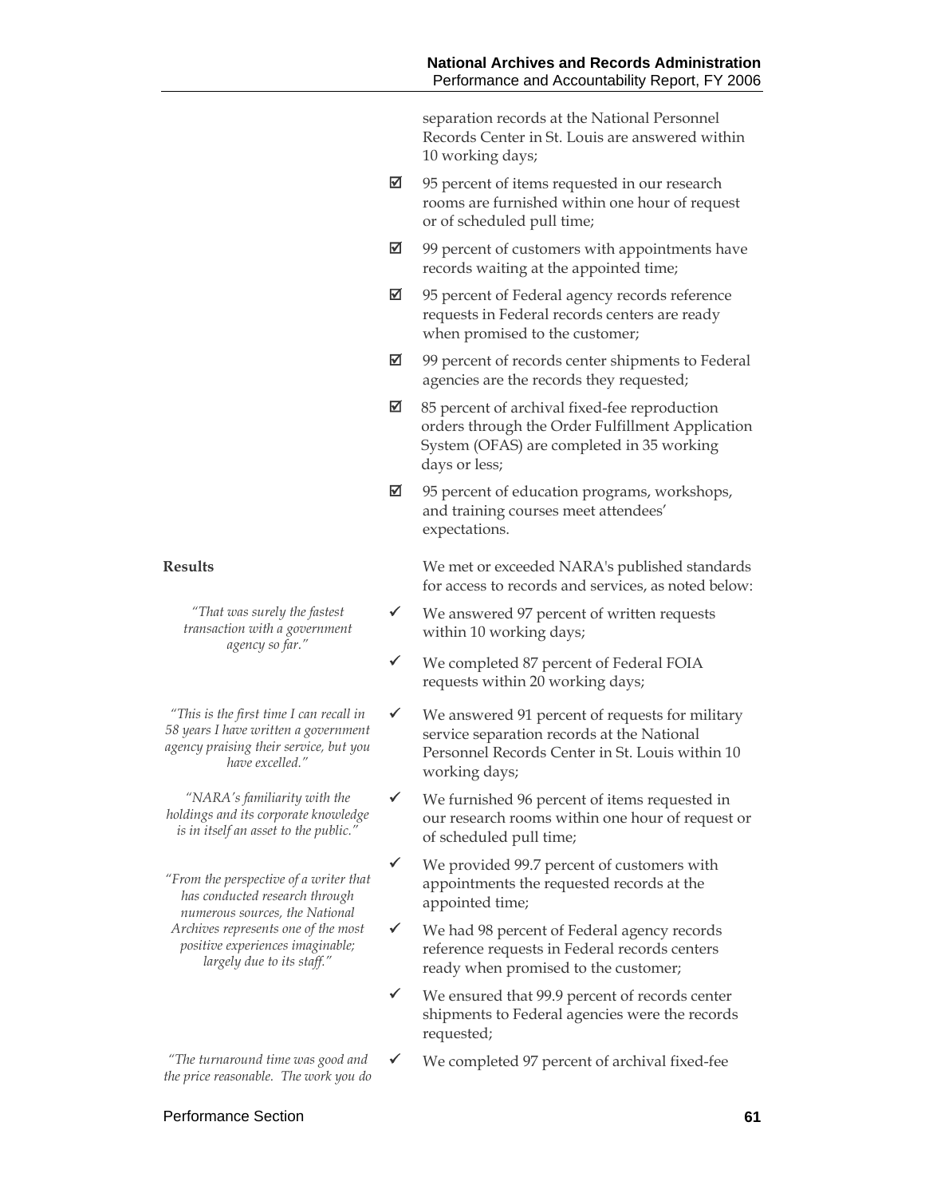separation records at the National Personnel Records Center in St. Louis are answered within 10 working days;

- ☑ 95 percent of items requested in our research rooms are furnished within one hour of request or of scheduled pull time;
- ☑ 99 percent of customers with appointments have records waiting at the appointed time;
- ☑ 95 percent of Federal agency records reference requests in Federal records centers are ready when promised to the customer;
- ☑ 99 percent of records center shipments to Federal agencies are the records they requested;
- ☑ 85 percent of archival fixed-fee reproduction orders through the Order Fulfillment Application System (OFAS) are completed in 35 working days or less;
- ☑ 95 percent of education programs, workshops, and training courses meet attendees' expectations.

**Results**

We met or exceeded NARA's published standards for access to records and services, as noted below:

- ✓ We answered 97 percent of written requests within 10 working days;
- ✓ We completed 87 percent of Federal FOIA requests within 20 working days;
- ✓ We answered 91 percent of requests for military service separation records at the National Personnel Records Center in St. Louis within 10 working days;
- ✓ We furnished 96 percent of items requested in our research rooms within one hour of request or of scheduled pull time;
- ✓ We provided 99.7 percent of customers with appointments the requested records at the appointed time;
- ✓ We had 98 percent of Federal agency records reference requests in Federal records centers ready when promised to the customer;
- ✓ We ensured that 99.9 percent of records center shipments to Federal agencies were the records requested;
- ✓ We completed 97 percent of archival fixed-fee

*"That was surely the fastest transaction with a government agency so far."*

*"This is the first time I can recall in 58 years I have written a government agency praising their service, but you have excelled."*

*"NARA's familiarity with the holdings and its corporate knowledge is in itself an asset to the public."*

*"From the perspective of a writer that has conducted research through numerous sources, the National Archives represents one of the most positive experiences imaginable; largely due to its staff."*

*"The turnaround time was good and the price reasonable. The work you do*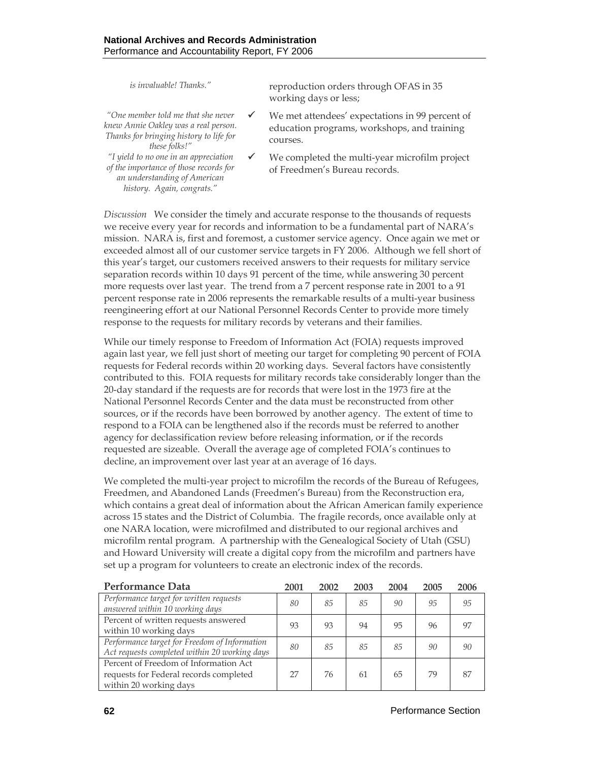*is invaluable! Thanks."*

*"One member told me that she never knew Annie Oakley was a real person. Thanks for bringing history to life for these folks!"*

*"I yield to no one in an appreciation of the importance of those records for an understanding of American history. Again, congrats."*

reproduction orders through OFAS in 35 working days or less;

- ✓ We met attendees' expectations in 99 percent of education programs, workshops, and training courses.
- ✓ We completed the multi-year microfilm project of Freedmen's Bureau records.

*Discussion* We consider the timely and accurate response to the thousands of requests we receive every year for records and information to be a fundamental part of NARA's mission. NARA is, first and foremost, a customer service agency. Once again we met or exceeded almost all of our customer service targets in FY 2006. Although we fell short of this year's target, our customers received answers to their requests for military service separation records within 10 days 91 percent of the time, while answering 30 percent more requests over last year. The trend from a 7 percent response rate in 2001 to a 91 percent response rate in 2006 represents the remarkable results of a multi-year business reengineering effort at our National Personnel Records Center to provide more timely response to the requests for military records by veterans and their families.

While our timely response to Freedom of Information Act (FOIA) requests improved again last year, we fell just short of meeting our target for completing 90 percent of FOIA requests for Federal records within 20 working days. Several factors have consistently contributed to this. FOIA requests for military records take considerably longer than the 20-day standard if the requests are for records that were lost in the 1973 fire at the National Personnel Records Center and the data must be reconstructed from other sources, or if the records have been borrowed by another agency. The extent of time to respond to a FOIA can be lengthened also if the records must be referred to another agency for declassification review before releasing information, or if the records requested are sizeable. Overall the average age of completed FOIA's continues to decline, an improvement over last year at an average of 16 days.

We completed the multi-year project to microfilm the records of the Bureau of Refugees, Freedmen, and Abandoned Lands (Freedmen's Bureau) from the Reconstruction era, which contains a great deal of information about the African American family experience across 15 states and the District of Columbia. The fragile records, once available only at one NARA location, were microfilmed and distributed to our regional archives and microfilm rental program. A partnership with the Genealogical Society of Utah (GSU) and Howard University will create a digital copy from the microfilm and partners have set up a program for volunteers to create an electronic index of the records.

| Performance Data | 2001 | 2002 | 2003 | 2004 | 2005 | 2006 |
|---|---|---|---|---|---|---|
| *Performance target for written requests answered within 10 working days* | *80* | *85* | *85* | *90* | *95* | *95* |
| Percent of written requests answered within 10 working days | 93 | 93 | 94 | 95 | 96 | 97 |
| *Performance target for Freedom of Information Act requests completed within 20 working days* | *80* | *85* | *85* | *85* | *90* | *90* |
| Percent of Freedom of Information Act requests for Federal records completed within 20 working days | 27 | 76 | 61 | 65 | 79 | 87 |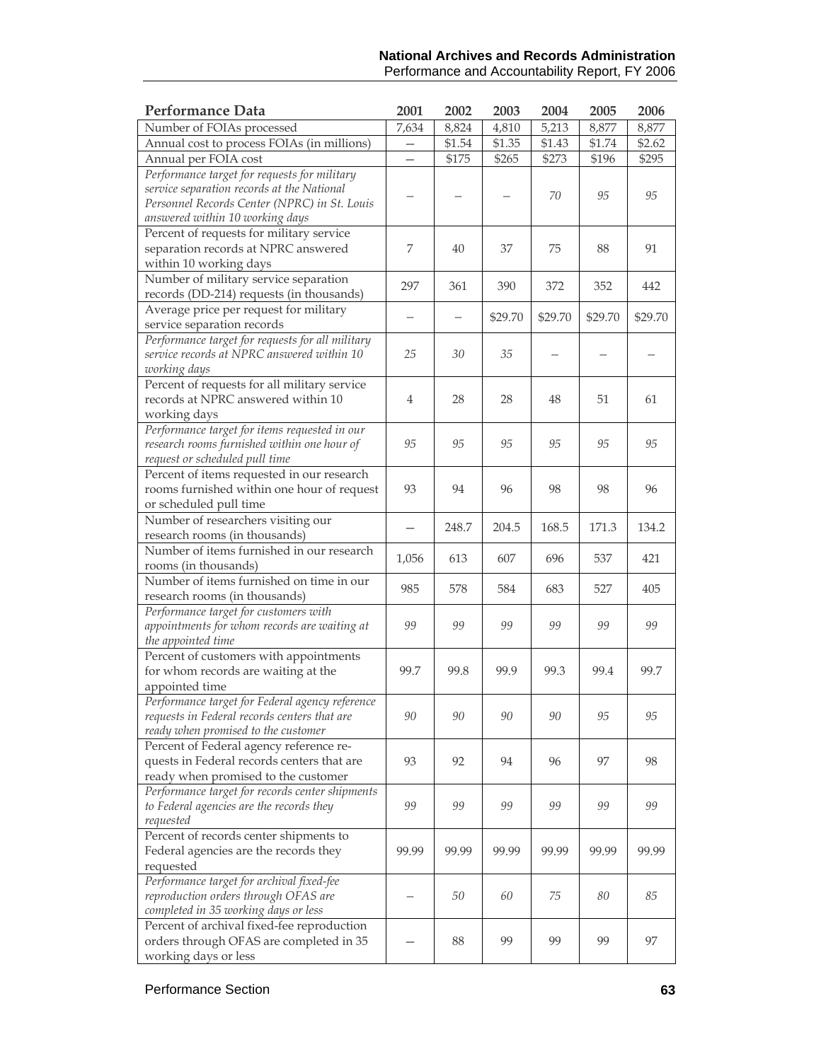| Performance Data | 2001 | 2002 | 2003 | 2004 | 2005 | 2006 |
| --- | --- | --- | --- | --- | --- | --- |
| Number of FOIAs processed | 7,634 | 8,824 | 4,810 | 5,213 | 8,877 | 8,877 |
| Annual cost to process FOIAs (in millions) | – | $1.54 | $1.35 | $1.43 | $1.74 | $2.62 |
| Annual per FOIA cost | – | $175 | $265 | $273 | $196 | $295 |
| *Performance target for requests for military service separation records at the National Personnel Records Center (NPRC) in St. Louis answered within 10 working days* | – | – | – | *70* | *95* | *95* |
| Percent of requests for military service separation records at NPRC answered within 10 working days | 7 | 40 | 37 | 75 | 88 | 91 |
| Number of military service separation records (DD-214) requests (in thousands) | 297 | 361 | 390 | 372 | 352 | 442 |
| Average price per request for military service separation records | – | – | $29.70 | $29.70 | $29.70 | $29.70 |
| *Performance target for requests for all military service records at NPRC answered within 10 working days* | *25* | *30* | *35* | – | – | – |
| Percent of requests for all military service records at NPRC answered within 10 working days | 4 | 28 | 28 | 48 | 51 | 61 |
| *Performance target for items requested in our research rooms furnished within one hour of request or scheduled pull time* | *95* | *95* | *95* | *95* | *95* | *95* |
| Percent of items requested in our research rooms furnished within one hour of request or scheduled pull time | 93 | 94 | 96 | 98 | 98 | 96 |
| Number of researchers visiting our research rooms (in thousands) | – | 248.7 | 204.5 | 168.5 | 171.3 | 134.2 |
| Number of items furnished in our research rooms (in thousands) | 1,056 | 613 | 607 | 696 | 537 | 421 |
| Number of items furnished on time in our research rooms (in thousands) | 985 | 578 | 584 | 683 | 527 | 405 |
| *Performance target for customers with appointments for whom records are waiting at the appointed time* | *99* | *99* | *99* | *99* | *99* | *99* |
| Percent of customers with appointments for whom records are waiting at the appointed time | 99.7 | 99.8 | 99.9 | 99.3 | 99.4 | 99.7 |
| *Performance target for Federal agency reference requests in Federal records centers that are ready when promised to the customer* | *90* | *90* | *90* | *90* | *95* | *95* |
| Percent of Federal agency reference requests in Federal records centers that are ready when promised to the customer | 93 | 92 | 94 | 96 | 97 | 98 |
| *Performance target for records center shipments to Federal agencies are the records they requested* | *99* | *99* | *99* | *99* | *99* | *99* |
| Percent of records center shipments to Federal agencies are the records they requested | 99.99 | 99.99 | 99.99 | 99.99 | 99.99 | 99.99 |
| *Performance target for archival fixed-fee reproduction orders through OFAS are completed in 35 working days or less* | – | *50* | *60* | *75* | *80* | *85* |
| Percent of archival fixed-fee reproduction orders through OFAS are completed in 35 working days or less | – | 88 | 99 | 99 | 99 | 97 |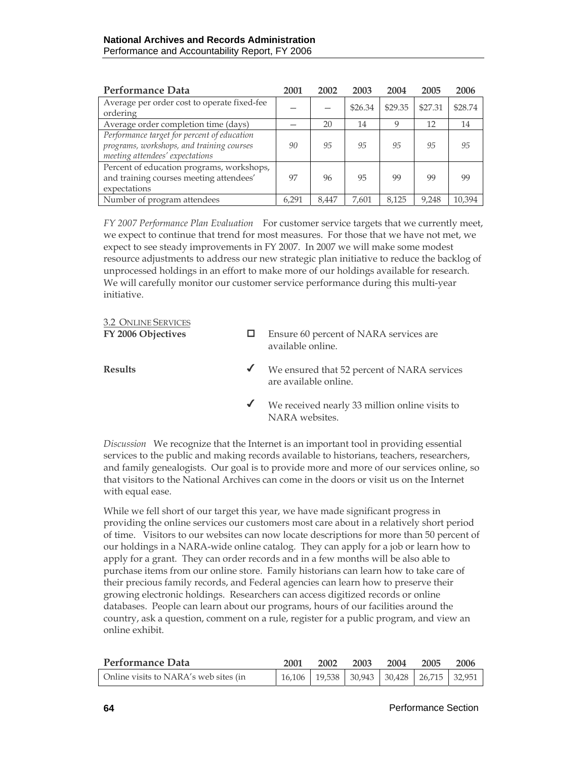| Performance Data | 2001 | 2002 | 2003 | 2004 | 2005 | 2006 |
|---|---|---|---|---|---|---|
| Average per order cost to operate fixed-fee ordering | — | — | $26.34 | $29.35 | $27.31 | $28.74 |
| Average order completion time (days) | — | 20 | 14 | 9 | 12 | 14 |
| *Performance target for percent of education programs, workshops, and training courses meeting attendees' expectations* | *90* | *95* | *95* | *95* | *95* | *95* |
| Percent of education programs, workshops, and training courses meeting attendees' expectations | 97 | 96 | 95 | 99 | 99 | 99 |
| Number of program attendees | 6,291 | 8,447 | 7,601 | 8,125 | 9,248 | 10,394 |

*FY 2007 Performance Plan Evaluation* For customer service targets that we currently meet, we expect to continue that trend for most measures. For those that we have not met, we expect to see steady improvements in FY 2007. In 2007 we will make some modest resource adjustments to address our new strategic plan initiative to reduce the backlog of unprocessed holdings in an effort to make more of our holdings available for research. We will carefully monitor our customer service performance during this multi-year initiative.

### 3.2 Online Services

**FY 2006 Objectives**

- ☐ Ensure 60 percent of NARA services are available online.

**Results**

- ✔ We ensured that 52 percent of NARA services are available online.
- ✔ We received nearly 33 million online visits to NARA websites.

*Discussion* We recognize that the Internet is an important tool in providing essential services to the public and making records available to historians, teachers, researchers, and family genealogists. Our goal is to provide more and more of our services online, so that visitors to the National Archives can come in the doors or visit us on the Internet with equal ease.

While we fell short of our target this year, we have made significant progress in providing the online services our customers most care about in a relatively short period of time. Visitors to our websites can now locate descriptions for more than 50 percent of our holdings in a NARA-wide online catalog. They can apply for a job or learn how to apply for a grant. They can order records and in a few months will be also able to purchase items from our online store. Family historians can learn how to take care of their precious family records, and Federal agencies can learn how to preserve their growing electronic holdings. Researchers can access digitized records or online databases. People can learn about our programs, hours of our facilities around the country, ask a question, comment on a rule, register for a public program, and view an online exhibit.

| Performance Data | 2001 | 2002 | 2003 | 2004 | 2005 | 2006 |
|---|---|---|---|---|---|---|
| Online visits to NARA's web sites (in | 16,106 | 19,538 | 30,943 | 30,428 | 26,715 | 32,951 |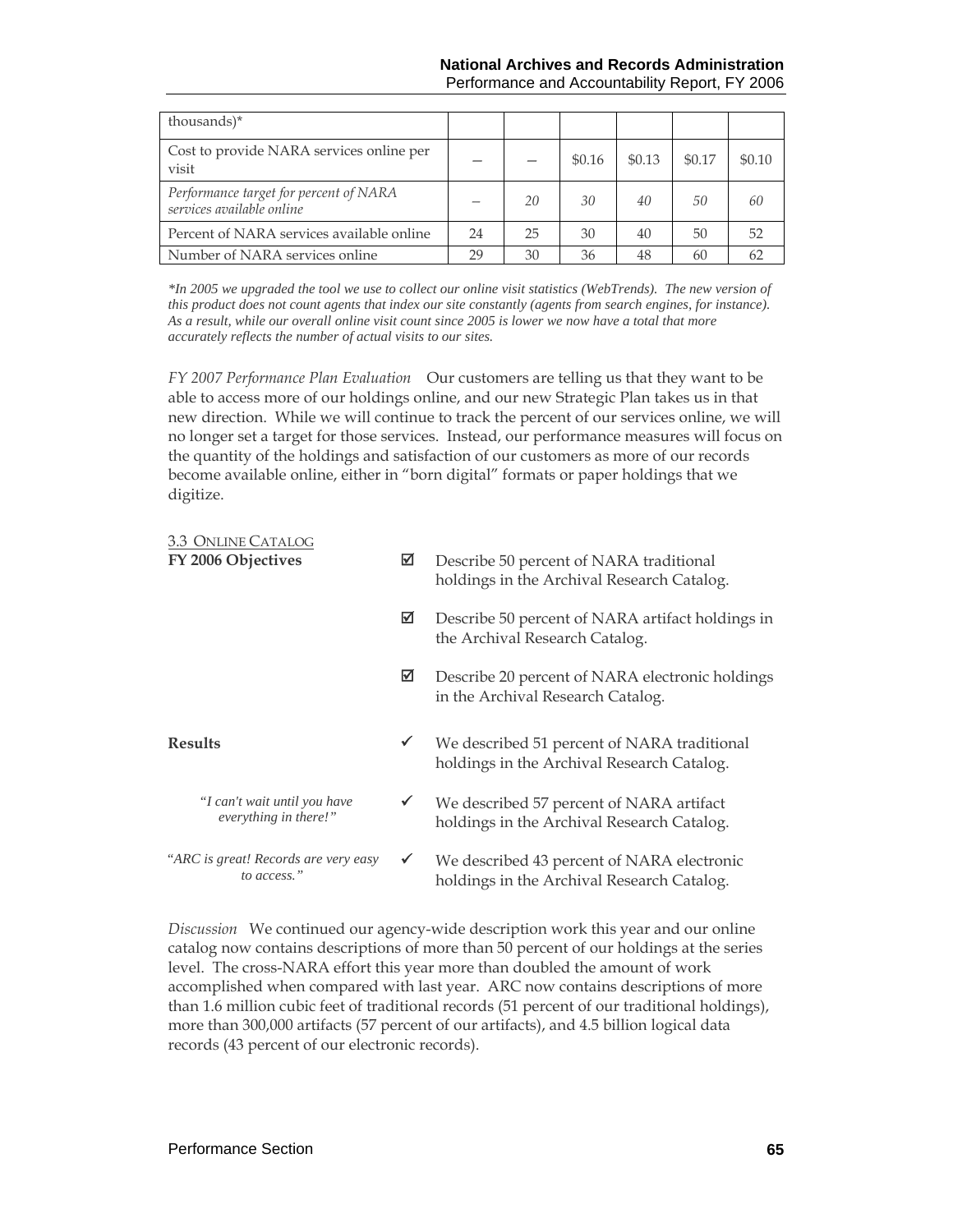| thousands)* | | | | | | |
|---|---|---|---|---|---|---|
| Cost to provide NARA services online per visit | – | – | $0.16 | $0.13 | $0.17 | $0.10 |
| *Performance target for percent of NARA services available online* | – | *20* | *30* | *40* | *50* | *60* |
| Percent of NARA services available online | 24 | 25 | 30 | 40 | 50 | 52 |
| Number of NARA services online | 29 | 30 | 36 | 48 | 60 | 62 |

*\*In 2005 we upgraded the tool we use to collect our online visit statistics (WebTrends). The new version of this product does not count agents that index our site constantly (agents from search engines, for instance). As a result, while our overall online visit count since 2005 is lower we now have a total that more accurately reflects the number of actual visits to our sites.*

*FY 2007 Performance Plan Evaluation* Our customers are telling us that they want to be able to access more of our holdings online, and our new Strategic Plan takes us in that new direction. While we will continue to track the percent of our services online, we will no longer set a target for those services. Instead, our performance measures will focus on the quantity of the holdings and satisfaction of our customers as more of our records become available online, either in "born digital" formats or paper holdings that we digitize.

### 3.3 Online Catalog

**FY 2006 Objectives**

- ☑ Describe 50 percent of NARA traditional holdings in the Archival Research Catalog.
- ☑ Describe 50 percent of NARA artifact holdings in the Archival Research Catalog.
- ☑ Describe 20 percent of NARA electronic holdings in the Archival Research Catalog.

**Results**

- ✓ We described 51 percent of NARA traditional holdings in the Archival Research Catalog.
- ✓ We described 57 percent of NARA artifact holdings in the Archival Research Catalog.
- ✓ We described 43 percent of NARA electronic holdings in the Archival Research Catalog.

*"I can't wait until you have everything in there!"*

*"ARC is great! Records are very easy to access."*

*Discussion* We continued our agency-wide description work this year and our online catalog now contains descriptions of more than 50 percent of our holdings at the series level. The cross-NARA effort this year more than doubled the amount of work accomplished when compared with last year. ARC now contains descriptions of more than 1.6 million cubic feet of traditional records (51 percent of our traditional holdings), more than 300,000 artifacts (57 percent of our artifacts), and 4.5 billion logical data records (43 percent of our electronic records).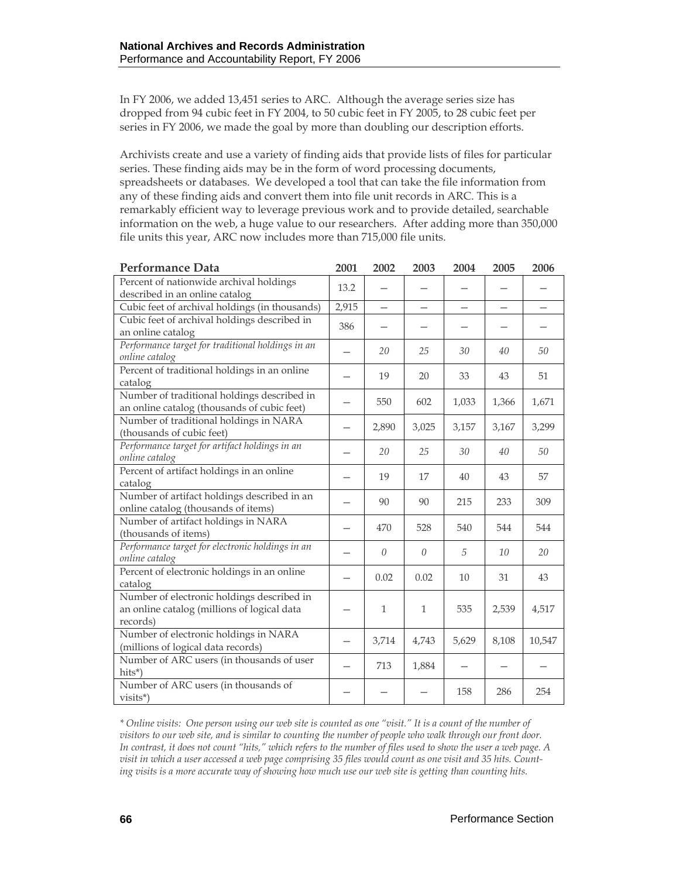In FY 2006, we added 13,451 series to ARC. Although the average series size has dropped from 94 cubic feet in FY 2004, to 50 cubic feet in FY 2005, to 28 cubic feet per series in FY 2006, we made the goal by more than doubling our description efforts.

Archivists create and use a variety of finding aids that provide lists of files for particular series. These finding aids may be in the form of word processing documents, spreadsheets or databases. We developed a tool that can take the file information from any of these finding aids and convert them into file unit records in ARC. This is a remarkably efficient way to leverage previous work and to provide detailed, searchable information on the web, a huge value to our researchers. After adding more than 350,000 file units this year, ARC now includes more than 715,000 file units.

| Performance Data | 2001 | 2002 | 2003 | 2004 | 2005 | 2006 |
|---|---|---|---|---|---|---|
| Percent of nationwide archival holdings described in an online catalog | 13.2 | — | — | — | — | — |
| Cubic feet of archival holdings (in thousands) | 2,915 | — | — | — | — | — |
| Cubic feet of archival holdings described in an online catalog | 386 | — | — | — | — | — |
| *Performance target for traditional holdings in an online catalog* | — | *20* | *25* | *30* | *40* | *50* |
| Percent of traditional holdings in an online catalog | — | 19 | 20 | 33 | 43 | 51 |
| Number of traditional holdings described in an online catalog (thousands of cubic feet) | — | 550 | 602 | 1,033 | 1,366 | 1,671 |
| Number of traditional holdings in NARA (thousands of cubic feet) | — | 2,890 | 3,025 | 3,157 | 3,167 | 3,299 |
| *Performance target for artifact holdings in an online catalog* | — | *20* | *25* | *30* | *40* | *50* |
| Percent of artifact holdings in an online catalog | — | 19 | 17 | 40 | 43 | 57 |
| Number of artifact holdings described in an online catalog (thousands of items) | — | 90 | 90 | 215 | 233 | 309 |
| Number of artifact holdings in NARA (thousands of items) | — | 470 | 528 | 540 | 544 | 544 |
| *Performance target for electronic holdings in an online catalog* | — | *0* | *0* | *5* | *10* | *20* |
| Percent of electronic holdings in an online catalog | — | 0.02 | 0.02 | 10 | 31 | 43 |
| Number of electronic holdings described in an online catalog (millions of logical data records) | — | 1 | 1 | 535 | 2,539 | 4,517 |
| Number of electronic holdings in NARA (millions of logical data records) | — | 3,714 | 4,743 | 5,629 | 8,108 | 10,547 |
| Number of ARC users (in thousands of user hits*) | — | 713 | 1,884 | — | — | — |
| Number of ARC users (in thousands of visits*) | — | — | — | 158 | 286 | 254 |

*\* Online visits: One person using our web site is counted as one "visit." It is a count of the number of visitors to our web site, and is similar to counting the number of people who walk through our front door. In contrast, it does not count "hits," which refers to the number of files used to show the user a web page. A visit in which a user accessed a web page comprising 35 files would count as one visit and 35 hits. Counting visits is a more accurate way of showing how much use our web site is getting than counting hits.*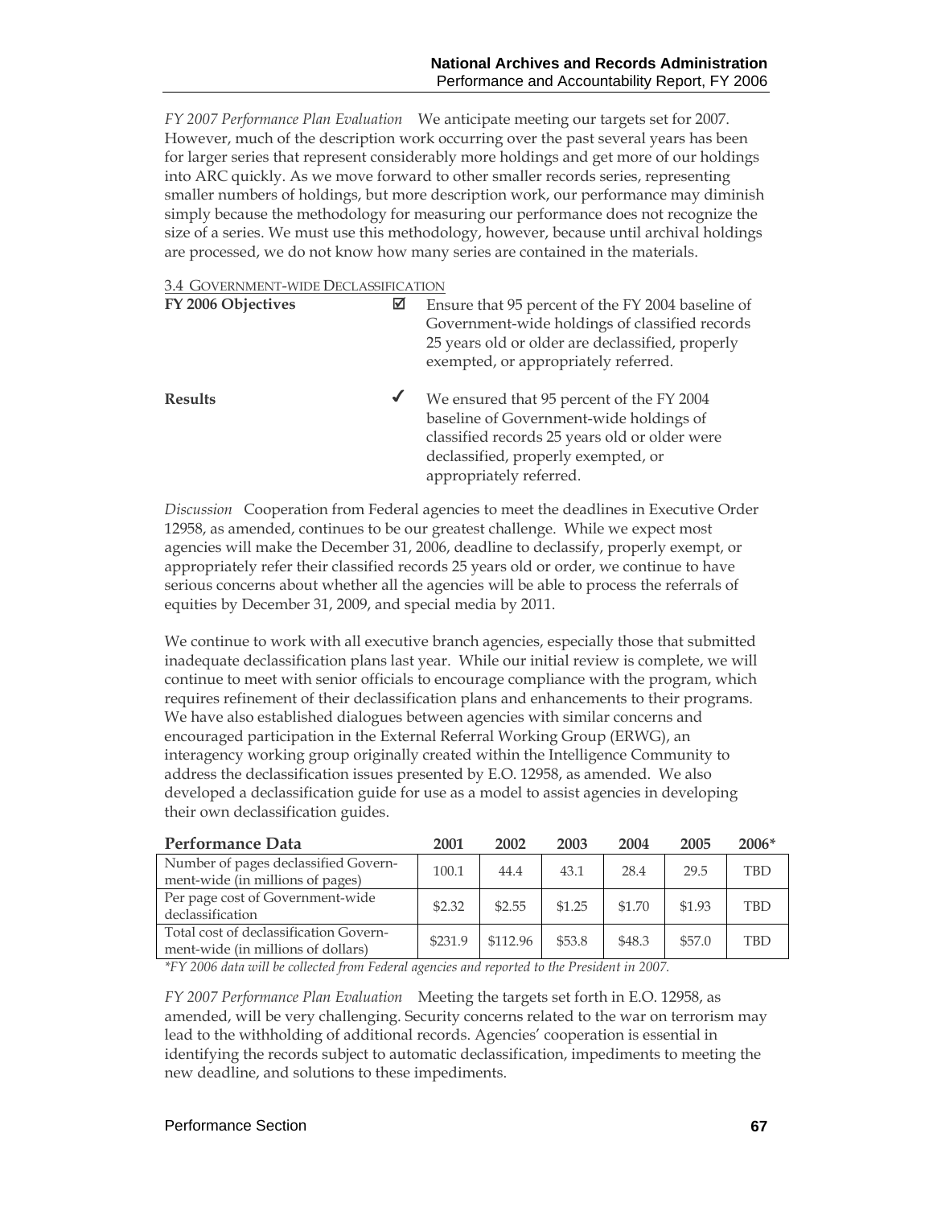*FY 2007 Performance Plan Evaluation* We anticipate meeting our targets set for 2007. However, much of the description work occurring over the past several years has been for larger series that represent considerably more holdings and get more of our holdings into ARC quickly. As we move forward to other smaller records series, representing smaller numbers of holdings, but more description work, our performance may diminish simply because the methodology for measuring our performance does not recognize the size of a series. We must use this methodology, however, because until archival holdings are processed, we do not know how many series are contained in the materials.

### 3.4 Government-wide Declassification

**FY 2006 Objectives** ☑ Ensure that 95 percent of the FY 2004 baseline of Government-wide holdings of classified records 25 years old or older are declassified, properly exempted, or appropriately referred.

**Results** ✓ We ensured that 95 percent of the FY 2004 baseline of Government-wide holdings of classified records 25 years old or older were declassified, properly exempted, or appropriately referred.

*Discussion* Cooperation from Federal agencies to meet the deadlines in Executive Order 12958, as amended, continues to be our greatest challenge. While we expect most agencies will make the December 31, 2006, deadline to declassify, properly exempt, or appropriately refer their classified records 25 years old or order, we continue to have serious concerns about whether all the agencies will be able to process the referrals of equities by December 31, 2009, and special media by 2011.

We continue to work with all executive branch agencies, especially those that submitted inadequate declassification plans last year. While our initial review is complete, we will continue to meet with senior officials to encourage compliance with the program, which requires refinement of their declassification plans and enhancements to their programs. We have also established dialogues between agencies with similar concerns and encouraged participation in the External Referral Working Group (ERWG), an interagency working group originally created within the Intelligence Community to address the declassification issues presented by E.O. 12958, as amended. We also developed a declassification guide for use as a model to assist agencies in developing their own declassification guides.

| Performance Data | 2001 | 2002 | 2003 | 2004 | 2005 | 2006* |
|---|---|---|---|---|---|---|
| Number of pages declassified Government-wide (in millions of pages) | 100.1 | 44.4 | 43.1 | 28.4 | 29.5 | TBD |
| Per page cost of Government-wide declassification | $2.32 | $2.55 | $1.25 | $1.70 | $1.93 | TBD |
| Total cost of declassification Government-wide (in millions of dollars) | $231.9 | $112.96 | $53.8 | $48.3 | $57.0 | TBD |

*\*FY 2006 data will be collected from Federal agencies and reported to the President in 2007.*

*FY 2007 Performance Plan Evaluation* Meeting the targets set forth in E.O. 12958, as amended, will be very challenging. Security concerns related to the war on terrorism may lead to the withholding of additional records. Agencies' cooperation is essential in identifying the records subject to automatic declassification, impediments to meeting the new deadline, and solutions to these impediments.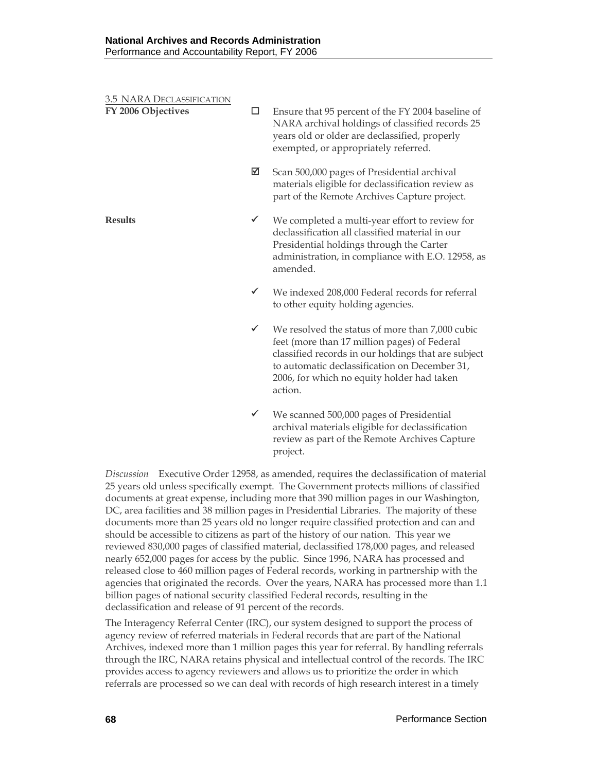### 3.5 NARA Declassification

**FY 2006 Objectives**

- ☐ Ensure that 95 percent of the FY 2004 baseline of NARA archival holdings of classified records 25 years old or older are declassified, properly exempted, or appropriately referred.
- ☑ Scan 500,000 pages of Presidential archival materials eligible for declassification review as part of the Remote Archives Capture project.

**Results**

- ✓ We completed a multi-year effort to review for declassification all classified material in our Presidential holdings through the Carter administration, in compliance with E.O. 12958, as amended.
- ✓ We indexed 208,000 Federal records for referral to other equity holding agencies.
- ✓ We resolved the status of more than 7,000 cubic feet (more than 17 million pages) of Federal classified records in our holdings that are subject to automatic declassification on December 31, 2006, for which no equity holder had taken action.
- ✓ We scanned 500,000 pages of Presidential archival materials eligible for declassification review as part of the Remote Archives Capture project.

*Discussion* Executive Order 12958, as amended, requires the declassification of material 25 years old unless specifically exempt. The Government protects millions of classified documents at great expense, including more that 390 million pages in our Washington, DC, area facilities and 38 million pages in Presidential Libraries. The majority of these documents more than 25 years old no longer require classified protection and can and should be accessible to citizens as part of the history of our nation. This year we reviewed 830,000 pages of classified material, declassified 178,000 pages, and released nearly 652,000 pages for access by the public. Since 1996, NARA has processed and released close to 460 million pages of Federal records, working in partnership with the agencies that originated the records. Over the years, NARA has processed more than 1.1 billion pages of national security classified Federal records, resulting in the declassification and release of 91 percent of the records.

The Interagency Referral Center (IRC), our system designed to support the process of agency review of referred materials in Federal records that are part of the National Archives, indexed more than 1 million pages this year for referral. By handling referrals through the IRC, NARA retains physical and intellectual control of the records. The IRC provides access to agency reviewers and allows us to prioritize the order in which referrals are processed so we can deal with records of high research interest in a timely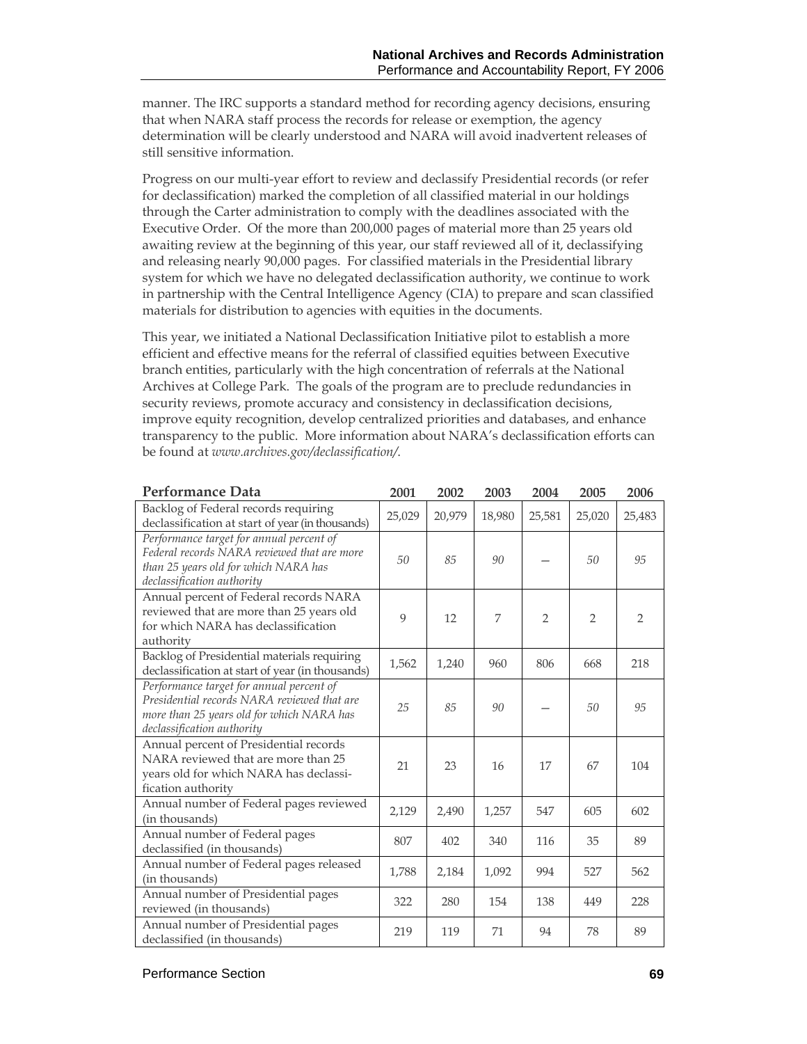manner. The IRC supports a standard method for recording agency decisions, ensuring that when NARA staff process the records for release or exemption, the agency determination will be clearly understood and NARA will avoid inadvertent releases of still sensitive information.

Progress on our multi-year effort to review and declassify Presidential records (or refer for declassification) marked the completion of all classified material in our holdings through the Carter administration to comply with the deadlines associated with the Executive Order. Of the more than 200,000 pages of material more than 25 years old awaiting review at the beginning of this year, our staff reviewed all of it, declassifying and releasing nearly 90,000 pages. For classified materials in the Presidential library system for which we have no delegated declassification authority, we continue to work in partnership with the Central Intelligence Agency (CIA) to prepare and scan classified materials for distribution to agencies with equities in the documents.

This year, we initiated a National Declassification Initiative pilot to establish a more efficient and effective means for the referral of classified equities between Executive branch entities, particularly with the high concentration of referrals at the National Archives at College Park. The goals of the program are to preclude redundancies in security reviews, promote accuracy and consistency in declassification decisions, improve equity recognition, develop centralized priorities and databases, and enhance transparency to the public. More information about NARA's declassification efforts can be found at *www.archives.gov/declassification/*.

| Performance Data | 2001 | 2002 | 2003 | 2004 | 2005 | 2006 |
|---|---|---|---|---|---|---|
| Backlog of Federal records requiring declassification at start of year (in thousands) | 25,029 | 20,979 | 18,980 | 25,581 | 25,020 | 25,483 |
| *Performance target for annual percent of Federal records NARA reviewed that are more than 25 years old for which NARA has declassification authority* | *50* | *85* | *90* | — | *50* | *95* |
| Annual percent of Federal records NARA reviewed that are more than 25 years old for which NARA has declassification authority | 9 | 12 | 7 | 2 | 2 | 2 |
| Backlog of Presidential materials requiring declassification at start of year (in thousands) | 1,562 | 1,240 | 960 | 806 | 668 | 218 |
| *Performance target for annual percent of Presidential records NARA reviewed that are more than 25 years old for which NARA has declassification authority* | *25* | *85* | *90* | — | *50* | *95* |
| Annual percent of Presidential records NARA reviewed that are more than 25 years old for which NARA has declassification authority | 21 | 23 | 16 | 17 | 67 | 104 |
| Annual number of Federal pages reviewed (in thousands) | 2,129 | 2,490 | 1,257 | 547 | 605 | 602 |
| Annual number of Federal pages declassified (in thousands) | 807 | 402 | 340 | 116 | 35 | 89 |
| Annual number of Federal pages released (in thousands) | 1,788 | 2,184 | 1,092 | 994 | 527 | 562 |
| Annual number of Presidential pages reviewed (in thousands) | 322 | 280 | 154 | 138 | 449 | 228 |
| Annual number of Presidential pages declassified (in thousands) | 219 | 119 | 71 | 94 | 78 | 89 |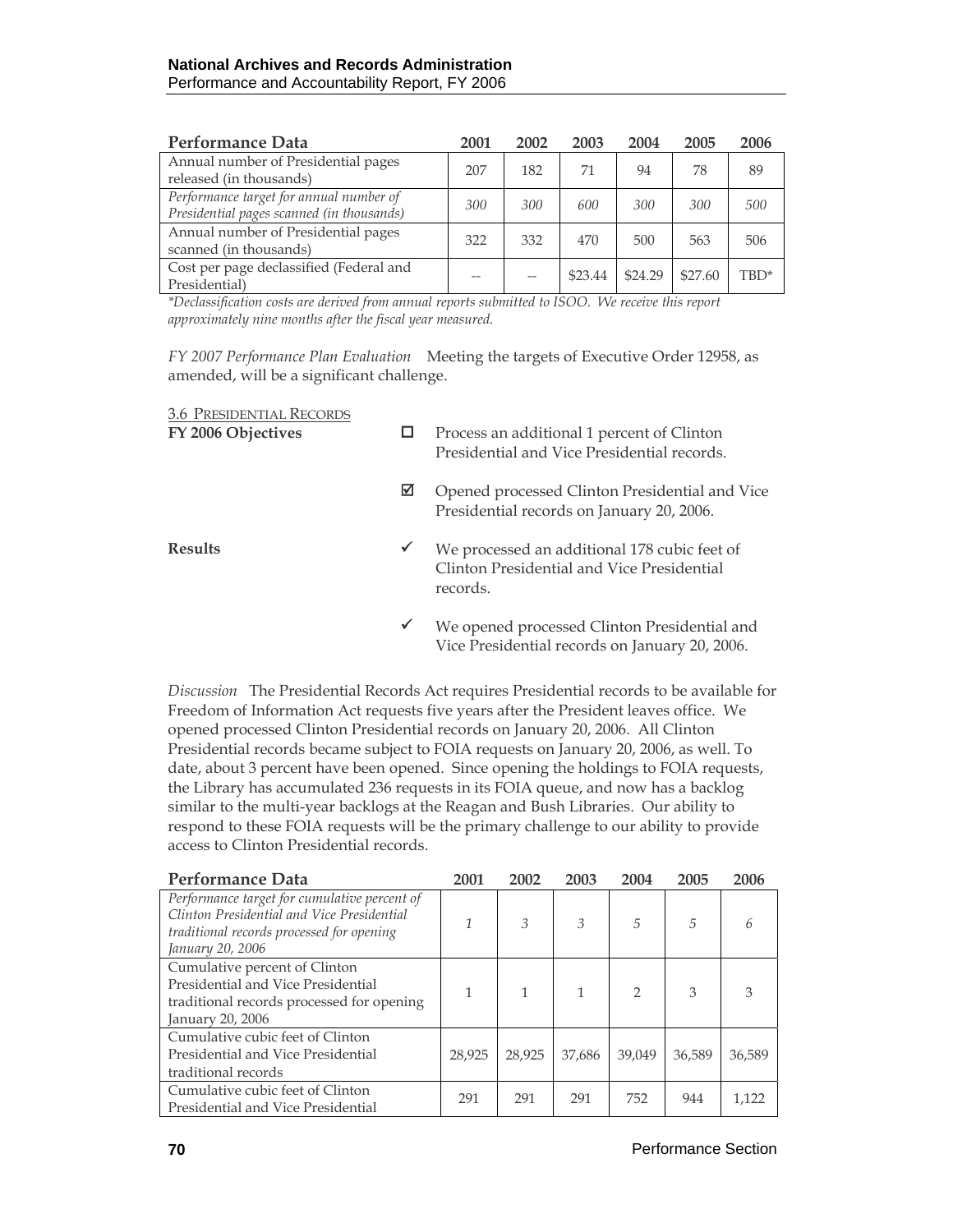| Performance Data | 2001 | 2002 | 2003 | 2004 | 2005 | 2006 |
|---|---|---|---|---|---|---|
| Annual number of Presidential pages released (in thousands) | 207 | 182 | 71 | 94 | 78 | 89 |
| *Performance target for annual number of Presidential pages scanned (in thousands)* | *300* | *300* | *600* | *300* | *300* | *500* |
| Annual number of Presidential pages scanned (in thousands) | 322 | 332 | 470 | 500 | 563 | 506 |
| Cost per page declassified (Federal and Presidential) | -- | -- | $23.44 | $24.29 | $27.60 | TBD* |

*\*Declassification costs are derived from annual reports submitted to ISOO. We receive this report approximately nine months after the fiscal year measured.*

*FY 2007 Performance Plan Evaluation* Meeting the targets of Executive Order 12958, as amended, will be a significant challenge.

3.6 PRESIDENTIAL RECORDS

**FY 2006 Objectives**

- ☐ Process an additional 1 percent of Clinton Presidential and Vice Presidential records.
- ☑ Opened processed Clinton Presidential and Vice Presidential records on January 20, 2006.

**Results**

- ✓ We processed an additional 178 cubic feet of Clinton Presidential and Vice Presidential records.
- ✓ We opened processed Clinton Presidential and Vice Presidential records on January 20, 2006.

*Discussion* The Presidential Records Act requires Presidential records to be available for Freedom of Information Act requests five years after the President leaves office. We opened processed Clinton Presidential records on January 20, 2006. All Clinton Presidential records became subject to FOIA requests on January 20, 2006, as well. To date, about 3 percent have been opened. Since opening the holdings to FOIA requests, the Library has accumulated 236 requests in its FOIA queue, and now has a backlog similar to the multi-year backlogs at the Reagan and Bush Libraries. Our ability to respond to these FOIA requests will be the primary challenge to our ability to provide access to Clinton Presidential records.

| Performance Data | 2001 | 2002 | 2003 | 2004 | 2005 | 2006 |
|---|---|---|---|---|---|---|
| *Performance target for cumulative percent of Clinton Presidential and Vice Presidential traditional records processed for opening January 20, 2006* | *1* | *3* | *3* | *5* | *5* | *6* |
| Cumulative percent of Clinton Presidential and Vice Presidential traditional records processed for opening January 20, 2006 | 1 | 1 | 1 | 2 | 3 | 3 |
| Cumulative cubic feet of Clinton Presidential and Vice Presidential traditional records | 28,925 | 28,925 | 37,686 | 39,049 | 36,589 | 36,589 |
| Cumulative cubic feet of Clinton Presidential and Vice Presidential | 291 | 291 | 291 | 752 | 944 | 1,122 |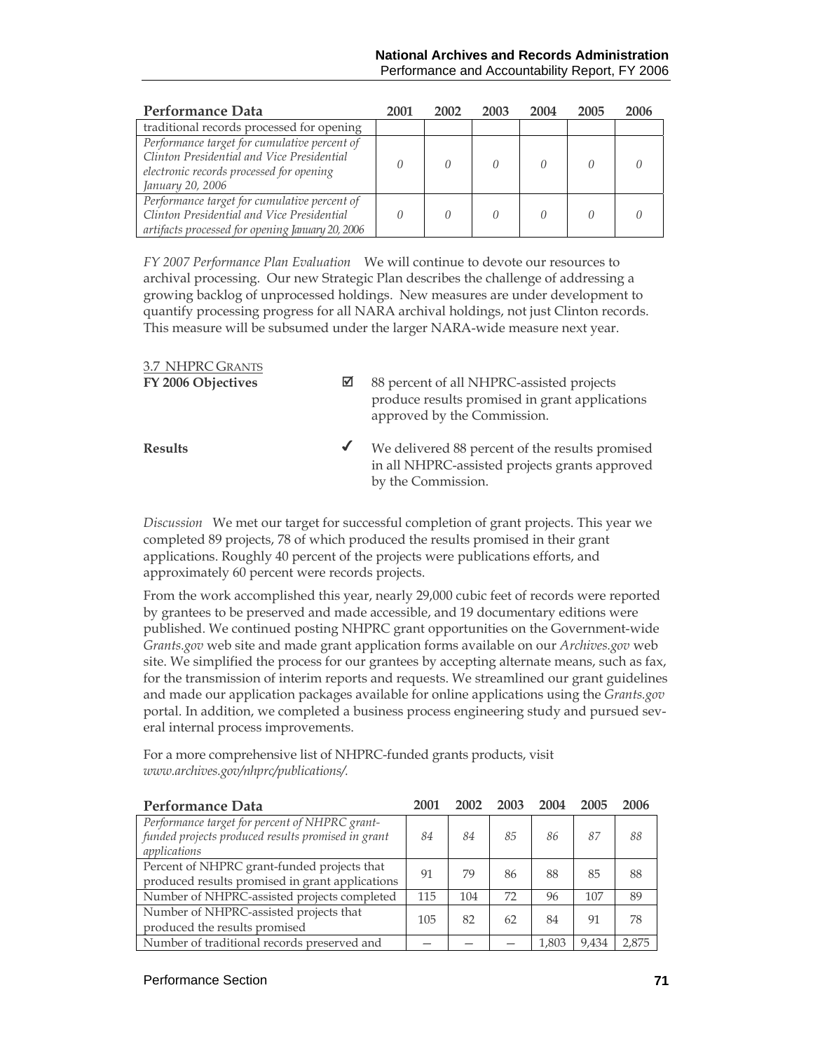| Performance Data | 2001 | 2002 | 2003 | 2004 | 2005 | 2006 |
|---|---|---|---|---|---|---|
| traditional records processed for opening | | | | | | |
| *Performance target for cumulative percent of Clinton Presidential and Vice Presidential electronic records processed for opening January 20, 2006* | *0* | *0* | *0* | *0* | *0* | *0* |
| *Performance target for cumulative percent of Clinton Presidential and Vice Presidential artifacts processed for opening January 20, 2006* | *0* | *0* | *0* | *0* | *0* | *0* |

*FY 2007 Performance Plan Evaluation* We will continue to devote our resources to archival processing. Our new Strategic Plan describes the challenge of addressing a growing backlog of unprocessed holdings. New measures are under development to quantify processing progress for all NARA archival holdings, not just Clinton records. This measure will be subsumed under the larger NARA-wide measure next year.

### 3.7 NHPRC GRANTS

**FY 2006 Objectives**

☑ 88 percent of all NHPRC-assisted projects produce results promised in grant applications approved by the Commission.

**Results**

✓ We delivered 88 percent of the results promised in all NHPRC-assisted projects grants approved by the Commission.

*Discussion* We met our target for successful completion of grant projects. This year we completed 89 projects, 78 of which produced the results promised in their grant applications. Roughly 40 percent of the projects were publications efforts, and approximately 60 percent were records projects.

From the work accomplished this year, nearly 29,000 cubic feet of records were reported by grantees to be preserved and made accessible, and 19 documentary editions were published. We continued posting NHPRC grant opportunities on the Government-wide *Grants.gov* web site and made grant application forms available on our *Archives.gov* web site. We simplified the process for our grantees by accepting alternate means, such as fax, for the transmission of interim reports and requests. We streamlined our grant guidelines and made our application packages available for online applications using the *Grants.gov* portal. In addition, we completed a business process engineering study and pursued several internal process improvements.

For a more comprehensive list of NHPRC-funded grants products, visit *www.archives.gov/nhprc/publications/.*

| Performance Data | 2001 | 2002 | 2003 | 2004 | 2005 | 2006 |
|---|---|---|---|---|---|---|
| *Performance target for percent of NHPRC grant-funded projects produced results promised in grant applications* | *84* | *84* | *85* | *86* | *87* | *88* |
| Percent of NHPRC grant-funded projects that produced results promised in grant applications | 91 | 79 | 86 | 88 | 85 | 88 |
| Number of NHPRC-assisted projects completed | 115 | 104 | 72 | 96 | 107 | 89 |
| Number of NHPRC-assisted projects that produced the results promised | 105 | 82 | 62 | 84 | 91 | 78 |
| Number of traditional records preserved and | — | — | — | 1,803 | 9,434 | 2,875 |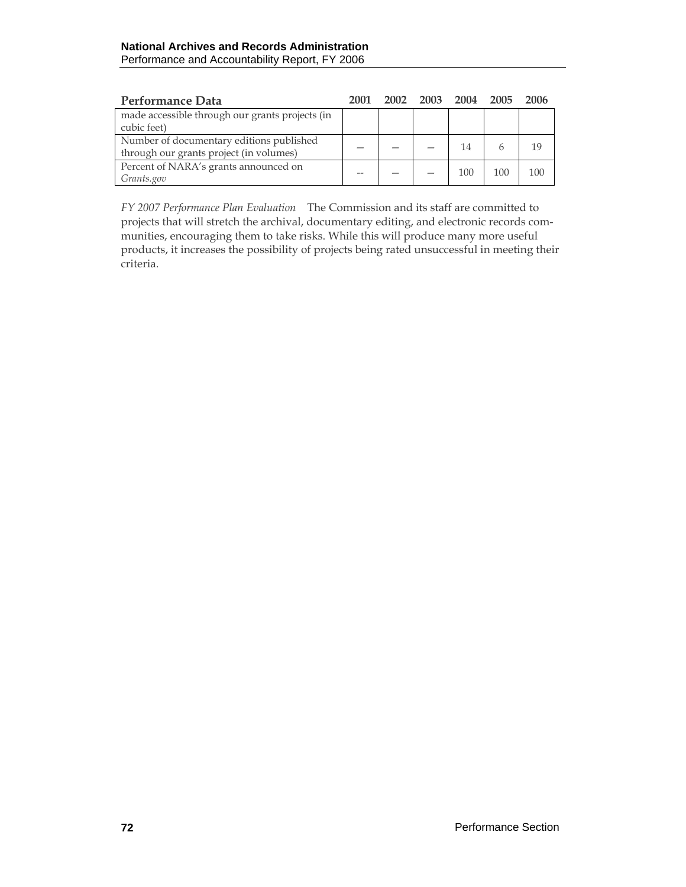| Performance Data | 2001 | 2002 | 2003 | 2004 | 2005 | 2006 |
|---|---|---|---|---|---|---|
| made accessible through our grants projects (in cubic feet) | | | | | | |
| Number of documentary editions published through our grants project (in volumes) | — | — | — | 14 | 6 | 19 |
| Percent of NARA's grants announced on *Grants.gov* | -- | — | — | 100 | 100 | 100 |

*FY 2007 Performance Plan Evaluation* The Commission and its staff are committed to projects that will stretch the archival, documentary editing, and electronic records communities, encouraging them to take risks. While this will produce many more useful products, it increases the possibility of projects being rated unsuccessful in meeting their criteria.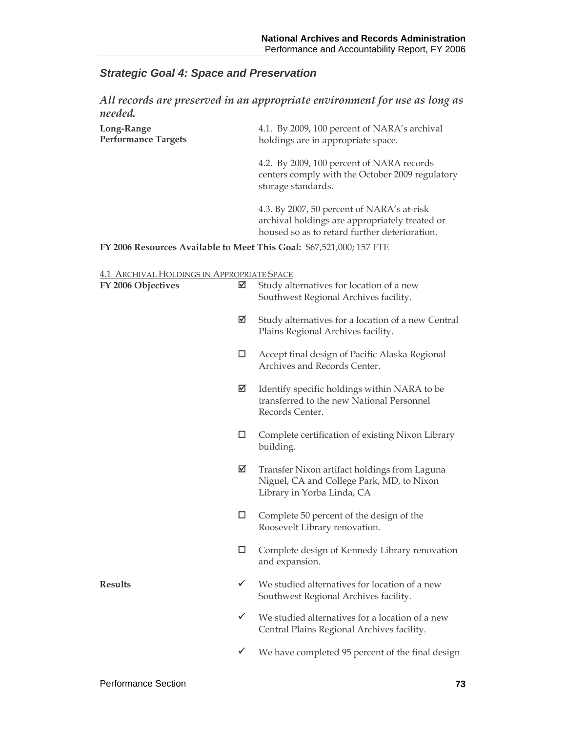## *Strategic Goal 4: Space and Preservation*

### *All records are preserved in an appropriate environment for use as long as needed.*

**Long-Range Performance Targets**

4.1. By 2009, 100 percent of NARA's archival holdings are in appropriate space.

4.2. By 2009, 100 percent of NARA records centers comply with the October 2009 regulatory storage standards.

4.3. By 2007, 50 percent of NARA's at-risk archival holdings are appropriately treated or housed so as to retard further deterioration.

**FY 2006 Resources Available to Meet This Goal:** $67,521,000; 157 FTE

4.1 ARCHIVAL HOLDINGS IN APPROPRIATE SPACE

**FY 2006 Objectives**

- ☑ Study alternatives for location of a new Southwest Regional Archives facility.
- ☑ Study alternatives for a location of a new Central Plains Regional Archives facility.
- ☐ Accept final design of Pacific Alaska Regional Archives and Records Center.
- ☑ Identify specific holdings within NARA to be transferred to the new National Personnel Records Center.
- ☐ Complete certification of existing Nixon Library building.
- ☑ Transfer Nixon artifact holdings from Laguna Niguel, CA and College Park, MD, to Nixon Library in Yorba Linda, CA
- ☐ Complete 50 percent of the design of the Roosevelt Library renovation.
- ☐ Complete design of Kennedy Library renovation and expansion.

**Results**

- ✓ We studied alternatives for location of a new Southwest Regional Archives facility.
- ✓ We studied alternatives for a location of a new Central Plains Regional Archives facility.
- ✓ We have completed 95 percent of the final design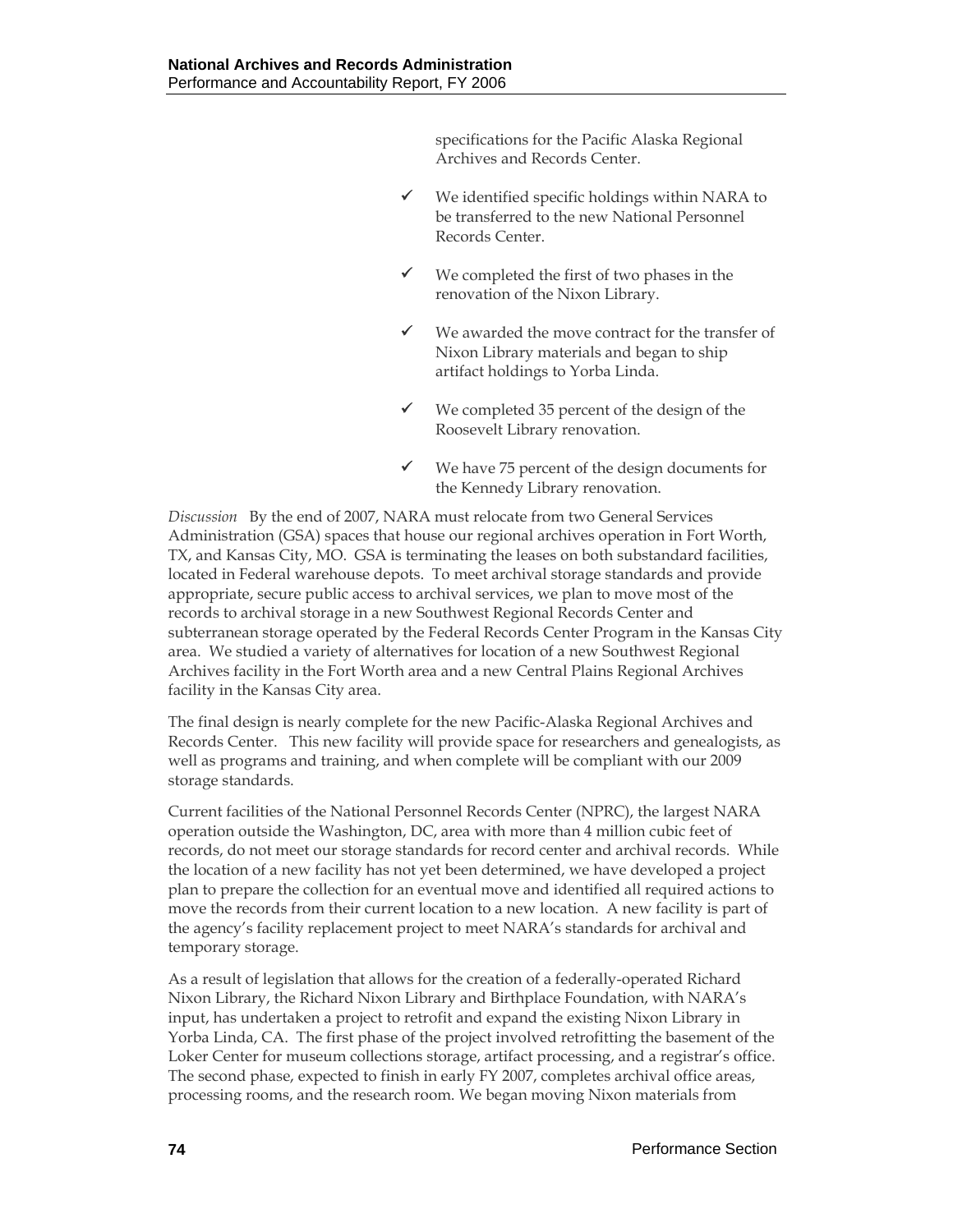specifications for the Pacific Alaska Regional Archives and Records Center.

- ✓ We identified specific holdings within NARA to be transferred to the new National Personnel Records Center.
- ✓ We completed the first of two phases in the renovation of the Nixon Library.
- ✓ We awarded the move contract for the transfer of Nixon Library materials and began to ship artifact holdings to Yorba Linda.
- ✓ We completed 35 percent of the design of the Roosevelt Library renovation.
- ✓ We have 75 percent of the design documents for the Kennedy Library renovation.

*Discussion* By the end of 2007, NARA must relocate from two General Services Administration (GSA) spaces that house our regional archives operation in Fort Worth, TX, and Kansas City, MO. GSA is terminating the leases on both substandard facilities, located in Federal warehouse depots. To meet archival storage standards and provide appropriate, secure public access to archival services, we plan to move most of the records to archival storage in a new Southwest Regional Records Center and subterranean storage operated by the Federal Records Center Program in the Kansas City area. We studied a variety of alternatives for location of a new Southwest Regional Archives facility in the Fort Worth area and a new Central Plains Regional Archives facility in the Kansas City area.

The final design is nearly complete for the new Pacific-Alaska Regional Archives and Records Center. This new facility will provide space for researchers and genealogists, as well as programs and training, and when complete will be compliant with our 2009 storage standards.

Current facilities of the National Personnel Records Center (NPRC), the largest NARA operation outside the Washington, DC, area with more than 4 million cubic feet of records, do not meet our storage standards for record center and archival records. While the location of a new facility has not yet been determined, we have developed a project plan to prepare the collection for an eventual move and identified all required actions to move the records from their current location to a new location. A new facility is part of the agency's facility replacement project to meet NARA's standards for archival and temporary storage.

As a result of legislation that allows for the creation of a federally-operated Richard Nixon Library, the Richard Nixon Library and Birthplace Foundation, with NARA's input, has undertaken a project to retrofit and expand the existing Nixon Library in Yorba Linda, CA. The first phase of the project involved retrofitting the basement of the Loker Center for museum collections storage, artifact processing, and a registrar's office. The second phase, expected to finish in early FY 2007, completes archival office areas, processing rooms, and the research room. We began moving Nixon materials from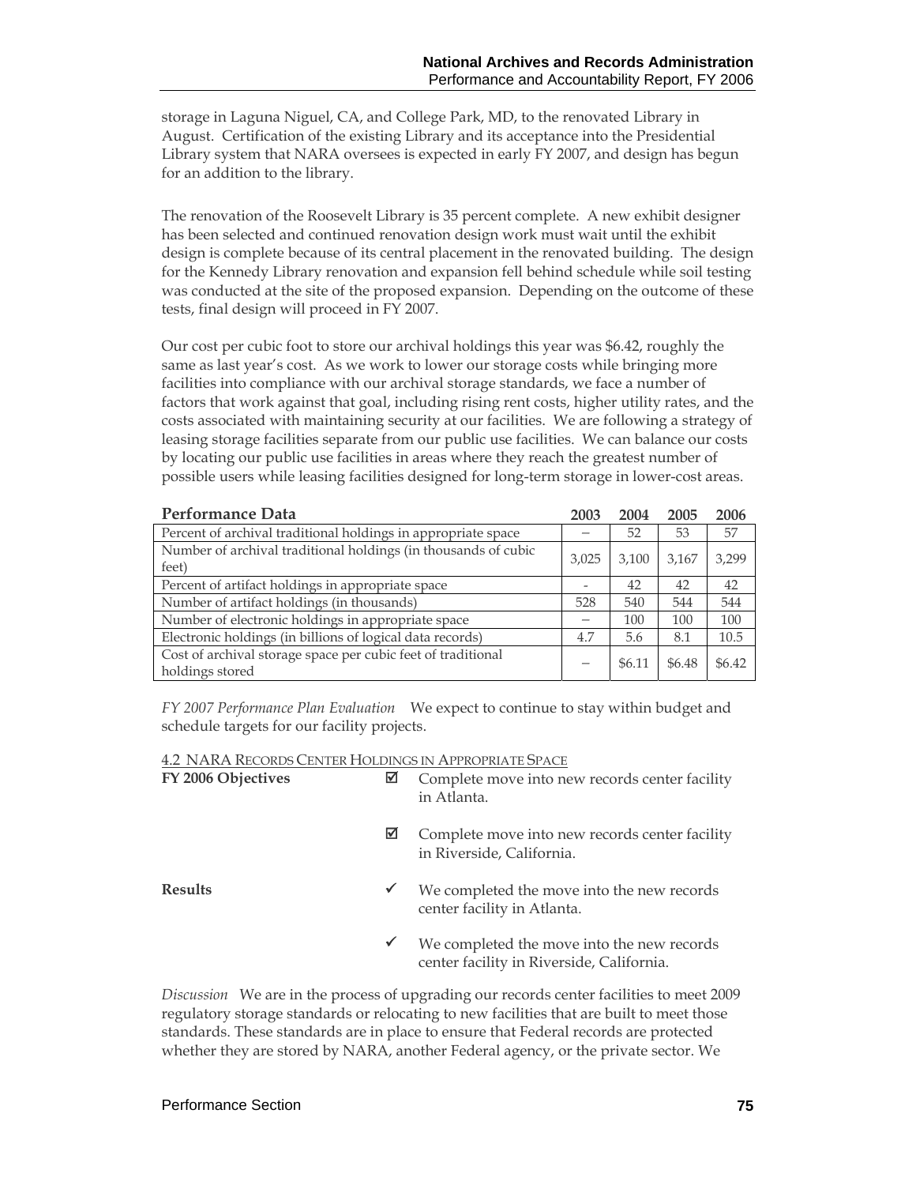storage in Laguna Niguel, CA, and College Park, MD, to the renovated Library in August. Certification of the existing Library and its acceptance into the Presidential Library system that NARA oversees is expected in early FY 2007, and design has begun for an addition to the library.

The renovation of the Roosevelt Library is 35 percent complete. A new exhibit designer has been selected and continued renovation design work must wait until the exhibit design is complete because of its central placement in the renovated building. The design for the Kennedy Library renovation and expansion fell behind schedule while soil testing was conducted at the site of the proposed expansion. Depending on the outcome of these tests, final design will proceed in FY 2007.

Our cost per cubic foot to store our archival holdings this year was $6.42, roughly the same as last year's cost. As we work to lower our storage costs while bringing more facilities into compliance with our archival storage standards, we face a number of factors that work against that goal, including rising rent costs, higher utility rates, and the costs associated with maintaining security at our facilities. We are following a strategy of leasing storage facilities separate from our public use facilities. We can balance our costs by locating our public use facilities in areas where they reach the greatest number of possible users while leasing facilities designed for long-term storage in lower-cost areas.

| **Performance Data** | **2003** | **2004** | **2005** | **2006** |
|---|---|---|---|---|
| Percent of archival traditional holdings in appropriate space | -- | 52 | 53 | 57 |
| Number of archival traditional holdings (in thousands of cubic feet) | 3,025 | 3,100 | 3,167 | 3,299 |
| Percent of artifact holdings in appropriate space | - | 42 | 42 | 42 |
| Number of artifact holdings (in thousands) | 528 | 540 | 544 | 544 |
| Number of electronic holdings in appropriate space | -- | 100 | 100 | 100 |
| Electronic holdings (in billions of logical data records) | 4.7 | 5.6 | 8.1 | 10.5 |
| Cost of archival storage space per cubic feet of traditional holdings stored | -- | $6.11 | $6.48 | $6.42 |

*FY 2007 Performance Plan Evaluation* We expect to continue to stay within budget and schedule targets for our facility projects.

4.2 NARA Records Center Holdings in Appropriate Space

**FY 2006 Objectives**

- ☑ Complete move into new records center facility in Atlanta.
- ☑ Complete move into new records center facility in Riverside, California.

**Results**

- ✓ We completed the move into the new records center facility in Atlanta.
- ✓ We completed the move into the new records center facility in Riverside, California.

*Discussion* We are in the process of upgrading our records center facilities to meet 2009 regulatory storage standards or relocating to new facilities that are built to meet those standards. These standards are in place to ensure that Federal records are protected whether they are stored by NARA, another Federal agency, or the private sector. We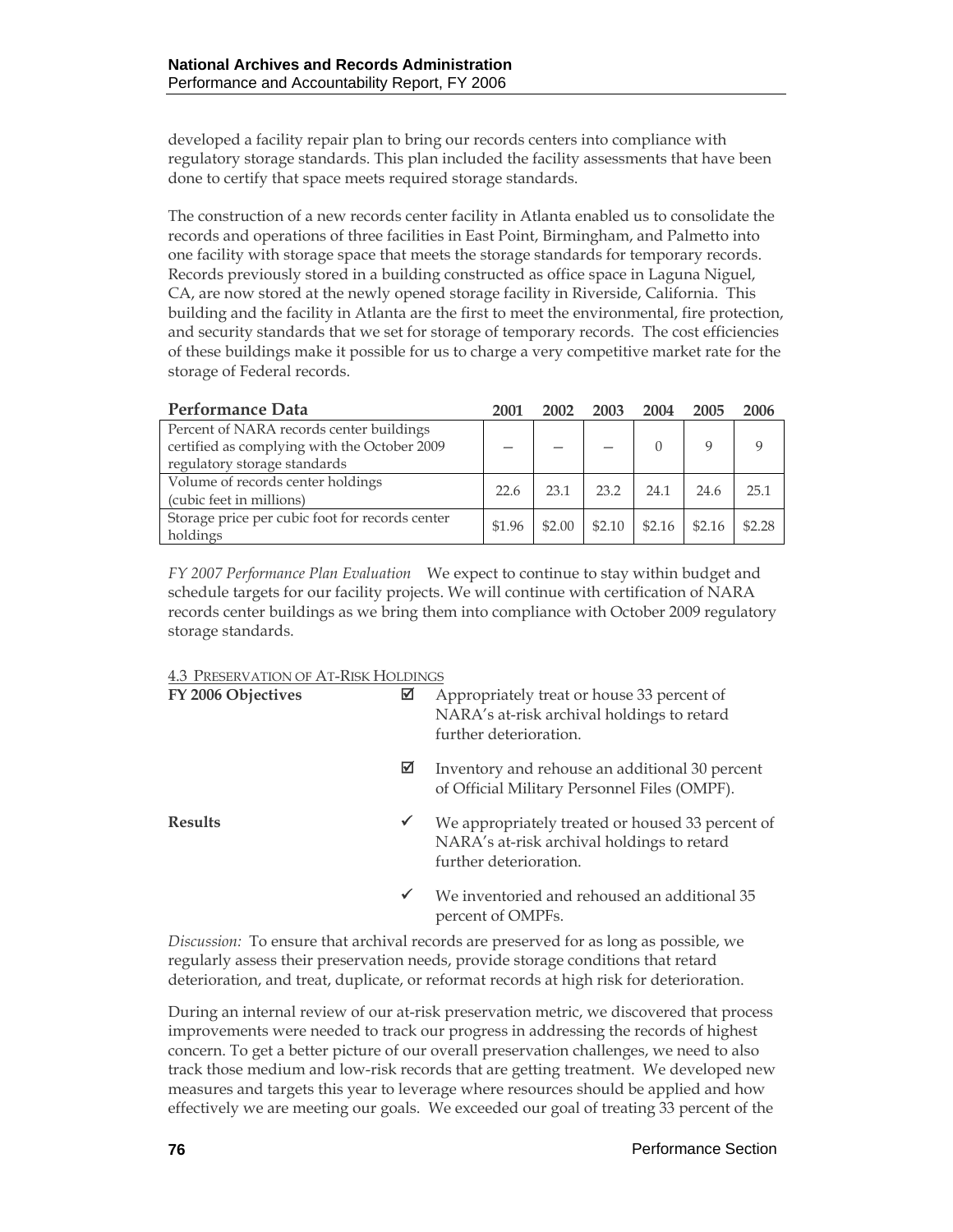developed a facility repair plan to bring our records centers into compliance with regulatory storage standards. This plan included the facility assessments that have been done to certify that space meets required storage standards.

The construction of a new records center facility in Atlanta enabled us to consolidate the records and operations of three facilities in East Point, Birmingham, and Palmetto into one facility with storage space that meets the storage standards for temporary records. Records previously stored in a building constructed as office space in Laguna Niguel, CA, are now stored at the newly opened storage facility in Riverside, California. This building and the facility in Atlanta are the first to meet the environmental, fire protection, and security standards that we set for storage of temporary records. The cost efficiencies of these buildings make it possible for us to charge a very competitive market rate for the storage of Federal records.

| Performance Data | 2001 | 2002 | 2003 | 2004 | 2005 | 2006 |
|---|---|---|---|---|---|---|
| Percent of NARA records center buildings certified as complying with the October 2009 regulatory storage standards | — | — | — | 0 | 9 | 9 |
| Volume of records center holdings (cubic feet in millions) | 22.6 | 23.1 | 23.2 | 24.1 | 24.6 | 25.1 |
| Storage price per cubic foot for records center holdings | $1.96 | $2.00 | $2.10 | $2.16 | $2.16 | $2.28 |

*FY 2007 Performance Plan Evaluation* We expect to continue to stay within budget and schedule targets for our facility projects. We will continue with certification of NARA records center buildings as we bring them into compliance with October 2009 regulatory storage standards.

### 4.3 Preservation of At-Risk Holdings

**FY 2006 Objectives**

- ☑ Appropriately treat or house 33 percent of NARA's at-risk archival holdings to retard further deterioration.
- ☑ Inventory and rehouse an additional 30 percent of Official Military Personnel Files (OMPF).

**Results**

- ✓ We appropriately treated or housed 33 percent of NARA's at-risk archival holdings to retard further deterioration.
- ✓ We inventoried and rehoused an additional 35 percent of OMPFs.

*Discussion:* To ensure that archival records are preserved for as long as possible, we regularly assess their preservation needs, provide storage conditions that retard deterioration, and treat, duplicate, or reformat records at high risk for deterioration.

During an internal review of our at-risk preservation metric, we discovered that process improvements were needed to track our progress in addressing the records of highest concern. To get a better picture of our overall preservation challenges, we need to also track those medium and low-risk records that are getting treatment. We developed new measures and targets this year to leverage where resources should be applied and how effectively we are meeting our goals. We exceeded our goal of treating 33 percent of the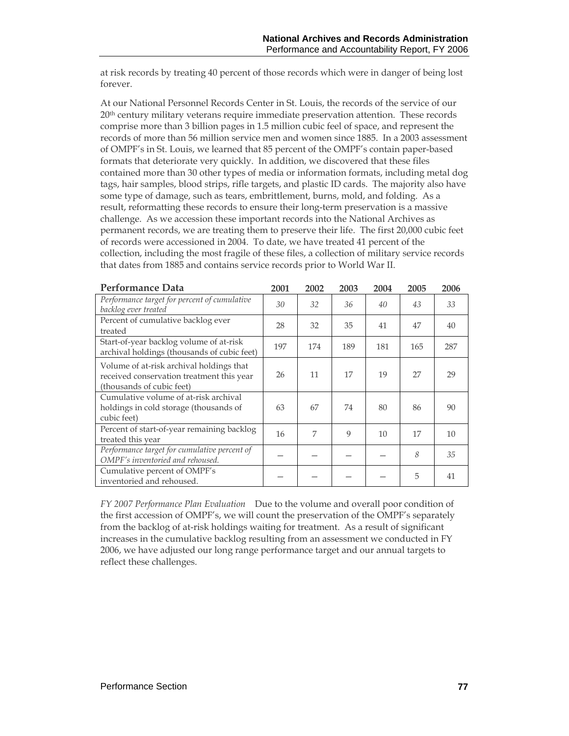at risk records by treating 40 percent of those records which were in danger of being lost forever.

At our National Personnel Records Center in St. Louis, the records of the service of our 20th century military veterans require immediate preservation attention. These records comprise more than 3 billion pages in 1.5 million cubic feel of space, and represent the records of more than 56 million service men and women since 1885. In a 2003 assessment of OMPF's in St. Louis, we learned that 85 percent of the OMPF's contain paper-based formats that deteriorate very quickly. In addition, we discovered that these files contained more than 30 other types of media or information formats, including metal dog tags, hair samples, blood strips, rifle targets, and plastic ID cards. The majority also have some type of damage, such as tears, embrittlement, burns, mold, and folding. As a result, reformatting these records to ensure their long-term preservation is a massive challenge. As we accession these important records into the National Archives as permanent records, we are treating them to preserve their life. The first 20,000 cubic feet of records were accessioned in 2004. To date, we have treated 41 percent of the collection, including the most fragile of these files, a collection of military service records that dates from 1885 and contains service records prior to World War II.

| Performance Data | 2001 | 2002 | 2003 | 2004 | 2005 | 2006 |
|---|---|---|---|---|---|---|
| *Performance target for percent of cumulative backlog ever treated* | *30* | *32* | *36* | *40* | *43* | *33* |
| Percent of cumulative backlog ever treated | 28 | 32 | 35 | 41 | 47 | 40 |
| Start-of-year backlog volume of at-risk archival holdings (thousands of cubic feet) | 197 | 174 | 189 | 181 | 165 | 287 |
| Volume of at-risk archival holdings that received conservation treatment this year (thousands of cubic feet) | 26 | 11 | 17 | 19 | 27 | 29 |
| Cumulative volume of at-risk archival holdings in cold storage (thousands of cubic feet) | 63 | 67 | 74 | 80 | 86 | 90 |
| Percent of start-of-year remaining backlog treated this year | 16 | 7 | 9 | 10 | 17 | 10 |
| *Performance target for cumulative percent of OMPF's inventoried and rehoused.* | — | — | — | — | *8* | *35* |
| Cumulative percent of OMPF's inventoried and rehoused. | — | — | — | — | 5 | 41 |

*FY 2007 Performance Plan Evaluation* Due to the volume and overall poor condition of the first accession of OMPF's, we will count the preservation of the OMPF's separately from the backlog of at-risk holdings waiting for treatment. As a result of significant increases in the cumulative backlog resulting from an assessment we conducted in FY 2006, we have adjusted our long range performance target and our annual targets to reflect these challenges.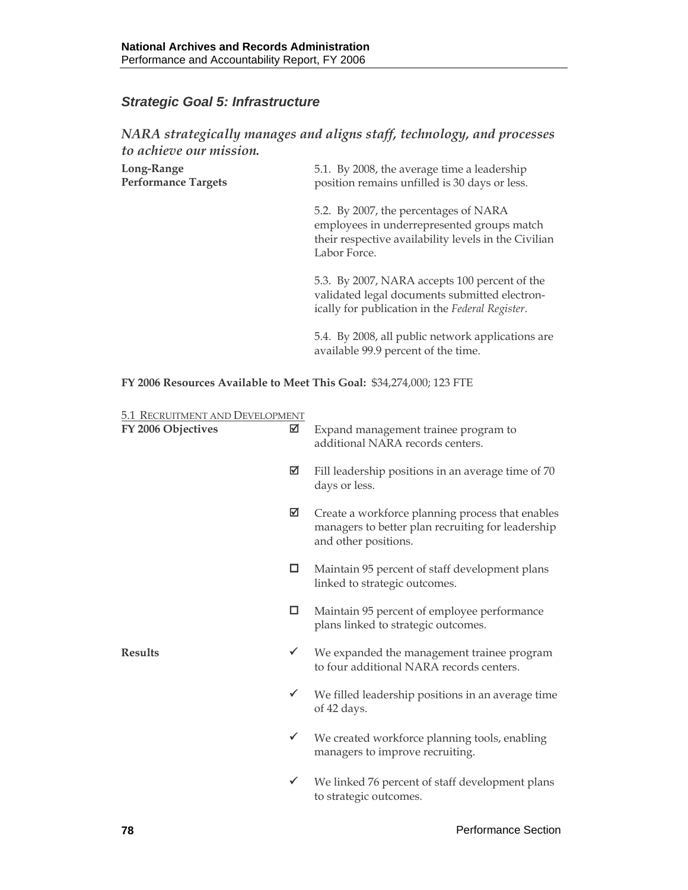### *Strategic Goal 5: Infrastructure*

*NARA strategically manages and aligns staff, technology, and processes to achieve our mission.*

**Long-Range Performance Targets**

5.1. By 2008, the average time a leadership position remains unfilled is 30 days or less.

5.2. By 2007, the percentages of NARA employees in underrepresented groups match their respective availability levels in the Civilian Labor Force.

5.3. By 2007, NARA accepts 100 percent of the validated legal documents submitted electronically for publication in the *Federal Register*.

5.4. By 2008, all public network applications are available 99.9 percent of the time.

**FY 2006 Resources Available to Meet This Goal:** $34,274,000; 123 FTE

5.1 RECRUITMENT AND DEVELOPMENT

**FY 2006 Objectives**

- ☑ Expand management trainee program to additional NARA records centers.
- ☑ Fill leadership positions in an average time of 70 days or less.
- ☑ Create a workforce planning process that enables managers to better plan recruiting for leadership and other positions.
- ☐ Maintain 95 percent of staff development plans linked to strategic outcomes.
- ☐ Maintain 95 percent of employee performance plans linked to strategic outcomes.

**Results**

- ✓ We expanded the management trainee program to four additional NARA records centers.
- ✓ We filled leadership positions in an average time of 42 days.
- ✓ We created workforce planning tools, enabling managers to improve recruiting.
- ✓ We linked 76 percent of staff development plans to strategic outcomes.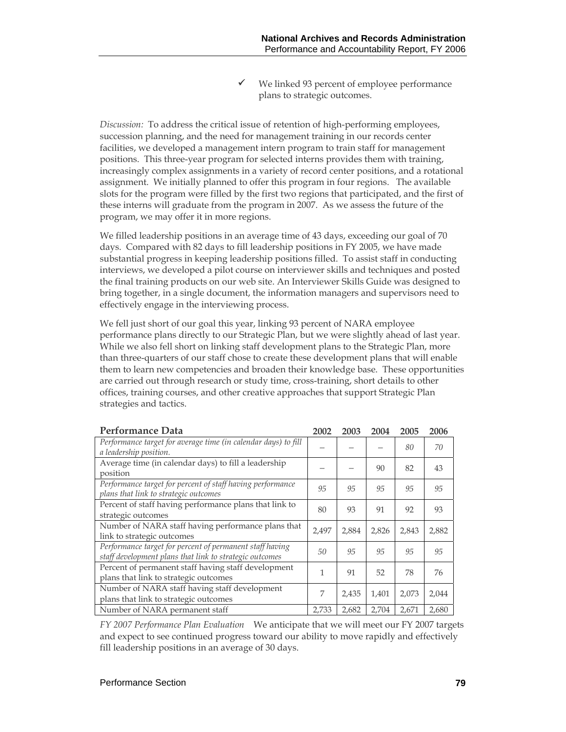- ✓ We linked 93 percent of employee performance plans to strategic outcomes.

*Discussion:* To address the critical issue of retention of high-performing employees, succession planning, and the need for management training in our records center facilities, we developed a management intern program to train staff for management positions. This three-year program for selected interns provides them with training, increasingly complex assignments in a variety of record center positions, and a rotational assignment. We initially planned to offer this program in four regions. The available slots for the program were filled by the first two regions that participated, and the first of these interns will graduate from the program in 2007. As we assess the future of the program, we may offer it in more regions.

We filled leadership positions in an average time of 43 days, exceeding our goal of 70 days. Compared with 82 days to fill leadership positions in FY 2005, we have made substantial progress in keeping leadership positions filled. To assist staff in conducting interviews, we developed a pilot course on interviewer skills and techniques and posted the final training products on our web site. An Interviewer Skills Guide was designed to bring together, in a single document, the information managers and supervisors need to effectively engage in the interviewing process.

We fell just short of our goal this year, linking 93 percent of NARA employee performance plans directly to our Strategic Plan, but we were slightly ahead of last year. While we also fell short on linking staff development plans to the Strategic Plan, more than three-quarters of our staff chose to create these development plans that will enable them to learn new competencies and broaden their knowledge base. These opportunities are carried out through research or study time, cross-training, short details to other offices, training courses, and other creative approaches that support Strategic Plan strategies and tactics.

| **Performance Data** | **2002** | **2003** | **2004** | **2005** | **2006** |
|---|---|---|---|---|---|
| *Performance target for average time (in calendar days) to fill a leadership position.* | – | – | – | *80* | *70* |
| Average time (in calendar days) to fill a leadership position | – | – | 90 | 82 | 43 |
| *Performance target for percent of staff having performance plans that link to strategic outcomes* | *95* | *95* | *95* | *95* | *95* |
| Percent of staff having performance plans that link to strategic outcomes | 80 | 93 | 91 | 92 | 93 |
| Number of NARA staff having performance plans that link to strategic outcomes | 2,497 | 2,884 | 2,826 | 2,843 | 2,882 |
| *Performance target for percent of permanent staff having staff development plans that link to strategic outcomes* | *50* | *95* | *95* | *95* | *95* |
| Percent of permanent staff having staff development plans that link to strategic outcomes | 1 | 91 | 52 | 78 | 76 |
| Number of NARA staff having staff development plans that link to strategic outcomes | 7 | 2,435 | 1,401 | 2,073 | 2,044 |
| Number of NARA permanent staff | 2,733 | 2,682 | 2,704 | 2,671 | 2,680 |

*FY 2007 Performance Plan Evaluation* We anticipate that we will meet our FY 2007 targets and expect to see continued progress toward our ability to move rapidly and effectively fill leadership positions in an average of 30 days.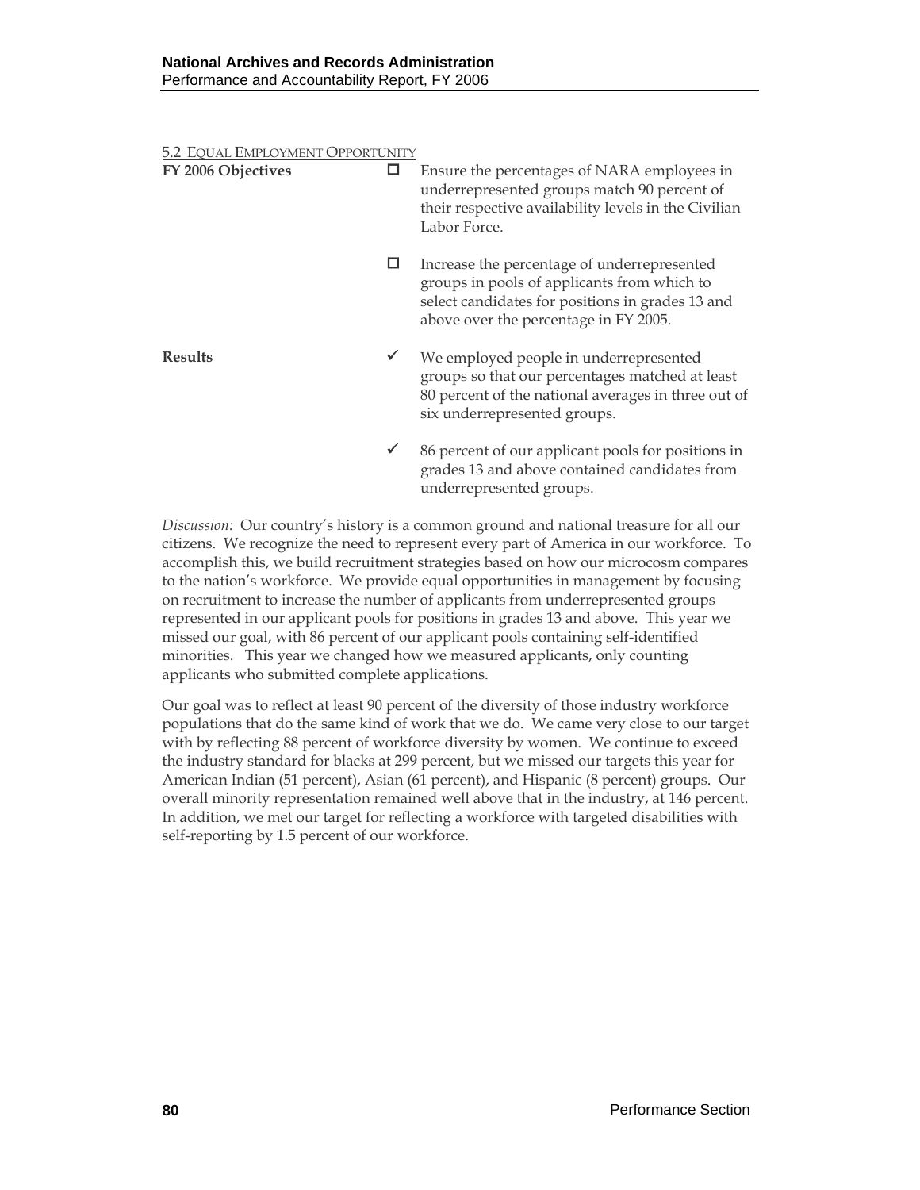### 5.2 Equal Employment Opportunity

| | | |
|---|---|---|
| **FY 2006 Objectives** | ☐ | Ensure the percentages of NARA employees in underrepresented groups match 90 percent of their respective availability levels in the Civilian Labor Force. |
| | ☐ | Increase the percentage of underrepresented groups in pools of applicants from which to select candidates for positions in grades 13 and above over the percentage in FY 2005. |
| **Results** | ✓ | We employed people in underrepresented groups so that our percentages matched at least 80 percent of the national averages in three out of six underrepresented groups. |
| | ✓ | 86 percent of our applicant pools for positions in grades 13 and above contained candidates from underrepresented groups. |

*Discussion:* Our country's history is a common ground and national treasure for all our citizens. We recognize the need to represent every part of America in our workforce. To accomplish this, we build recruitment strategies based on how our microcosm compares to the nation's workforce. We provide equal opportunities in management by focusing on recruitment to increase the number of applicants from underrepresented groups represented in our applicant pools for positions in grades 13 and above. This year we missed our goal, with 86 percent of our applicant pools containing self-identified minorities. This year we changed how we measured applicants, only counting applicants who submitted complete applications.

Our goal was to reflect at least 90 percent of the diversity of those industry workforce populations that do the same kind of work that we do. We came very close to our target with by reflecting 88 percent of workforce diversity by women. We continue to exceed the industry standard for blacks at 299 percent, but we missed our targets this year for American Indian (51 percent), Asian (61 percent), and Hispanic (8 percent) groups. Our overall minority representation remained well above that in the industry, at 146 percent. In addition, we met our target for reflecting a workforce with targeted disabilities with self-reporting by 1.5 percent of our workforce.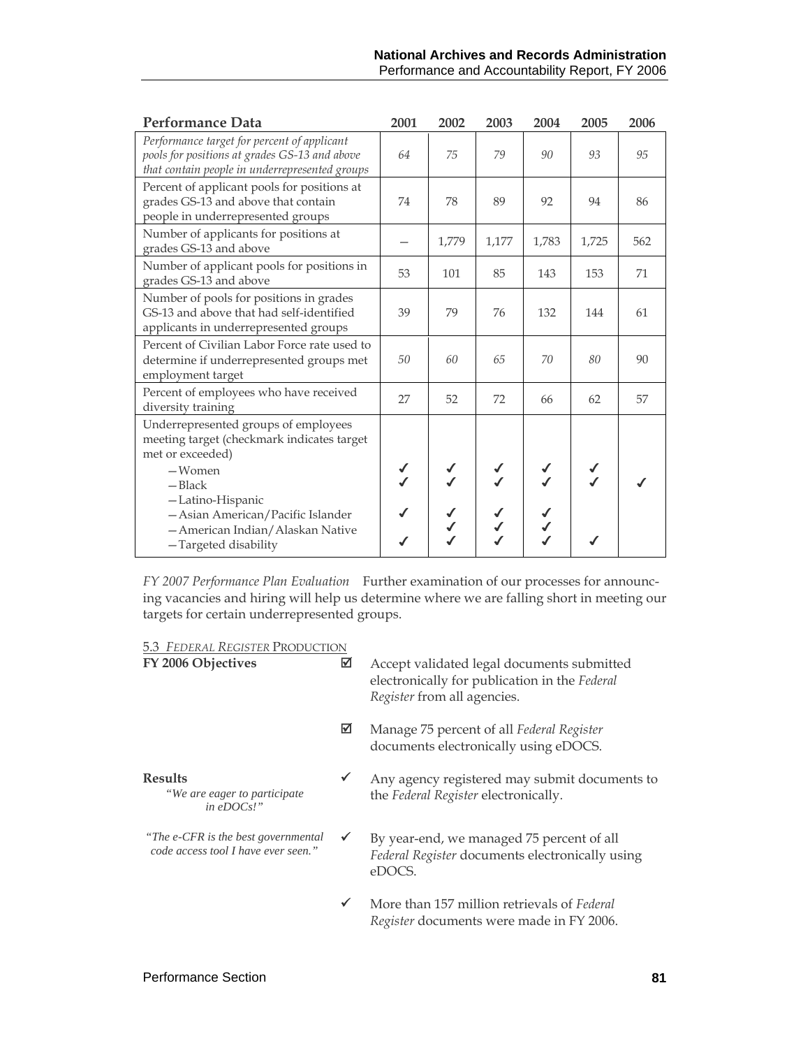| Performance Data | 2001 | 2002 | 2003 | 2004 | 2005 | 2006 |
|---|---|---|---|---|---|---|
| *Performance target for percent of applicant pools for positions at grades GS-13 and above that contain people in underrepresented groups* | *64* | *75* | *79* | *90* | *93* | *95* |
| Percent of applicant pools for positions at grades GS-13 and above that contain people in underrepresented groups | 74 | 78 | 89 | 92 | 94 | 86 |
| Number of applicants for positions at grades GS-13 and above | – | 1,779 | 1,177 | 1,783 | 1,725 | 562 |
| Number of applicant pools for positions in grades GS-13 and above | 53 | 101 | 85 | 143 | 153 | 71 |
| Number of pools for positions in grades GS-13 and above that had self-identified applicants in underrepresented groups | 39 | 79 | 76 | 132 | 144 | 61 |
| Percent of Civilian Labor Force rate used to determine if underrepresented groups met employment target | *50* | *60* | *65* | *70* | *80* | 90 |
| Percent of employees who have received diversity training | 27 | 52 | 72 | 66 | 62 | 57 |
| Underrepresented groups of employees meeting target (checkmark indicates target met or exceeded) | | | | | | |
| —Women | ✓ | ✓ | ✓ | ✓ | ✓ | |
| —Black | ✓ | ✓ | ✓ | ✓ | ✓ | ✓ |
| —Latino-Hispanic | | | | | | |
| —Asian American/Pacific Islander | ✓ | ✓ | ✓ | ✓ | | |
| —American Indian/Alaskan Native | | ✓ | ✓ | ✓ | | |
| —Targeted disability | ✓ | ✓ | ✓ | ✓ | ✓ | |

*FY 2007 Performance Plan Evaluation* Further examination of our processes for announcing vacancies and hiring will help us determine where we are falling short in meeting our targets for certain underrepresented groups.

5.3 *FEDERAL REGISTER* PRODUCTION

**FY 2006 Objectives**

☑ Accept validated legal documents submitted electronically for publication in the *Federal Register* from all agencies.

☑ Manage 75 percent of all *Federal Register* documents electronically using eDOCS.

**Results**

*"We are eager to participate in eDOCs!"*

*"The e-CFR is the best governmental code access tool I have ever seen."*

✓ Any agency registered may submit documents to the *Federal Register* electronically.

✓ By year-end, we managed 75 percent of all *Federal Register* documents electronically using eDOCS.

✓ More than 157 million retrievals of *Federal Register* documents were made in FY 2006.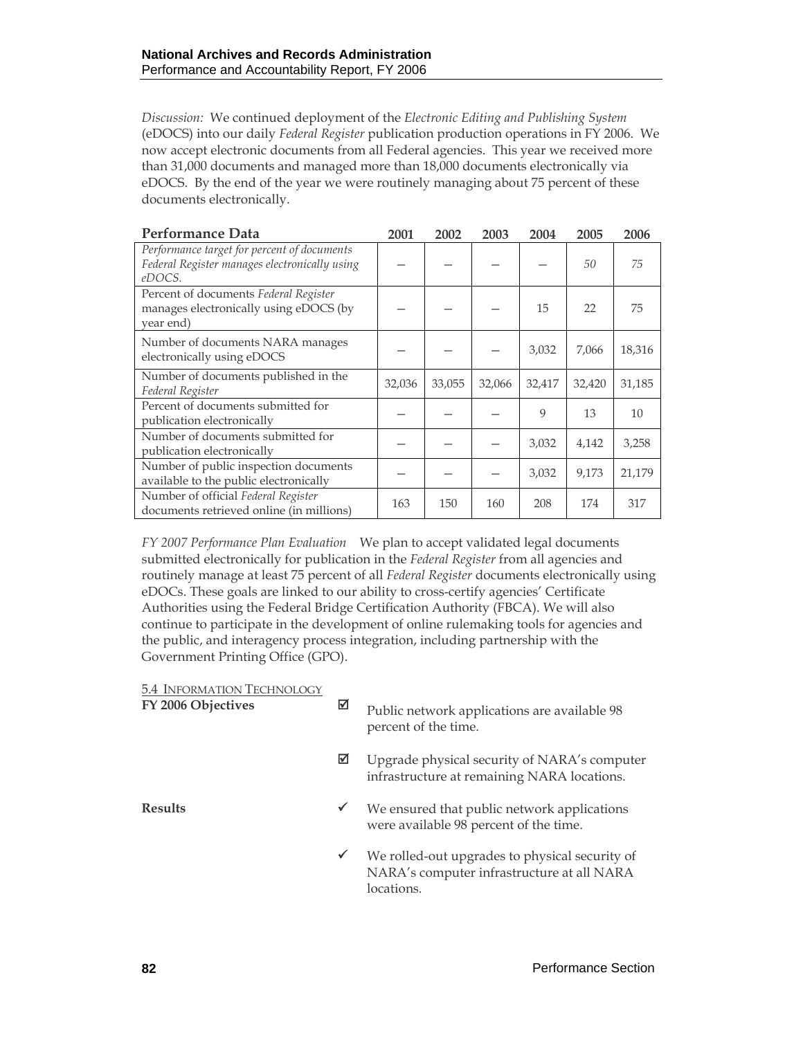*Discussion:* We continued deployment of the *Electronic Editing and Publishing System* (eDOCS) into our daily *Federal Register* publication production operations in FY 2006. We now accept electronic documents from all Federal agencies. This year we received more than 31,000 documents and managed more than 18,000 documents electronically via eDOCS. By the end of the year we were routinely managing about 75 percent of these documents electronically.

| Performance Data | 2001 | 2002 | 2003 | 2004 | 2005 | 2006 |
|---|---|---|---|---|---|---|
| *Performance target for percent of documents Federal Register manages electronically using eDOCS.* | — | — | — | — | *50* | *75* |
| Percent of documents *Federal Register* manages electronically using eDOCS (by year end) | — | — | — | 15 | 22 | 75 |
| Number of documents NARA manages electronically using eDOCS | — | — | — | 3,032 | 7,066 | 18,316 |
| Number of documents published in the *Federal Register* | 32,036 | 33,055 | 32,066 | 32,417 | 32,420 | 31,185 |
| Percent of documents submitted for publication electronically | — | — | — | 9 | 13 | 10 |
| Number of documents submitted for publication electronically | — | — | — | 3,032 | 4,142 | 3,258 |
| Number of public inspection documents available to the public electronically | — | — | — | 3,032 | 9,173 | 21,179 |
| Number of official *Federal Register* documents retrieved online (in millions) | 163 | 150 | 160 | 208 | 174 | 317 |

*FY 2007 Performance Plan Evaluation* We plan to accept validated legal documents submitted electronically for publication in the *Federal Register* from all agencies and routinely manage at least 75 percent of all *Federal Register* documents electronically using eDOCs. These goals are linked to our ability to cross-certify agencies' Certificate Authorities using the Federal Bridge Certification Authority (FBCA). We will also continue to participate in the development of online rulemaking tools for agencies and the public, and interagency process integration, including partnership with the Government Printing Office (GPO).

## 5.4 Information Technology

**FY 2006 Objectives**

- ☑ Public network applications are available 98 percent of the time.
- ☑ Upgrade physical security of NARA's computer infrastructure at remaining NARA locations.

**Results**

- ✓ We ensured that public network applications were available 98 percent of the time.
- ✓ We rolled-out upgrades to physical security of NARA's computer infrastructure at all NARA locations.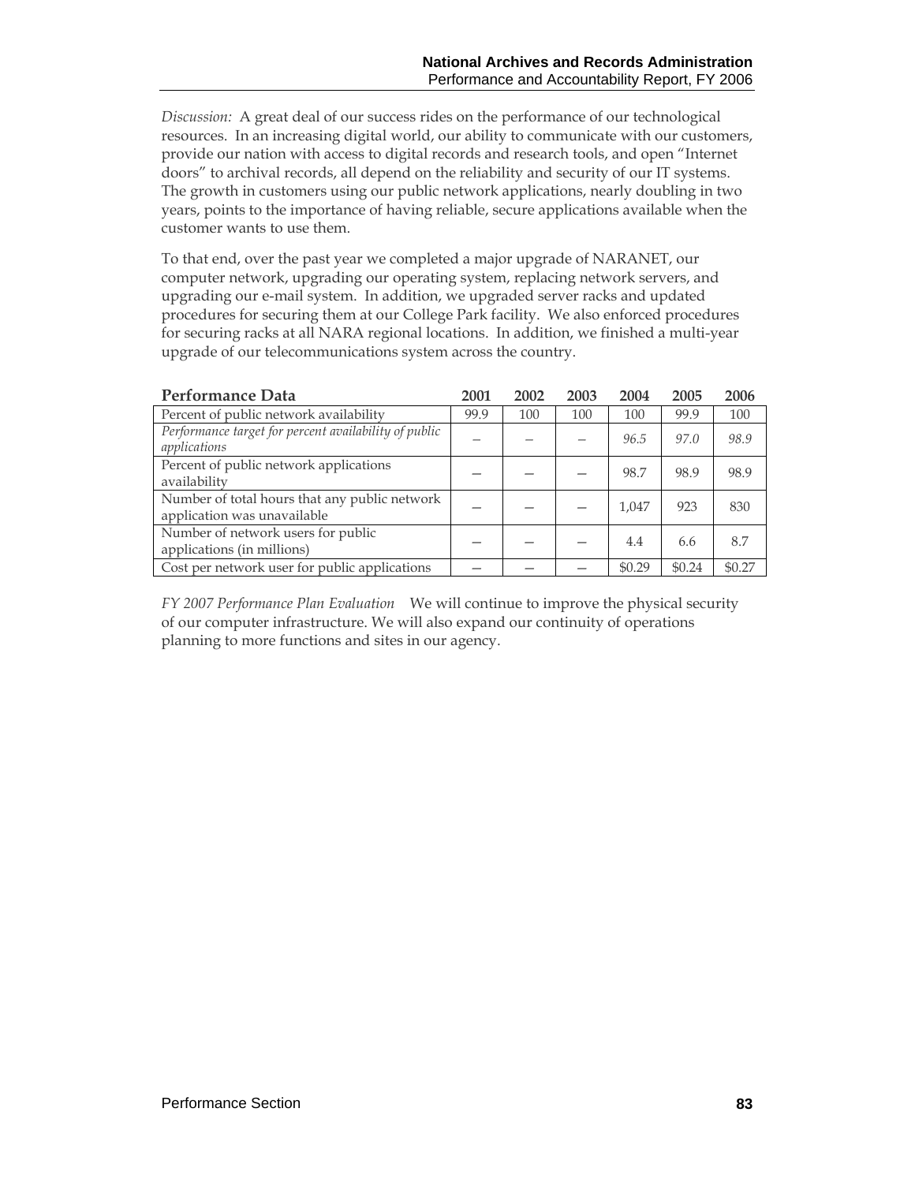*Discussion:* A great deal of our success rides on the performance of our technological resources. In an increasing digital world, our ability to communicate with our customers, provide our nation with access to digital records and research tools, and open "Internet doors" to archival records, all depend on the reliability and security of our IT systems. The growth in customers using our public network applications, nearly doubling in two years, points to the importance of having reliable, secure applications available when the customer wants to use them.

To that end, over the past year we completed a major upgrade of NARANET, our computer network, upgrading our operating system, replacing network servers, and upgrading our e-mail system. In addition, we upgraded server racks and updated procedures for securing them at our College Park facility. We also enforced procedures for securing racks at all NARA regional locations. In addition, we finished a multi-year upgrade of our telecommunications system across the country.

| Performance Data | 2001 | 2002 | 2003 | 2004 | 2005 | 2006 |
|---|---|---|---|---|---|---|
| Percent of public network availability | 99.9 | 100 | 100 | 100 | 99.9 | 100 |
| *Performance target for percent availability of public applications* | – | – | – | *96.5* | *97.0* | *98.9* |
| Percent of public network applications availability | – | – | – | 98.7 | 98.9 | 98.9 |
| Number of total hours that any public network application was unavailable | – | – | – | 1,047 | 923 | 830 |
| Number of network users for public applications (in millions) | – | – | – | 4.4 | 6.6 | 8.7 |
| Cost per network user for public applications | – | – | – | $0.29 | $0.24 | $0.27 |

*FY 2007 Performance Plan Evaluation* We will continue to improve the physical security of our computer infrastructure. We will also expand our continuity of operations planning to more functions and sites in our agency.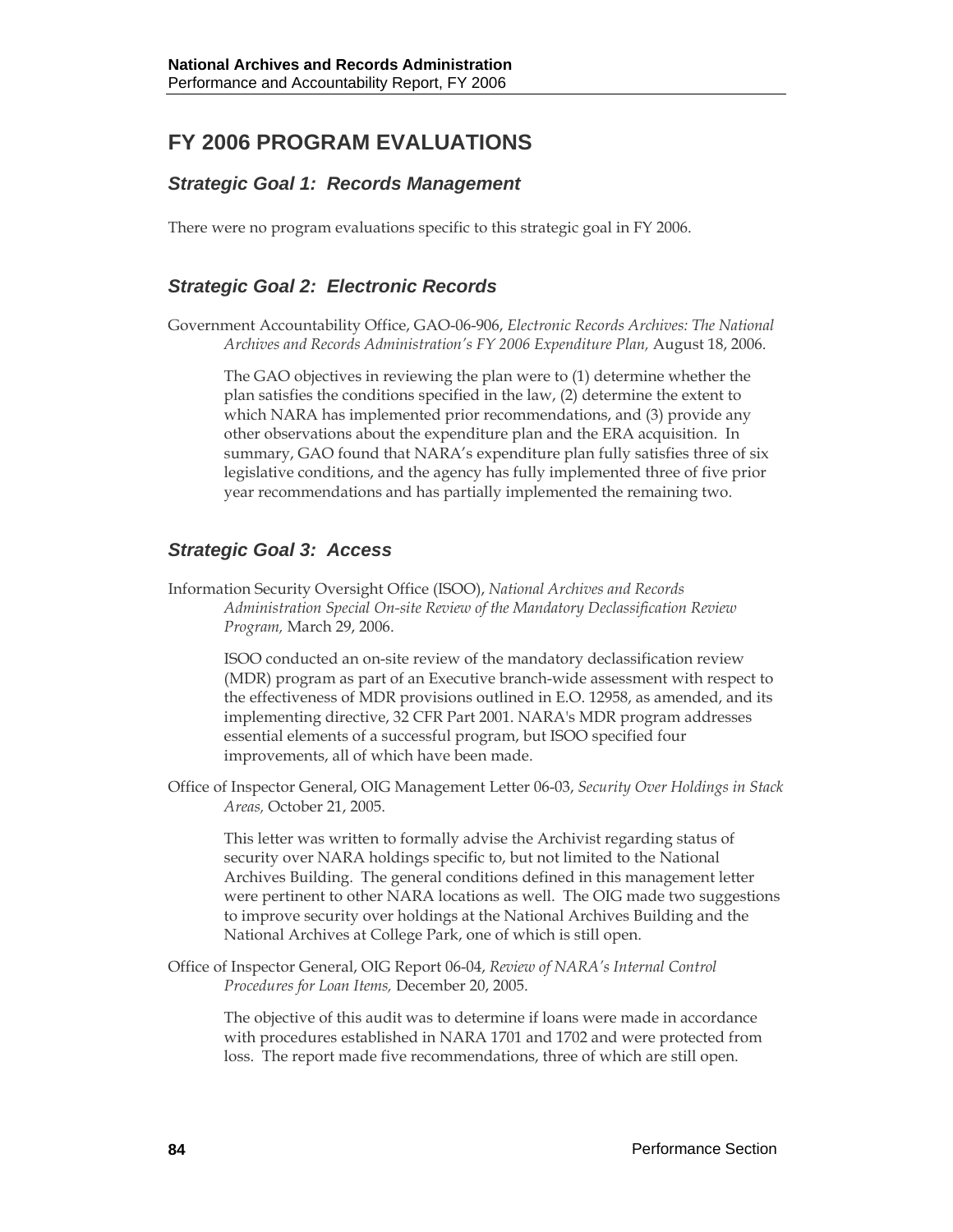# FY 2006 PROGRAM EVALUATIONS

## *Strategic Goal 1: Records Management*

There were no program evaluations specific to this strategic goal in FY 2006.

## *Strategic Goal 2: Electronic Records*

Government Accountability Office, GAO-06-906, *Electronic Records Archives: The National Archives and Records Administration's FY 2006 Expenditure Plan,* August 18, 2006.

The GAO objectives in reviewing the plan were to (1) determine whether the plan satisfies the conditions specified in the law, (2) determine the extent to which NARA has implemented prior recommendations, and (3) provide any other observations about the expenditure plan and the ERA acquisition. In summary, GAO found that NARA's expenditure plan fully satisfies three of six legislative conditions, and the agency has fully implemented three of five prior year recommendations and has partially implemented the remaining two.

## *Strategic Goal 3: Access*

Information Security Oversight Office (ISOO), *National Archives and Records Administration Special On-site Review of the Mandatory Declassification Review Program,* March 29, 2006.

ISOO conducted an on-site review of the mandatory declassification review (MDR) program as part of an Executive branch-wide assessment with respect to the effectiveness of MDR provisions outlined in E.O. 12958, as amended, and its implementing directive, 32 CFR Part 2001. NARA's MDR program addresses essential elements of a successful program, but ISOO specified four improvements, all of which have been made.

Office of Inspector General, OIG Management Letter 06-03, *Security Over Holdings in Stack Areas,* October 21, 2005.

This letter was written to formally advise the Archivist regarding status of security over NARA holdings specific to, but not limited to the National Archives Building. The general conditions defined in this management letter were pertinent to other NARA locations as well. The OIG made two suggestions to improve security over holdings at the National Archives Building and the National Archives at College Park, one of which is still open.

Office of Inspector General, OIG Report 06-04, *Review of NARA's Internal Control Procedures for Loan Items,* December 20, 2005.

The objective of this audit was to determine if loans were made in accordance with procedures established in NARA 1701 and 1702 and were protected from loss. The report made five recommendations, three of which are still open.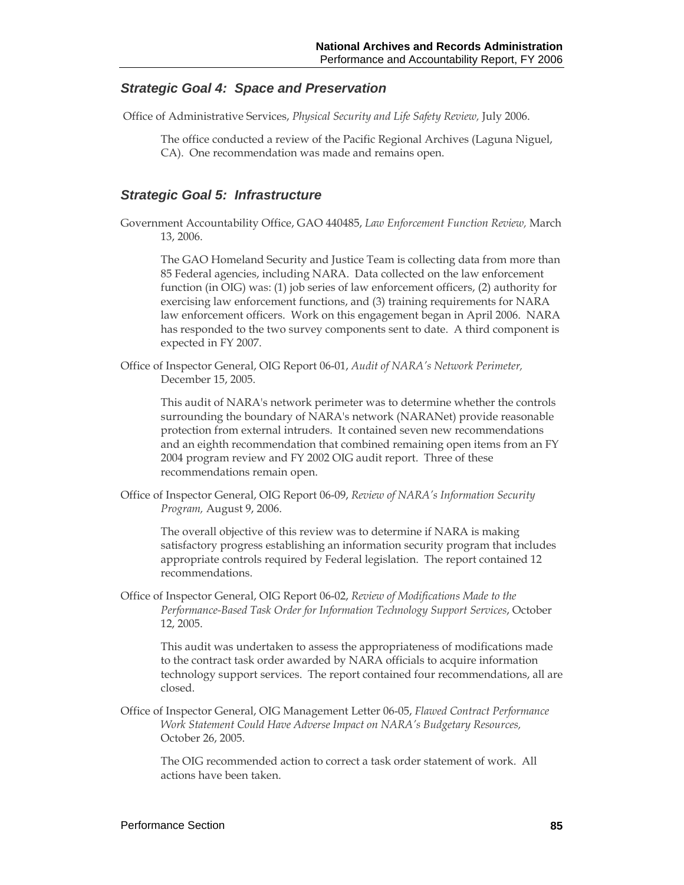### *Strategic Goal 4: Space and Preservation*

Office of Administrative Services, *Physical Security and Life Safety Review,* July 2006.

The office conducted a review of the Pacific Regional Archives (Laguna Niguel, CA). One recommendation was made and remains open.

### *Strategic Goal 5: Infrastructure*

Government Accountability Office, GAO 440485, *Law Enforcement Function Review,* March 13, 2006.

The GAO Homeland Security and Justice Team is collecting data from more than 85 Federal agencies, including NARA. Data collected on the law enforcement function (in OIG) was: (1) job series of law enforcement officers, (2) authority for exercising law enforcement functions, and (3) training requirements for NARA law enforcement officers. Work on this engagement began in April 2006. NARA has responded to the two survey components sent to date. A third component is expected in FY 2007.

Office of Inspector General, OIG Report 06-01, *Audit of NARA's Network Perimeter,* December 15, 2005.

This audit of NARA's network perimeter was to determine whether the controls surrounding the boundary of NARA's network (NARANet) provide reasonable protection from external intruders. It contained seven new recommendations and an eighth recommendation that combined remaining open items from an FY 2004 program review and FY 2002 OIG audit report. Three of these recommendations remain open.

Office of Inspector General, OIG Report 06-09, *Review of NARA's Information Security Program,* August 9, 2006.

The overall objective of this review was to determine if NARA is making satisfactory progress establishing an information security program that includes appropriate controls required by Federal legislation. The report contained 12 recommendations.

Office of Inspector General, OIG Report 06-02, *Review of Modifications Made to the Performance-Based Task Order for Information Technology Support Services*, October 12, 2005.

This audit was undertaken to assess the appropriateness of modifications made to the contract task order awarded by NARA officials to acquire information technology support services. The report contained four recommendations, all are closed.

Office of Inspector General, OIG Management Letter 06-05, *Flawed Contract Performance Work Statement Could Have Adverse Impact on NARA's Budgetary Resources,* October 26, 2005.

The OIG recommended action to correct a task order statement of work. All actions have been taken.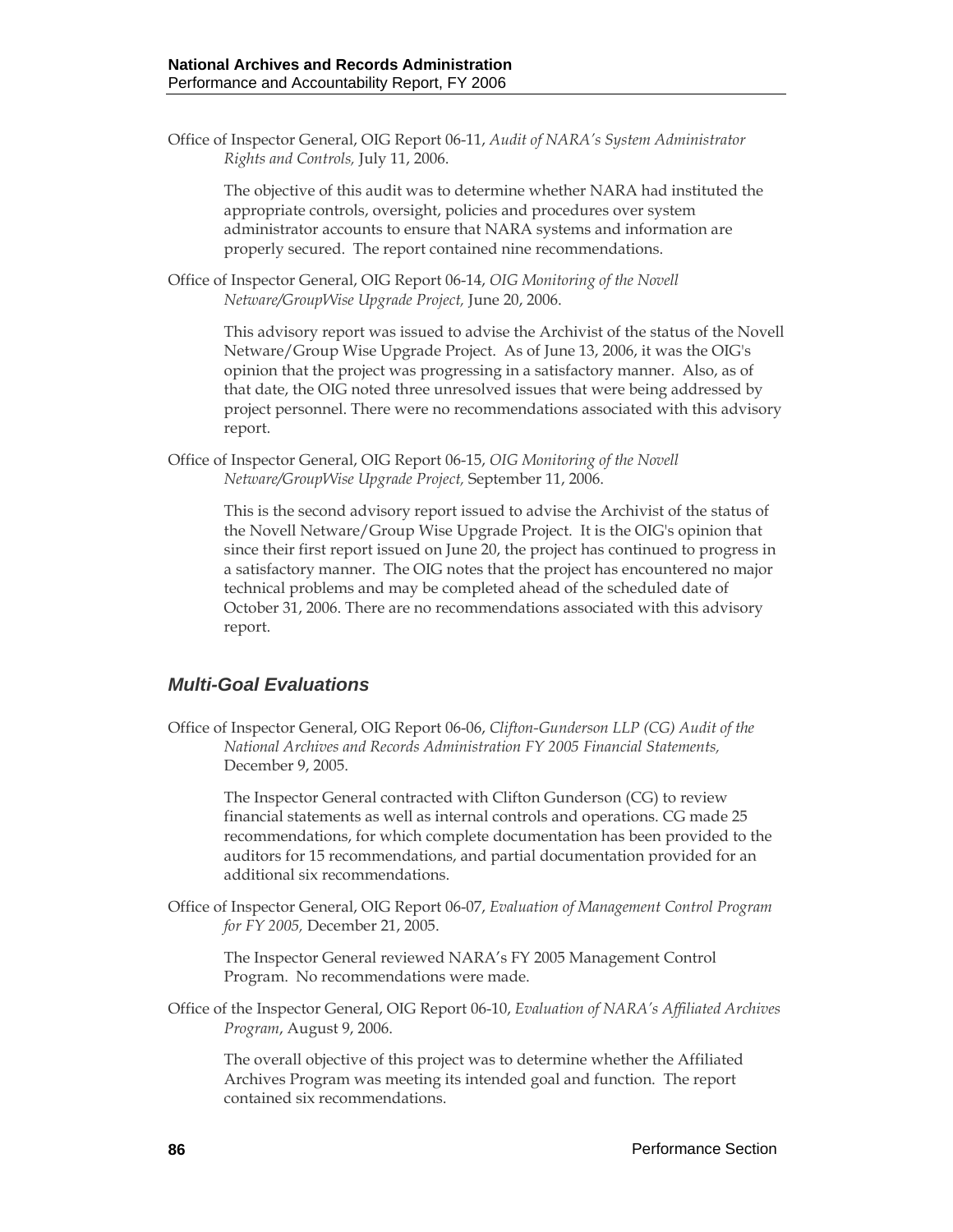Office of Inspector General, OIG Report 06-11, *Audit of NARA's System Administrator Rights and Controls,* July 11, 2006.

The objective of this audit was to determine whether NARA had instituted the appropriate controls, oversight, policies and procedures over system administrator accounts to ensure that NARA systems and information are properly secured. The report contained nine recommendations.

Office of Inspector General, OIG Report 06-14, *OIG Monitoring of the Novell Netware/GroupWise Upgrade Project,* June 20, 2006.

This advisory report was issued to advise the Archivist of the status of the Novell Netware/Group Wise Upgrade Project. As of June 13, 2006, it was the OIG's opinion that the project was progressing in a satisfactory manner. Also, as of that date, the OIG noted three unresolved issues that were being addressed by project personnel. There were no recommendations associated with this advisory report.

Office of Inspector General, OIG Report 06-15, *OIG Monitoring of the Novell Netware/GroupWise Upgrade Project,* September 11, 2006.

This is the second advisory report issued to advise the Archivist of the status of the Novell Netware/Group Wise Upgrade Project. It is the OIG's opinion that since their first report issued on June 20, the project has continued to progress in a satisfactory manner. The OIG notes that the project has encountered no major technical problems and may be completed ahead of the scheduled date of October 31, 2006. There are no recommendations associated with this advisory report.

### *Multi-Goal Evaluations*

Office of Inspector General, OIG Report 06-06, *Clifton-Gunderson LLP (CG) Audit of the National Archives and Records Administration FY 2005 Financial Statements,* December 9, 2005.

The Inspector General contracted with Clifton Gunderson (CG) to review financial statements as well as internal controls and operations. CG made 25 recommendations, for which complete documentation has been provided to the auditors for 15 recommendations, and partial documentation provided for an additional six recommendations.

Office of Inspector General, OIG Report 06-07, *Evaluation of Management Control Program for FY 2005,* December 21, 2005.

The Inspector General reviewed NARA's FY 2005 Management Control Program. No recommendations were made.

Office of the Inspector General, OIG Report 06-10, *Evaluation of NARA's Affiliated Archives Program*, August 9, 2006.

The overall objective of this project was to determine whether the Affiliated Archives Program was meeting its intended goal and function. The report contained six recommendations.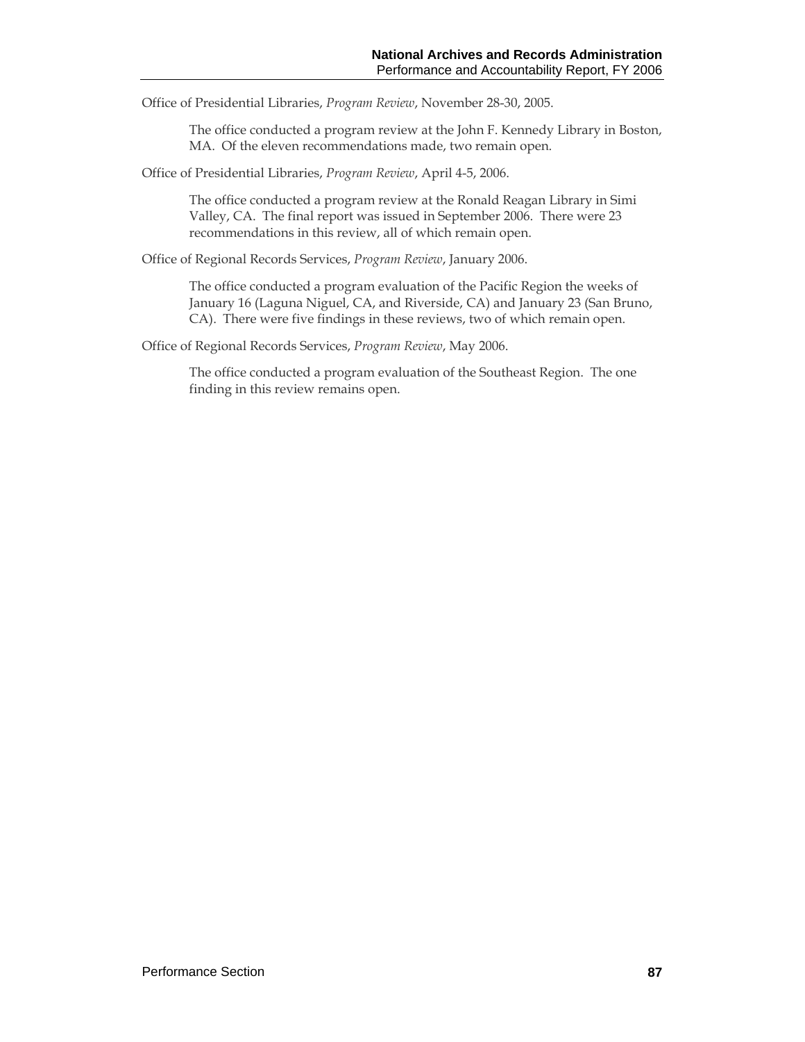Office of Presidential Libraries, *Program Review*, November 28-30, 2005.

> The office conducted a program review at the John F. Kennedy Library in Boston, MA. Of the eleven recommendations made, two remain open.

Office of Presidential Libraries, *Program Review*, April 4-5, 2006.

> The office conducted a program review at the Ronald Reagan Library in Simi Valley, CA. The final report was issued in September 2006. There were 23 recommendations in this review, all of which remain open.

Office of Regional Records Services, *Program Review*, January 2006.

> The office conducted a program evaluation of the Pacific Region the weeks of January 16 (Laguna Niguel, CA, and Riverside, CA) and January 23 (San Bruno, CA). There were five findings in these reviews, two of which remain open.

Office of Regional Records Services, *Program Review*, May 2006.

> The office conducted a program evaluation of the Southeast Region. The one finding in this review remains open.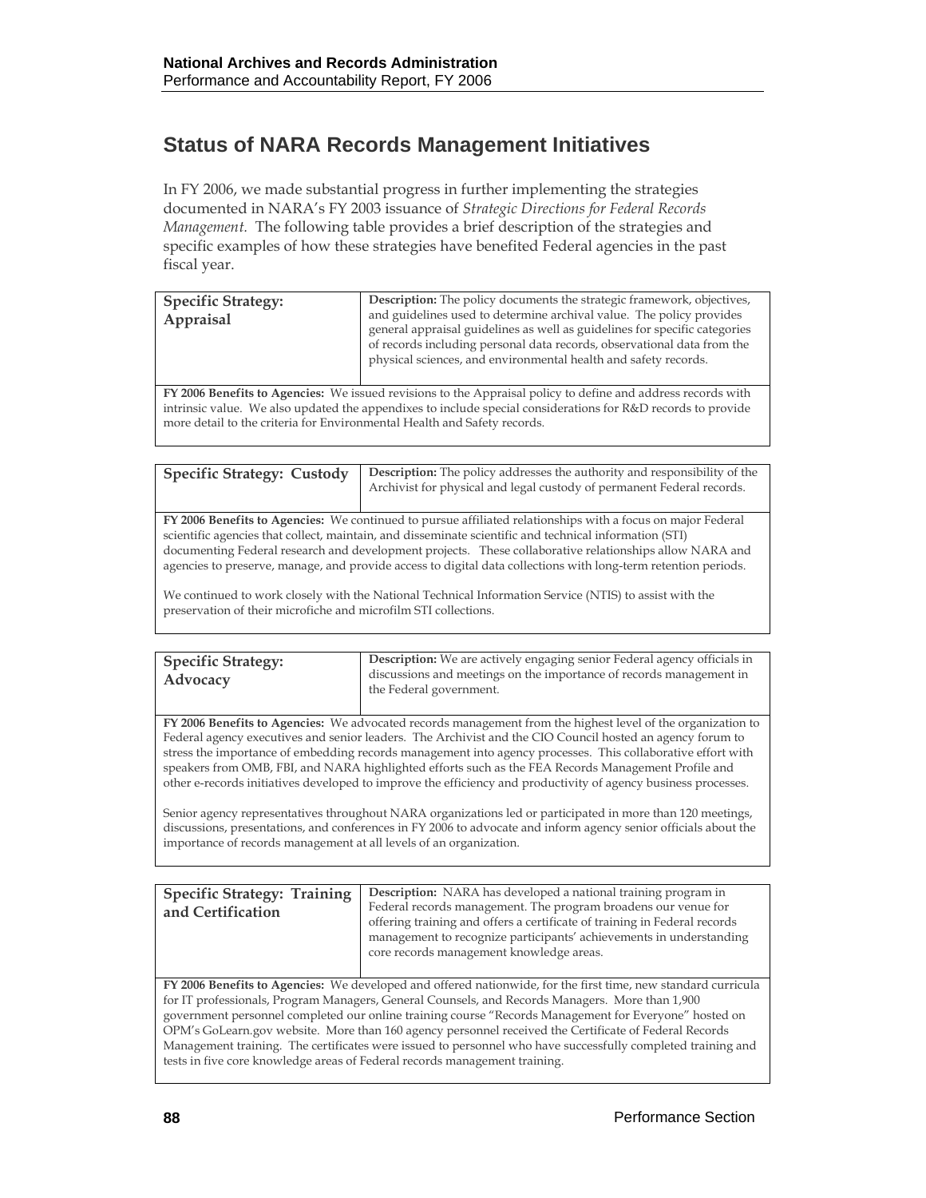## Status of NARA Records Management Initiatives

In FY 2006, we made substantial progress in further implementing the strategies documented in NARA's FY 2003 issuance of *Strategic Directions for Federal Records Management.* The following table provides a brief description of the strategies and specific examples of how these strategies have benefited Federal agencies in the past fiscal year.

| **Specific Strategy: Appraisal** | **Description:** The policy documents the strategic framework, objectives, and guidelines used to determine archival value. The policy provides general appraisal guidelines as well as guidelines for specific categories of records including personal data records, observational data from the physical sciences, and environmental health and safety records. |
|---|---|
| **FY 2006 Benefits to Agencies:** We issued revisions to the Appraisal policy to define and address records with intrinsic value. We also updated the appendixes to include special considerations for R&D records to provide more detail to the criteria for Environmental Health and Safety records. | |

| **Specific Strategy: Custody** | **Description:** The policy addresses the authority and responsibility of the Archivist for physical and legal custody of permanent Federal records. |
|---|---|
| **FY 2006 Benefits to Agencies:** We continued to pursue affiliated relationships with a focus on major Federal scientific agencies that collect, maintain, and disseminate scientific and technical information (STI) documenting Federal research and development projects. These collaborative relationships allow NARA and agencies to preserve, manage, and provide access to digital data collections with long-term retention periods.<br><br>We continued to work closely with the National Technical Information Service (NTIS) to assist with the preservation of their microfiche and microfilm STI collections. | |

| **Specific Strategy: Advocacy** | **Description:** We are actively engaging senior Federal agency officials in discussions and meetings on the importance of records management in the Federal government. |
|---|---|
| **FY 2006 Benefits to Agencies:** We advocated records management from the highest level of the organization to Federal agency executives and senior leaders. The Archivist and the CIO Council hosted an agency forum to stress the importance of embedding records management into agency processes. This collaborative effort with speakers from OMB, FBI, and NARA highlighted efforts such as the FEA Records Management Profile and other e-records initiatives developed to improve the efficiency and productivity of agency business processes.<br><br>Senior agency representatives throughout NARA organizations led or participated in more than 120 meetings, discussions, presentations, and conferences in FY 2006 to advocate and inform agency senior officials about the importance of records management at all levels of an organization. | |

| **Specific Strategy: Training and Certification** | **Description:** NARA has developed a national training program in Federal records management. The program broadens our venue for offering training and offers a certificate of training in Federal records management to recognize participants' achievements in understanding core records management knowledge areas. |
|---|---|
| **FY 2006 Benefits to Agencies:** We developed and offered nationwide, for the first time, new standard curricula for IT professionals, Program Managers, General Counsels, and Records Managers. More than 1,900 government personnel completed our online training course "Records Management for Everyone" hosted on OPM's GoLearn.gov website. More than 160 agency personnel received the Certificate of Federal Records Management training. The certificates were issued to personnel who have successfully completed training and tests in five core knowledge areas of Federal records management training. | |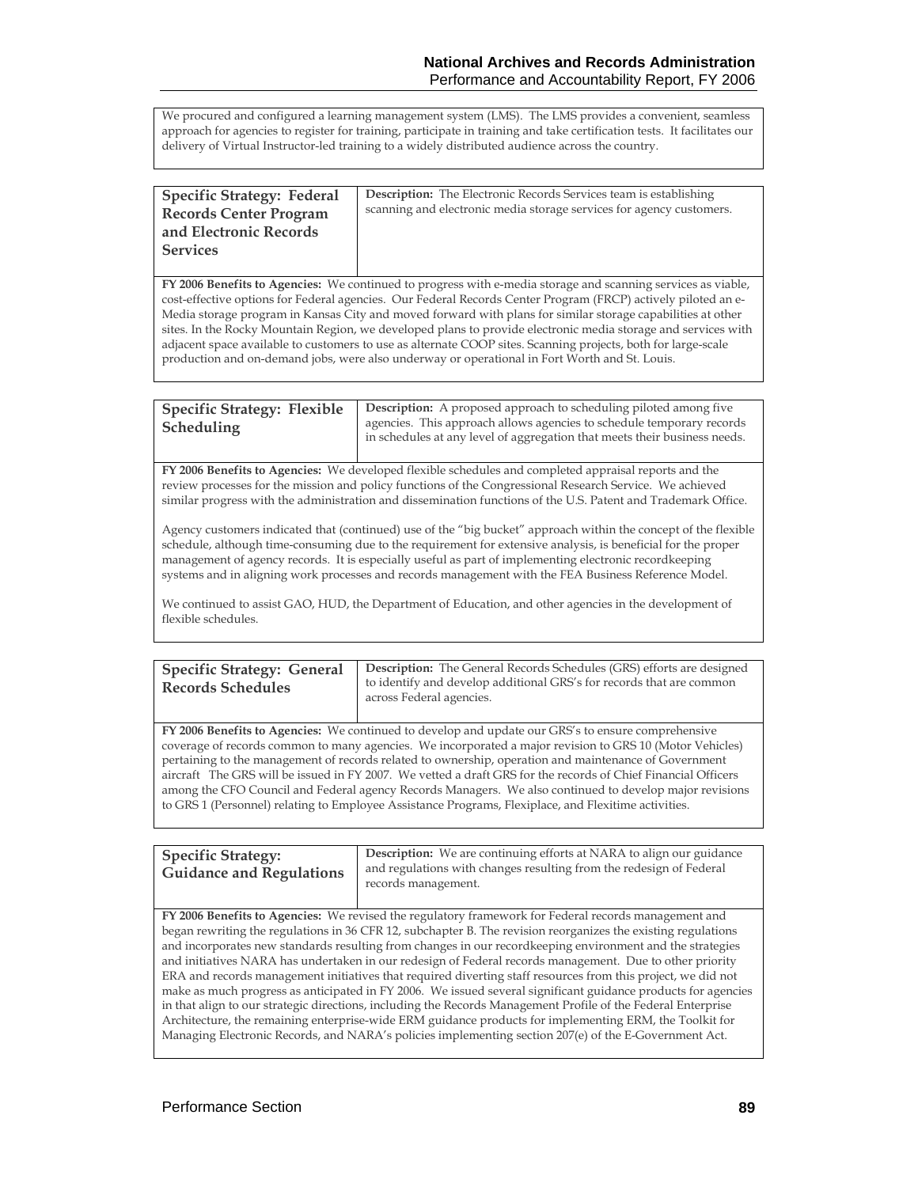We procured and configured a learning management system (LMS). The LMS provides a convenient, seamless approach for agencies to register for training, participate in training and take certification tests. It facilitates our delivery of Virtual Instructor-led training to a widely distributed audience across the country.

| **Specific Strategy: Federal Records Center Program and Electronic Records Services** | **Description:** The Electronic Records Services team is establishing scanning and electronic media storage services for agency customers. |
|---|---|

**FY 2006 Benefits to Agencies:** We continued to progress with e-media storage and scanning services as viable, cost-effective options for Federal agencies. Our Federal Records Center Program (FRCP) actively piloted an e-Media storage program in Kansas City and moved forward with plans for similar storage capabilities at other sites. In the Rocky Mountain Region, we developed plans to provide electronic media storage and services with adjacent space available to customers to use as alternate COOP sites. Scanning projects, both for large-scale production and on-demand jobs, were also underway or operational in Fort Worth and St. Louis.

| **Specific Strategy: Flexible Scheduling** | **Description:** A proposed approach to scheduling piloted among five agencies. This approach allows agencies to schedule temporary records in schedules at any level of aggregation that meets their business needs. |
|---|---|

**FY 2006 Benefits to Agencies:** We developed flexible schedules and completed appraisal reports and the review processes for the mission and policy functions of the Congressional Research Service. We achieved similar progress with the administration and dissemination functions of the U.S. Patent and Trademark Office.

Agency customers indicated that (continued) use of the "big bucket" approach within the concept of the flexible schedule, although time-consuming due to the requirement for extensive analysis, is beneficial for the proper management of agency records. It is especially useful as part of implementing electronic recordkeeping systems and in aligning work processes and records management with the FEA Business Reference Model.

We continued to assist GAO, HUD, the Department of Education, and other agencies in the development of flexible schedules.

| **Specific Strategy: General Records Schedules** | **Description:** The General Records Schedules (GRS) efforts are designed to identify and develop additional GRS's for records that are common across Federal agencies. |
|---|---|

**FY 2006 Benefits to Agencies:** We continued to develop and update our GRS's to ensure comprehensive coverage of records common to many agencies. We incorporated a major revision to GRS 10 (Motor Vehicles) pertaining to the management of records related to ownership, operation and maintenance of Government aircraft The GRS will be issued in FY 2007. We vetted a draft GRS for the records of Chief Financial Officers among the CFO Council and Federal agency Records Managers. We also continued to develop major revisions to GRS 1 (Personnel) relating to Employee Assistance Programs, Flexiplace, and Flexitime activities.

| **Specific Strategy: Guidance and Regulations** | **Description:** We are continuing efforts at NARA to align our guidance and regulations with changes resulting from the redesign of Federal records management. |
|---|---|

**FY 2006 Benefits to Agencies:** We revised the regulatory framework for Federal records management and began rewriting the regulations in 36 CFR 12, subchapter B. The revision reorganizes the existing regulations and incorporates new standards resulting from changes in our recordkeeping environment and the strategies and initiatives NARA has undertaken in our redesign of Federal records management. Due to other priority ERA and records management initiatives that required diverting staff resources from this project, we did not make as much progress as anticipated in FY 2006. We issued several significant guidance products for agencies in that align to our strategic directions, including the Records Management Profile of the Federal Enterprise Architecture, the remaining enterprise-wide ERM guidance products for implementing ERM, the Toolkit for Managing Electronic Records, and NARA's policies implementing section 207(e) of the E-Government Act.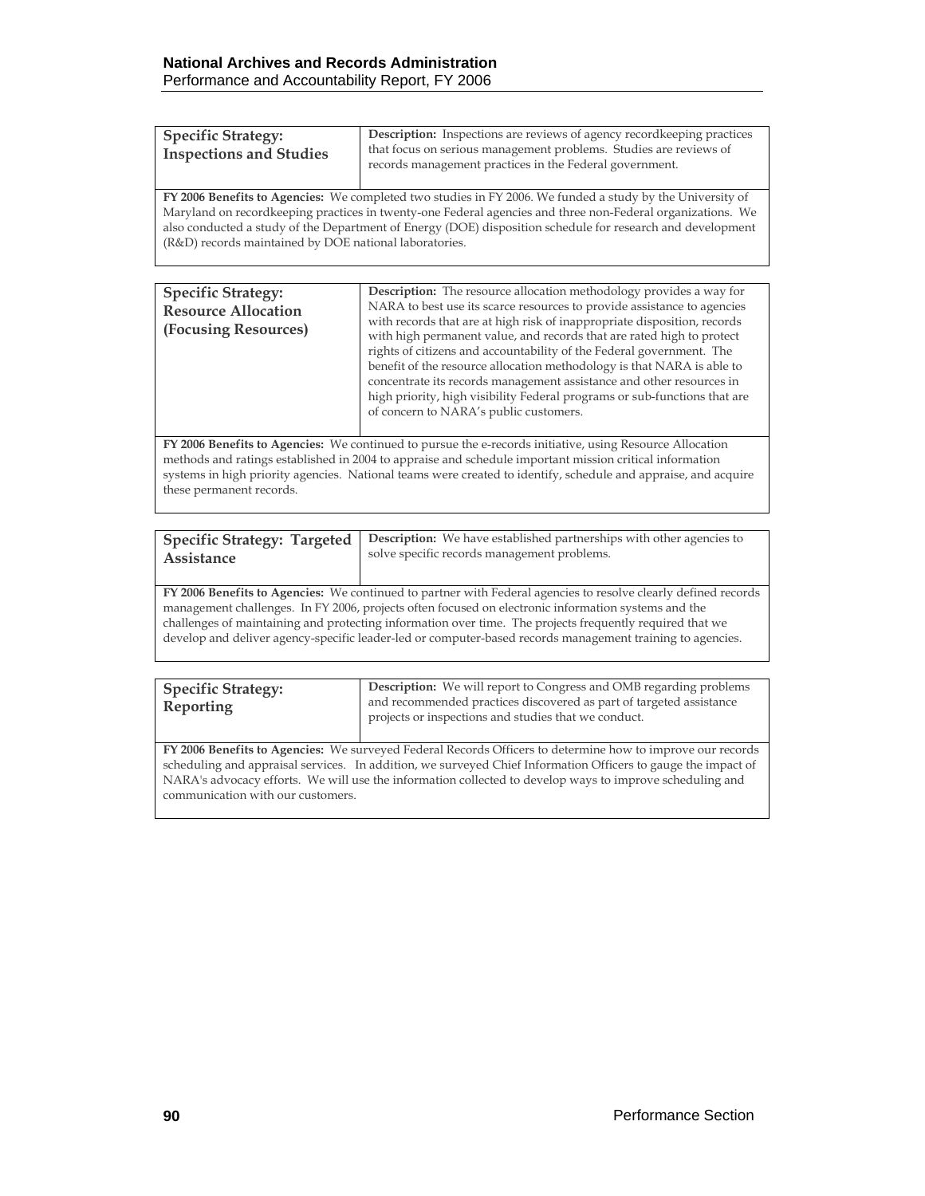| **Specific Strategy: Inspections and Studies** | **Description:** Inspections are reviews of agency recordkeeping practices that focus on serious management problems. Studies are reviews of records management practices in the Federal government. |
|---|---|

**FY 2006 Benefits to Agencies:** We completed two studies in FY 2006. We funded a study by the University of Maryland on recordkeeping practices in twenty-one Federal agencies and three non-Federal organizations. We also conducted a study of the Department of Energy (DOE) disposition schedule for research and development (R&D) records maintained by DOE national laboratories.

| **Specific Strategy: Resource Allocation (Focusing Resources)** | **Description:** The resource allocation methodology provides a way for NARA to best use its scarce resources to provide assistance to agencies with records that are at high risk of inappropriate disposition, records with high permanent value, and records that are rated high to protect rights of citizens and accountability of the Federal government. The benefit of the resource allocation methodology is that NARA is able to concentrate its records management assistance and other resources in high priority, high visibility Federal programs or sub-functions that are of concern to NARA's public customers. |
|---|---|

**FY 2006 Benefits to Agencies:** We continued to pursue the e-records initiative, using Resource Allocation methods and ratings established in 2004 to appraise and schedule important mission critical information systems in high priority agencies. National teams were created to identify, schedule and appraise, and acquire these permanent records.

| **Specific Strategy: Targeted Assistance** | **Description:** We have established partnerships with other agencies to solve specific records management problems. |
|---|---|

**FY 2006 Benefits to Agencies:** We continued to partner with Federal agencies to resolve clearly defined records management challenges. In FY 2006, projects often focused on electronic information systems and the challenges of maintaining and protecting information over time. The projects frequently required that we develop and deliver agency-specific leader-led or computer-based records management training to agencies.

| **Specific Strategy: Reporting** | **Description:** We will report to Congress and OMB regarding problems and recommended practices discovered as part of targeted assistance projects or inspections and studies that we conduct. |
|---|---|

**FY 2006 Benefits to Agencies:** We surveyed Federal Records Officers to determine how to improve our records scheduling and appraisal services. In addition, we surveyed Chief Information Officers to gauge the impact of NARA's advocacy efforts. We will use the information collected to develop ways to improve scheduling and communication with our customers.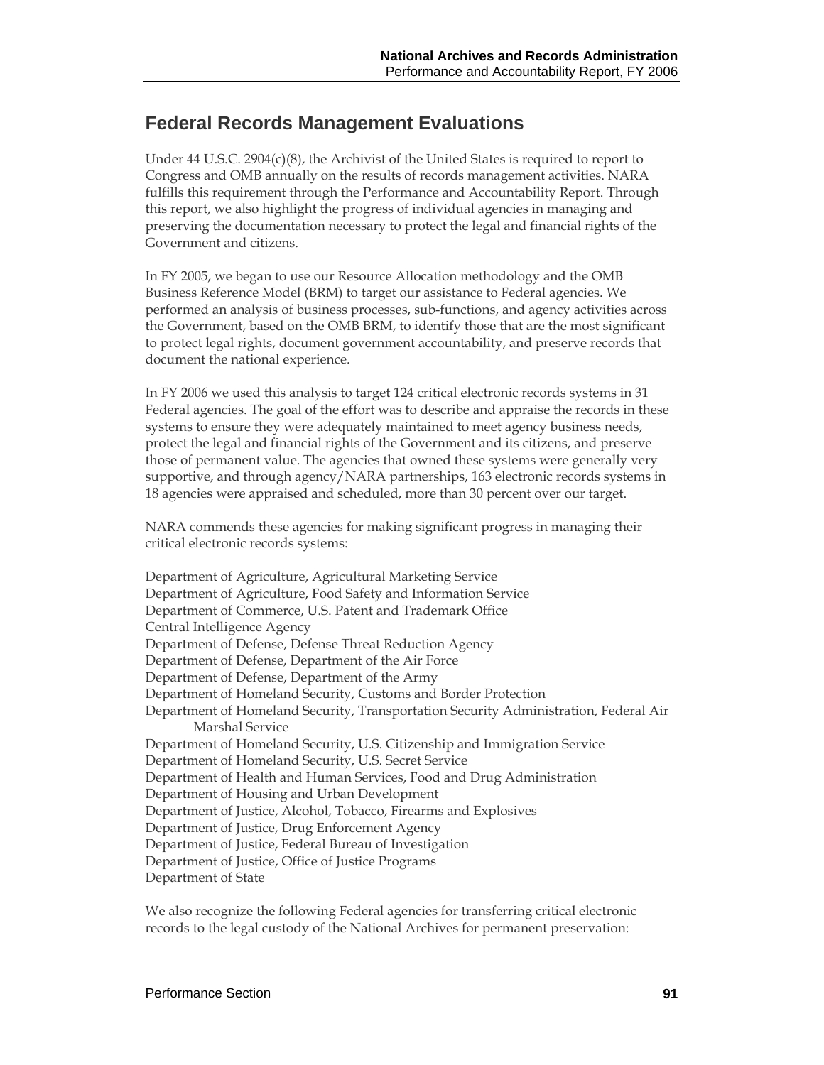## Federal Records Management Evaluations

Under 44 U.S.C. 2904(c)(8), the Archivist of the United States is required to report to Congress and OMB annually on the results of records management activities. NARA fulfills this requirement through the Performance and Accountability Report. Through this report, we also highlight the progress of individual agencies in managing and preserving the documentation necessary to protect the legal and financial rights of the Government and citizens.

In FY 2005, we began to use our Resource Allocation methodology and the OMB Business Reference Model (BRM) to target our assistance to Federal agencies. We performed an analysis of business processes, sub-functions, and agency activities across the Government, based on the OMB BRM, to identify those that are the most significant to protect legal rights, document government accountability, and preserve records that document the national experience.

In FY 2006 we used this analysis to target 124 critical electronic records systems in 31 Federal agencies. The goal of the effort was to describe and appraise the records in these systems to ensure they were adequately maintained to meet agency business needs, protect the legal and financial rights of the Government and its citizens, and preserve those of permanent value. The agencies that owned these systems were generally very supportive, and through agency/NARA partnerships, 163 electronic records systems in 18 agencies were appraised and scheduled, more than 30 percent over our target.

NARA commends these agencies for making significant progress in managing their critical electronic records systems:

Department of Agriculture, Agricultural Marketing Service
Department of Agriculture, Food Safety and Information Service
Department of Commerce, U.S. Patent and Trademark Office
Central Intelligence Agency
Department of Defense, Defense Threat Reduction Agency
Department of Defense, Department of the Air Force
Department of Defense, Department of the Army
Department of Homeland Security, Customs and Border Protection
Department of Homeland Security, Transportation Security Administration, Federal Air Marshal Service
Department of Homeland Security, U.S. Citizenship and Immigration Service
Department of Homeland Security, U.S. Secret Service
Department of Health and Human Services, Food and Drug Administration
Department of Housing and Urban Development
Department of Justice, Alcohol, Tobacco, Firearms and Explosives
Department of Justice, Drug Enforcement Agency
Department of Justice, Federal Bureau of Investigation
Department of Justice, Office of Justice Programs
Department of State

We also recognize the following Federal agencies for transferring critical electronic records to the legal custody of the National Archives for permanent preservation: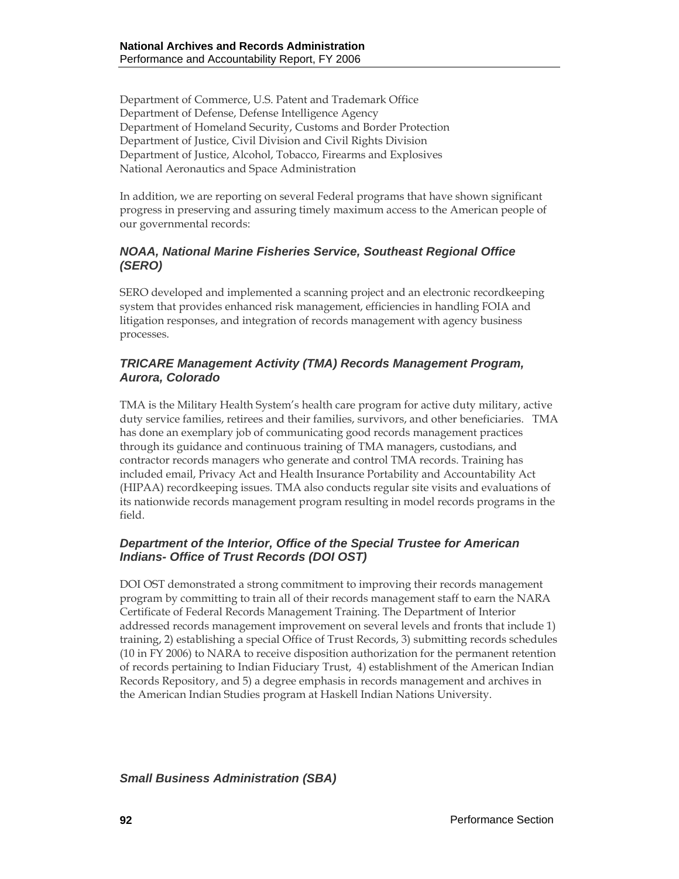Department of Commerce, U.S. Patent and Trademark Office
Department of Defense, Defense Intelligence Agency
Department of Homeland Security, Customs and Border Protection
Department of Justice, Civil Division and Civil Rights Division
Department of Justice, Alcohol, Tobacco, Firearms and Explosives
National Aeronautics and Space Administration

In addition, we are reporting on several Federal programs that have shown significant progress in preserving and assuring timely maximum access to the American people of our governmental records:

### *NOAA, National Marine Fisheries Service, Southeast Regional Office (SERO)*

SERO developed and implemented a scanning project and an electronic recordkeeping system that provides enhanced risk management, efficiencies in handling FOIA and litigation responses, and integration of records management with agency business processes.

### *TRICARE Management Activity (TMA) Records Management Program, Aurora, Colorado*

TMA is the Military Health System's health care program for active duty military, active duty service families, retirees and their families, survivors, and other beneficiaries. TMA has done an exemplary job of communicating good records management practices through its guidance and continuous training of TMA managers, custodians, and contractor records managers who generate and control TMA records. Training has included email, Privacy Act and Health Insurance Portability and Accountability Act (HIPAA) recordkeeping issues. TMA also conducts regular site visits and evaluations of its nationwide records management program resulting in model records programs in the field.

### *Department of the Interior, Office of the Special Trustee for American Indians- Office of Trust Records (DOI OST)*

DOI OST demonstrated a strong commitment to improving their records management program by committing to train all of their records management staff to earn the NARA Certificate of Federal Records Management Training. The Department of Interior addressed records management improvement on several levels and fronts that include 1) training, 2) establishing a special Office of Trust Records, 3) submitting records schedules (10 in FY 2006) to NARA to receive disposition authorization for the permanent retention of records pertaining to Indian Fiduciary Trust, 4) establishment of the American Indian Records Repository, and 5) a degree emphasis in records management and archives in the American Indian Studies program at Haskell Indian Nations University.

### *Small Business Administration (SBA)*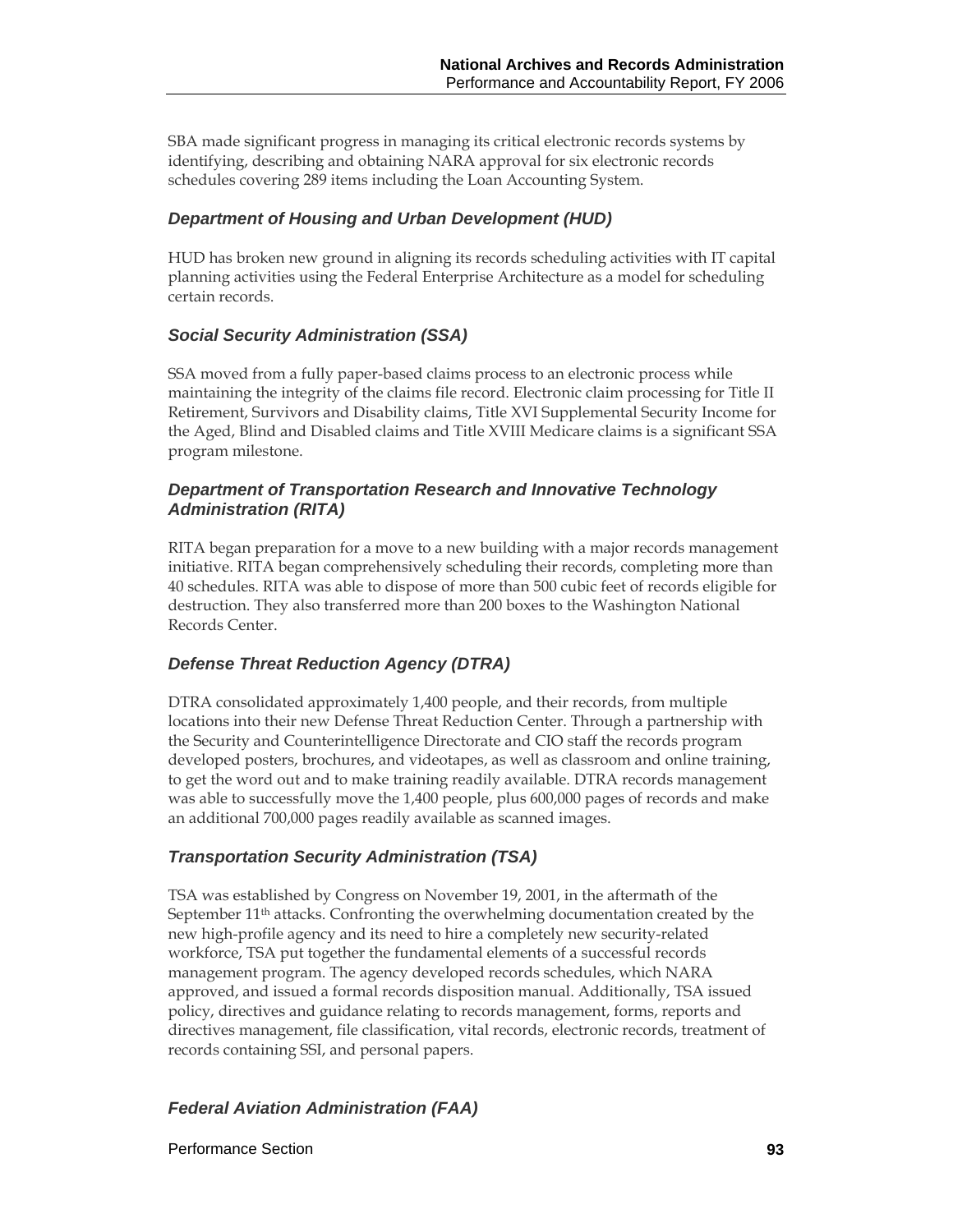SBA made significant progress in managing its critical electronic records systems by identifying, describing and obtaining NARA approval for six electronic records schedules covering 289 items including the Loan Accounting System.

### *Department of Housing and Urban Development (HUD)*

HUD has broken new ground in aligning its records scheduling activities with IT capital planning activities using the Federal Enterprise Architecture as a model for scheduling certain records.

### *Social Security Administration (SSA)*

SSA moved from a fully paper-based claims process to an electronic process while maintaining the integrity of the claims file record. Electronic claim processing for Title II Retirement, Survivors and Disability claims, Title XVI Supplemental Security Income for the Aged, Blind and Disabled claims and Title XVIII Medicare claims is a significant SSA program milestone.

### *Department of Transportation Research and Innovative Technology Administration (RITA)*

RITA began preparation for a move to a new building with a major records management initiative. RITA began comprehensively scheduling their records, completing more than 40 schedules. RITA was able to dispose of more than 500 cubic feet of records eligible for destruction. They also transferred more than 200 boxes to the Washington National Records Center.

### *Defense Threat Reduction Agency (DTRA)*

DTRA consolidated approximately 1,400 people, and their records, from multiple locations into their new Defense Threat Reduction Center. Through a partnership with the Security and Counterintelligence Directorate and CIO staff the records program developed posters, brochures, and videotapes, as well as classroom and online training, to get the word out and to make training readily available. DTRA records management was able to successfully move the 1,400 people, plus 600,000 pages of records and make an additional 700,000 pages readily available as scanned images.

### *Transportation Security Administration (TSA)*

TSA was established by Congress on November 19, 2001, in the aftermath of the September 11th attacks. Confronting the overwhelming documentation created by the new high-profile agency and its need to hire a completely new security-related workforce, TSA put together the fundamental elements of a successful records management program. The agency developed records schedules, which NARA approved, and issued a formal records disposition manual. Additionally, TSA issued policy, directives and guidance relating to records management, forms, reports and directives management, file classification, vital records, electronic records, treatment of records containing SSI, and personal papers.

### *Federal Aviation Administration (FAA)*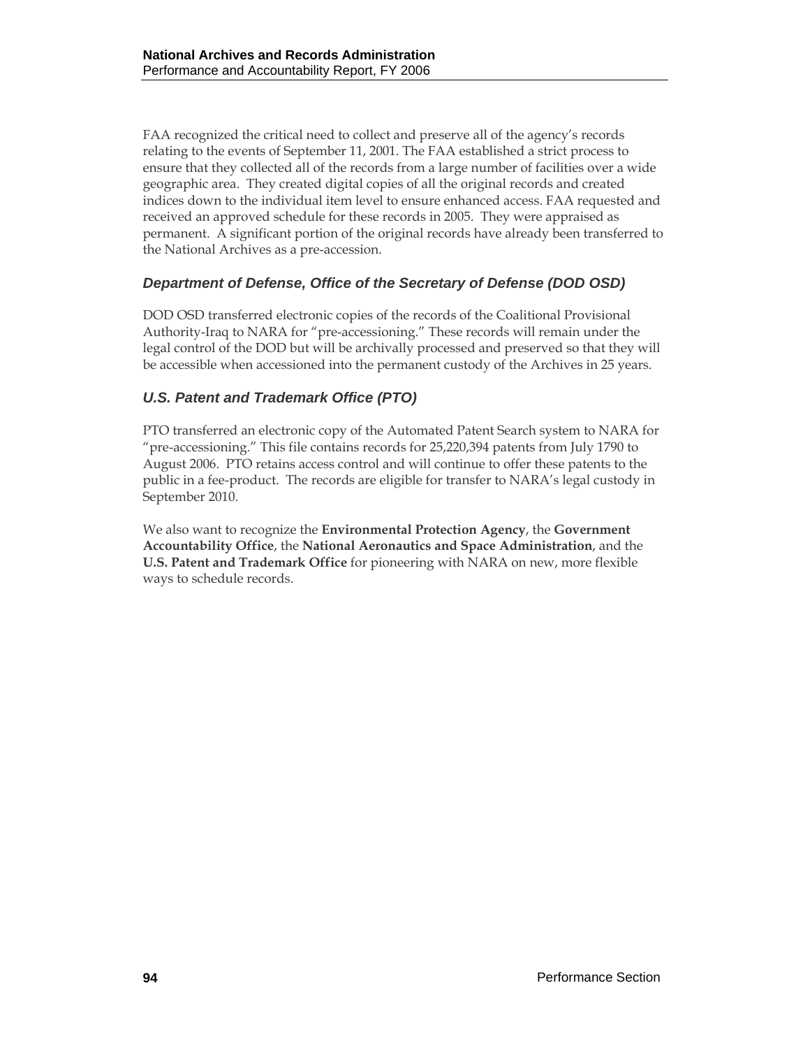FAA recognized the critical need to collect and preserve all of the agency's records relating to the events of September 11, 2001. The FAA established a strict process to ensure that they collected all of the records from a large number of facilities over a wide geographic area. They created digital copies of all the original records and created indices down to the individual item level to ensure enhanced access. FAA requested and received an approved schedule for these records in 2005. They were appraised as permanent. A significant portion of the original records have already been transferred to the National Archives as a pre-accession.

### *Department of Defense, Office of the Secretary of Defense (DOD OSD)*

DOD OSD transferred electronic copies of the records of the Coalitional Provisional Authority-Iraq to NARA for "pre-accessioning." These records will remain under the legal control of the DOD but will be archivally processed and preserved so that they will be accessible when accessioned into the permanent custody of the Archives in 25 years.

### *U.S. Patent and Trademark Office (PTO)*

PTO transferred an electronic copy of the Automated Patent Search system to NARA for "pre-accessioning." This file contains records for 25,220,394 patents from July 1790 to August 2006. PTO retains access control and will continue to offer these patents to the public in a fee-product. The records are eligible for transfer to NARA's legal custody in September 2010.

We also want to recognize the **Environmental Protection Agency**, the **Government Accountability Office**, the **National Aeronautics and Space Administration**, and the **U.S. Patent and Trademark Office** for pioneering with NARA on new, more flexible ways to schedule records.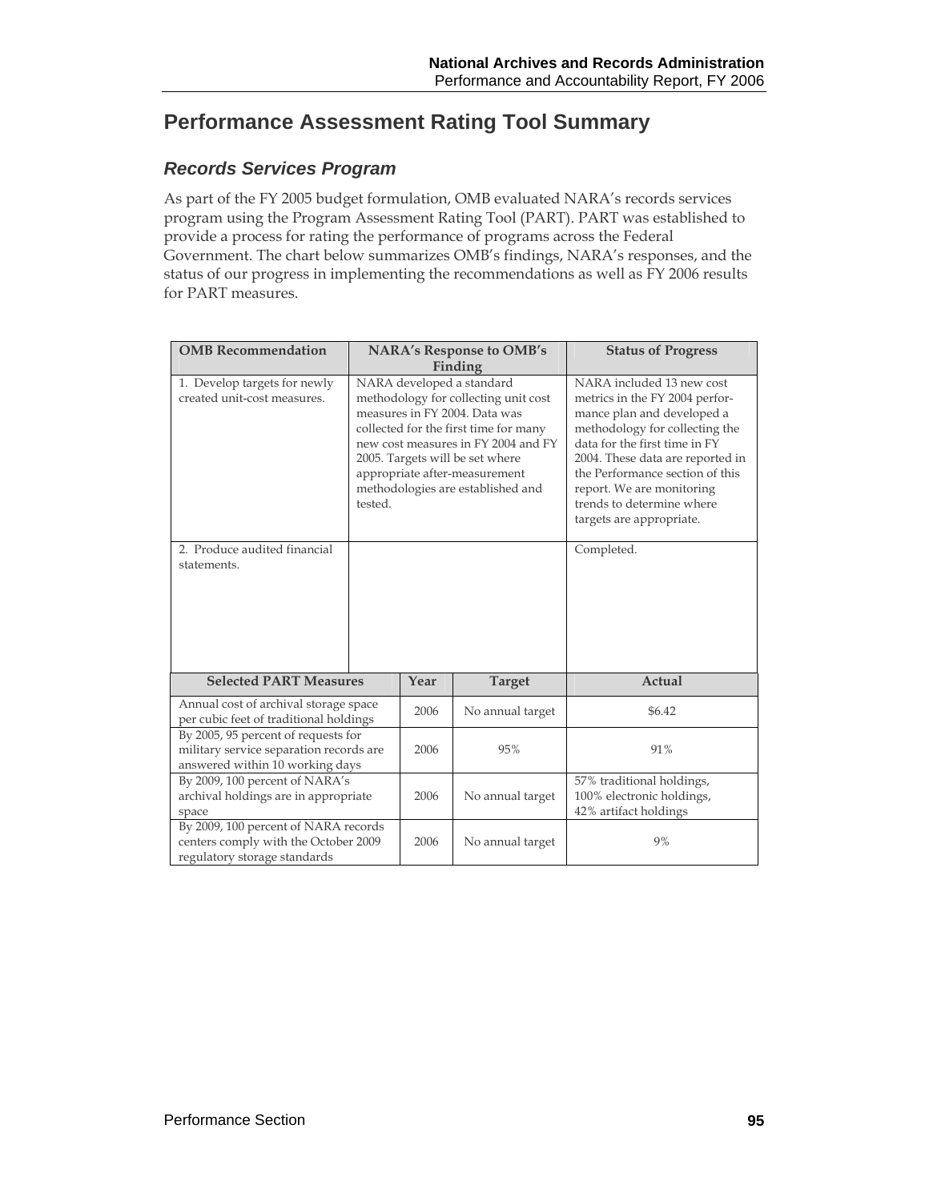## Performance Assessment Rating Tool Summary

### *Records Services Program*

As part of the FY 2005 budget formulation, OMB evaluated NARA's records services program using the Program Assessment Rating Tool (PART). PART was established to provide a process for rating the performance of programs across the Federal Government. The chart below summarizes OMB's findings, NARA's responses, and the status of our progress in implementing the recommendations as well as FY 2006 results for PART measures.

| OMB Recommendation | NARA's Response to OMB's Finding | Status of Progress |
|---|---|---|
| 1. Develop targets for newly created unit-cost measures. | NARA developed a standard methodology for collecting unit cost measures in FY 2004. Data was collected for the first time for many new cost measures in FY 2004 and FY 2005. Targets will be set where appropriate after-measurement methodologies are established and tested. | NARA included 13 new cost metrics in the FY 2004 performance plan and developed a methodology for collecting the data for the first time in FY 2004. These data are reported in the Performance section of this report. We are monitoring trends to determine where targets are appropriate. |
| 2. Produce audited financial statements. | | Completed. |

| Selected PART Measures | Year | Target | Actual |
|---|---|---|---|
| Annual cost of archival storage space per cubic feet of traditional holdings | 2006 | No annual target | $6.42 |
| By 2005, 95 percent of requests for military service separation records are answered within 10 working days | 2006 | 95% | 91% |
| By 2009, 100 percent of NARA's archival holdings are in appropriate space | 2006 | No annual target | 57% traditional holdings, 100% electronic holdings, 42% artifact holdings |
| By 2009, 100 percent of NARA records centers comply with the October 2009 regulatory storage standards | 2006 | No annual target | 9% |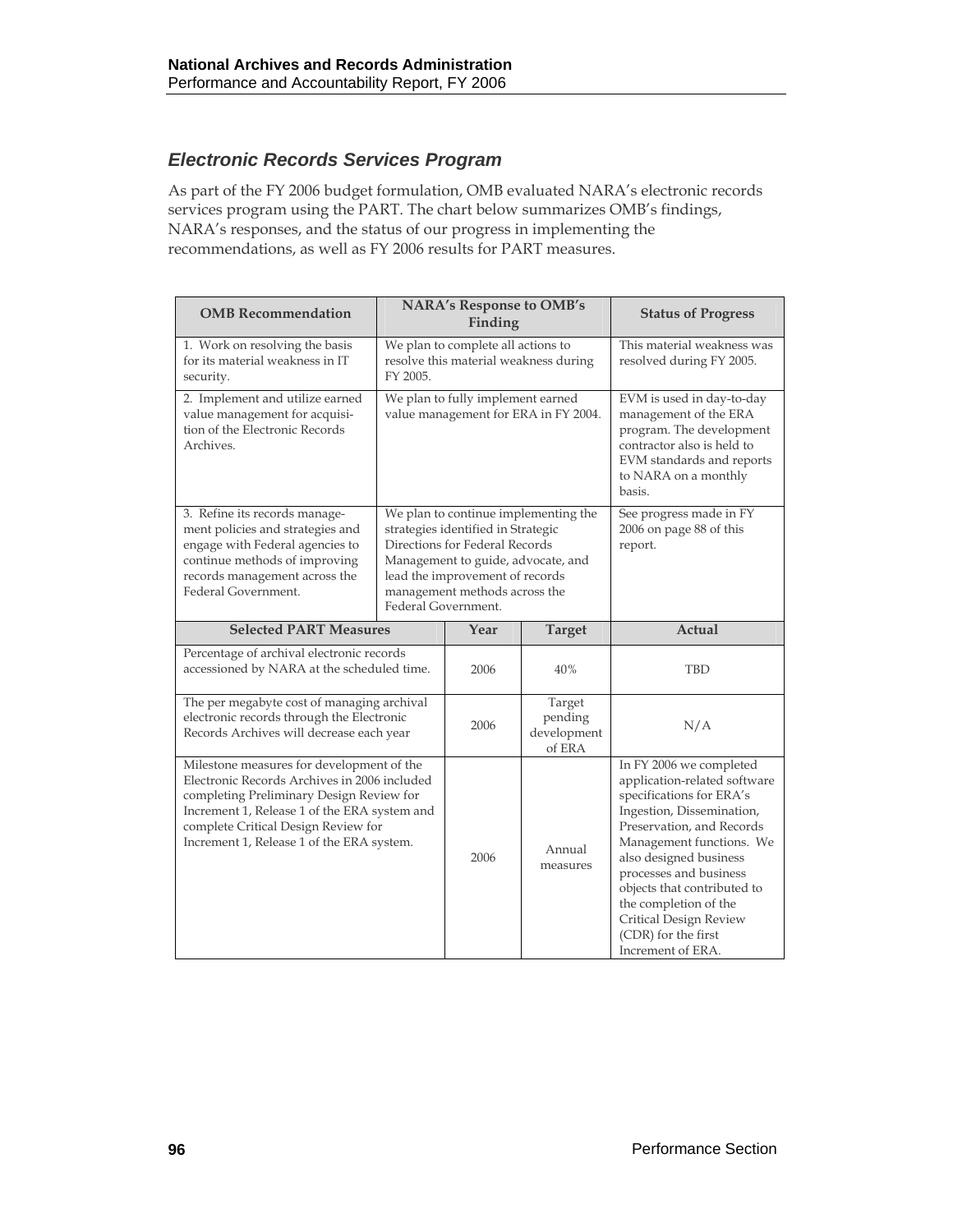## *Electronic Records Services Program*

As part of the FY 2006 budget formulation, OMB evaluated NARA's electronic records services program using the PART. The chart below summarizes OMB's findings, NARA's responses, and the status of our progress in implementing the recommendations, as well as FY 2006 results for PART measures.

| OMB Recommendation | NARA's Response to OMB's Finding | Status of Progress |
|---|---|---|
| 1. Work on resolving the basis for its material weakness in IT security. | We plan to complete all actions to resolve this material weakness during FY 2005. | This material weakness was resolved during FY 2005. |
| 2. Implement and utilize earned value management for acquisition of the Electronic Records Archives. | We plan to fully implement earned value management for ERA in FY 2004. | EVM is used in day-to-day management of the ERA program. The development contractor also is held to EVM standards and reports to NARA on a monthly basis. |
| 3. Refine its records management policies and strategies and engage with Federal agencies to continue methods of improving records management across the Federal Government. | We plan to continue implementing the strategies identified in Strategic Directions for Federal Records Management to guide, advocate, and lead the improvement of records management methods across the Federal Government. | See progress made in FY 2006 on page 88 of this report. |

| Selected PART Measures | Year | Target | Actual |
|---|---|---|---|
| Percentage of archival electronic records accessioned by NARA at the scheduled time. | 2006 | 40% | TBD |
| The per megabyte cost of managing archival electronic records through the Electronic Records Archives will decrease each year | 2006 | Target pending development of ERA | N/A |
| Milestone measures for development of the Electronic Records Archives in 2006 included completing Preliminary Design Review for Increment 1, Release 1 of the ERA system and complete Critical Design Review for Increment 1, Release 1 of the ERA system. | 2006 | Annual measures | In FY 2006 we completed application-related software specifications for ERA's Ingestion, Dissemination, Preservation, and Records Management functions. We also designed business processes and business objects that contributed to the completion of the Critical Design Review (CDR) for the first Increment of ERA. |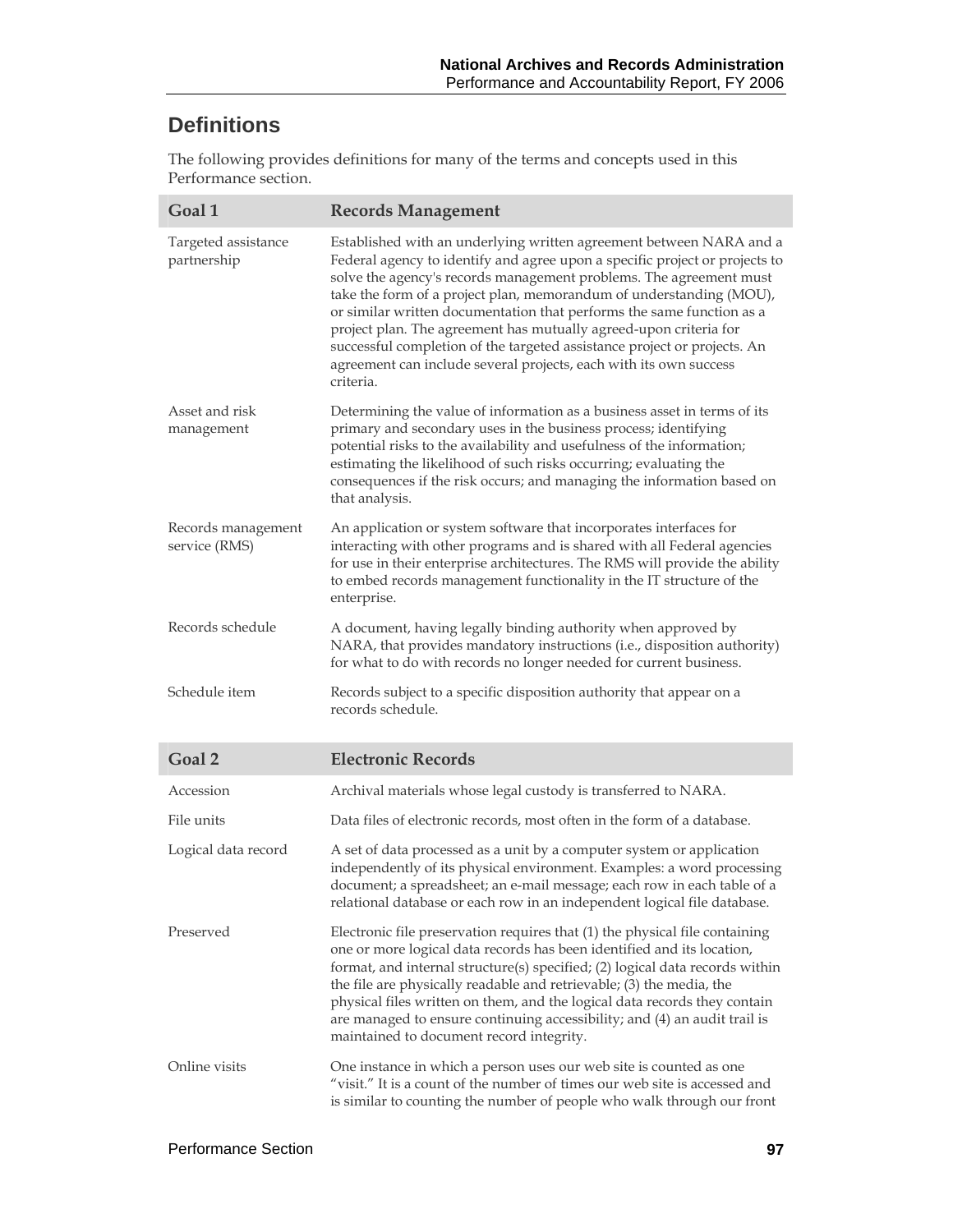## Definitions

The following provides definitions for many of the terms and concepts used in this Performance section.

| Goal 1 | Records Management |
|---|---|
| Targeted assistance partnership | Established with an underlying written agreement between NARA and a Federal agency to identify and agree upon a specific project or projects to solve the agency's records management problems. The agreement must take the form of a project plan, memorandum of understanding (MOU), or similar written documentation that performs the same function as a project plan. The agreement has mutually agreed-upon criteria for successful completion of the targeted assistance project or projects. An agreement can include several projects, each with its own success criteria. |
| Asset and risk management | Determining the value of information as a business asset in terms of its primary and secondary uses in the business process; identifying potential risks to the availability and usefulness of the information; estimating the likelihood of such risks occurring; evaluating the consequences if the risk occurs; and managing the information based on that analysis. |
| Records management service (RMS) | An application or system software that incorporates interfaces for interacting with other programs and is shared with all Federal agencies for use in their enterprise architectures. The RMS will provide the ability to embed records management functionality in the IT structure of the enterprise. |
| Records schedule | A document, having legally binding authority when approved by NARA, that provides mandatory instructions (i.e., disposition authority) for what to do with records no longer needed for current business. |
| Schedule item | Records subject to a specific disposition authority that appear on a records schedule. |

| Goal 2 | Electronic Records |
|---|---|
| Accession | Archival materials whose legal custody is transferred to NARA. |
| File units | Data files of electronic records, most often in the form of a database. |
| Logical data record | A set of data processed as a unit by a computer system or application independently of its physical environment. Examples: a word processing document; a spreadsheet; an e-mail message; each row in each table of a relational database or each row in an independent logical file database. |
| Preserved | Electronic file preservation requires that (1) the physical file containing one or more logical data records has been identified and its location, format, and internal structure(s) specified; (2) logical data records within the file are physically readable and retrievable; (3) the media, the physical files written on them, and the logical data records they contain are managed to ensure continuing accessibility; and (4) an audit trail is maintained to document record integrity. |
| Online visits | One instance in which a person uses our web site is counted as one "visit." It is a count of the number of times our web site is accessed and is similar to counting the number of people who walk through our front |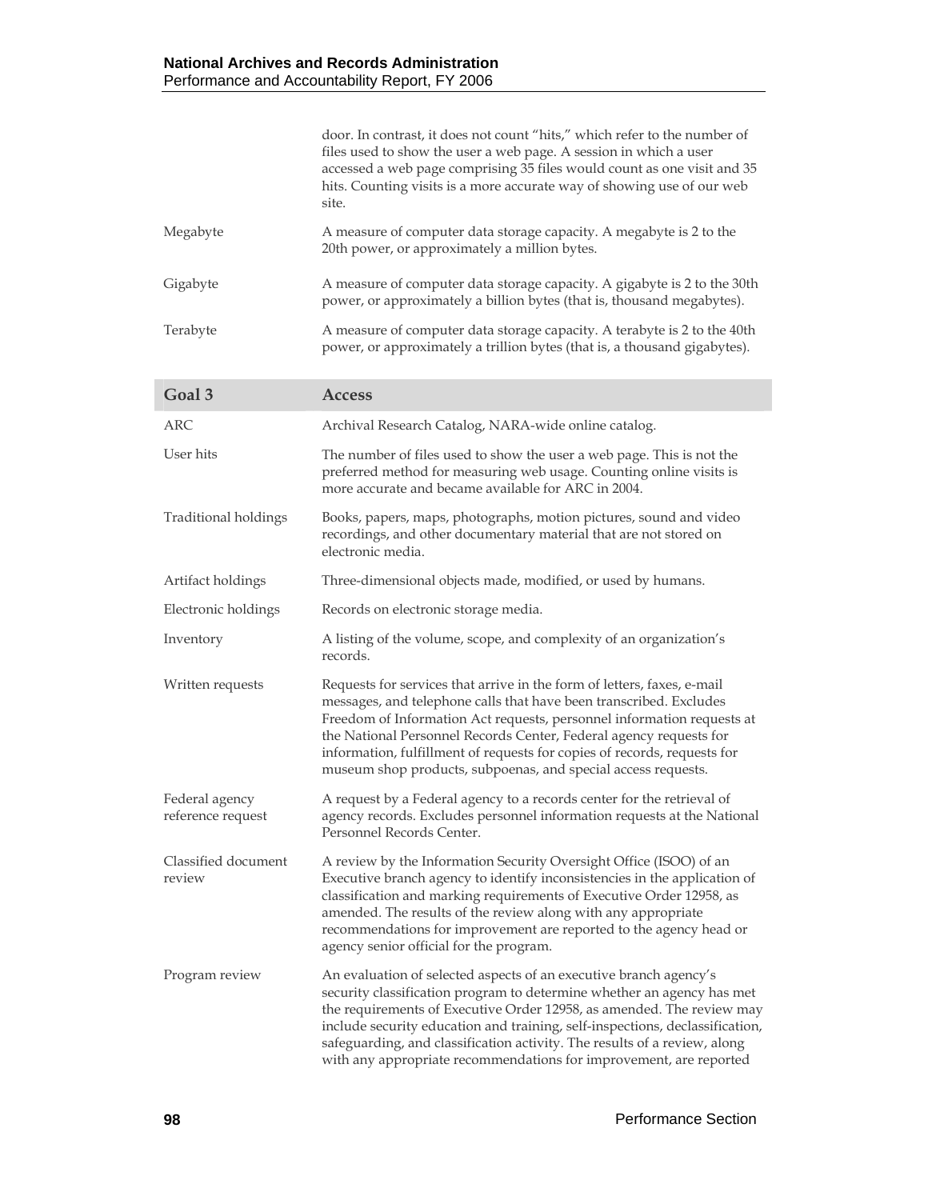| | |
|---|---|
| | door. In contrast, it does not count "hits," which refer to the number of files used to show the user a web page. A session in which a user accessed a web page comprising 35 files would count as one visit and 35 hits. Counting visits is a more accurate way of showing use of our web site. |
| Megabyte | A measure of computer data storage capacity. A megabyte is 2 to the 20th power, or approximately a million bytes. |
| Gigabyte | A measure of computer data storage capacity. A gigabyte is 2 to the 30th power, or approximately a billion bytes (that is, thousand megabytes). |
| Terabyte | A measure of computer data storage capacity. A terabyte is 2 to the 40th power, or approximately a trillion bytes (that is, a thousand gigabytes). |

| Goal 3 | Access |
|---|---|
| ARC | Archival Research Catalog, NARA-wide online catalog. |
| User hits | The number of files used to show the user a web page. This is not the preferred method for measuring web usage. Counting online visits is more accurate and became available for ARC in 2004. |
| Traditional holdings | Books, papers, maps, photographs, motion pictures, sound and video recordings, and other documentary material that are not stored on electronic media. |
| Artifact holdings | Three-dimensional objects made, modified, or used by humans. |
| Electronic holdings | Records on electronic storage media. |
| Inventory | A listing of the volume, scope, and complexity of an organization's records. |
| Written requests | Requests for services that arrive in the form of letters, faxes, e-mail messages, and telephone calls that have been transcribed. Excludes Freedom of Information Act requests, personnel information requests at the National Personnel Records Center, Federal agency requests for information, fulfillment of requests for copies of records, requests for museum shop products, subpoenas, and special access requests. |
| Federal agency reference request | A request by a Federal agency to a records center for the retrieval of agency records. Excludes personnel information requests at the National Personnel Records Center. |
| Classified document review | A review by the Information Security Oversight Office (ISOO) of an Executive branch agency to identify inconsistencies in the application of classification and marking requirements of Executive Order 12958, as amended. The results of the review along with any appropriate recommendations for improvement are reported to the agency head or agency senior official for the program. |
| Program review | An evaluation of selected aspects of an executive branch agency's security classification program to determine whether an agency has met the requirements of Executive Order 12958, as amended. The review may include security education and training, self-inspections, declassification, safeguarding, and classification activity. The results of a review, along with any appropriate recommendations for improvement, are reported |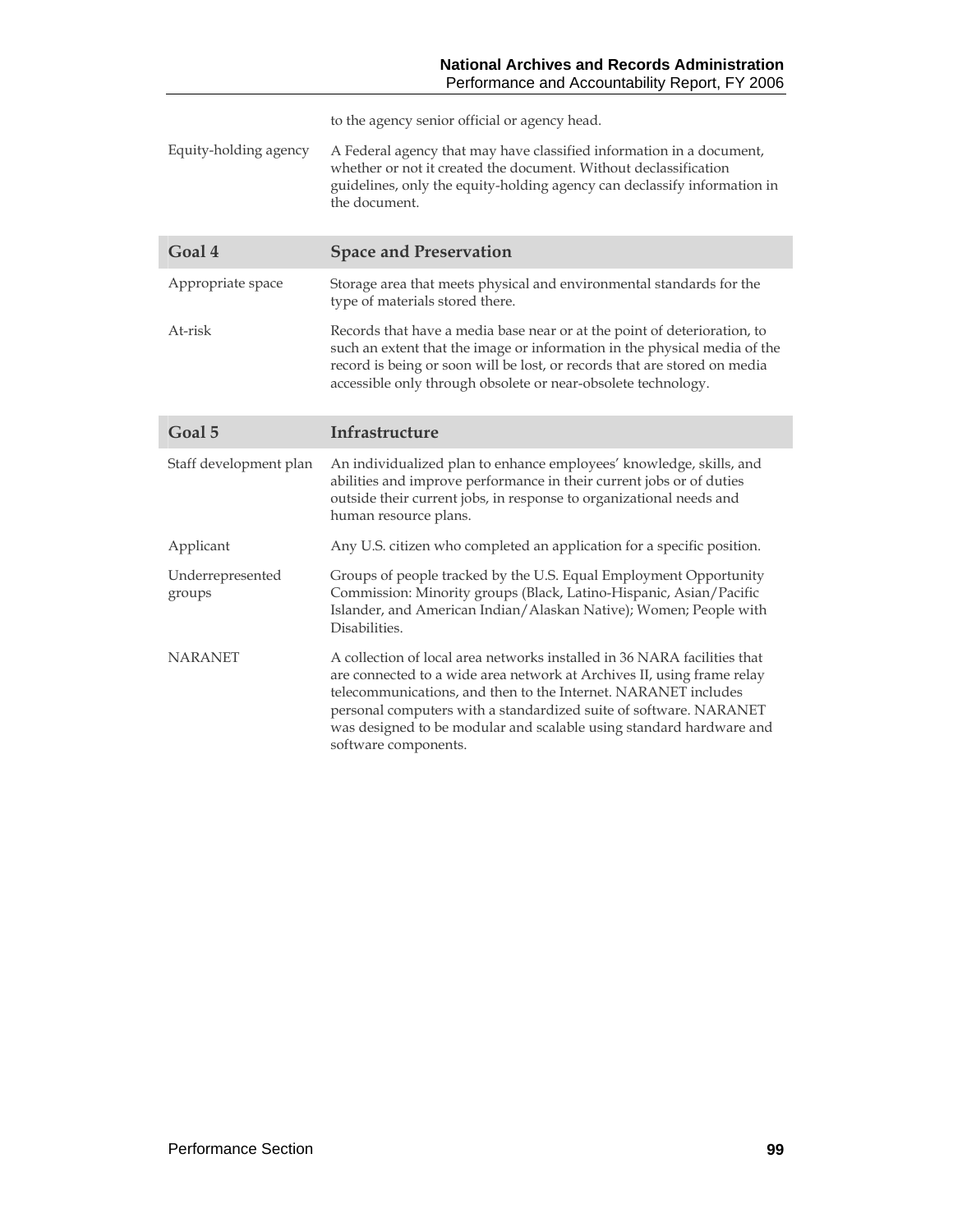| | |
|---|---|
| | to the agency senior official or agency head. |
| Equity-holding agency | A Federal agency that may have classified information in a document, whether or not it created the document. Without declassification guidelines, only the equity-holding agency can declassify information in the document. |

| **Goal 4** | **Space and Preservation** |
|---|---|
| Appropriate space | Storage area that meets physical and environmental standards for the type of materials stored there. |
| At-risk | Records that have a media base near or at the point of deterioration, to such an extent that the image or information in the physical media of the record is being or soon will be lost, or records that are stored on media accessible only through obsolete or near-obsolete technology. |

| **Goal 5** | **Infrastructure** |
|---|---|
| Staff development plan | An individualized plan to enhance employees' knowledge, skills, and abilities and improve performance in their current jobs or of duties outside their current jobs, in response to organizational needs and human resource plans. |
| Applicant | Any U.S. citizen who completed an application for a specific position. |
| Underrepresented groups | Groups of people tracked by the U.S. Equal Employment Opportunity Commission: Minority groups (Black, Latino-Hispanic, Asian/Pacific Islander, and American Indian/Alaskan Native); Women; People with Disabilities. |
| NARANET | A collection of local area networks installed in 36 NARA facilities that are connected to a wide area network at Archives II, using frame relay telecommunications, and then to the Internet. NARANET includes personal computers with a standardized suite of software. NARANET was designed to be modular and scalable using standard hardware and software components. |